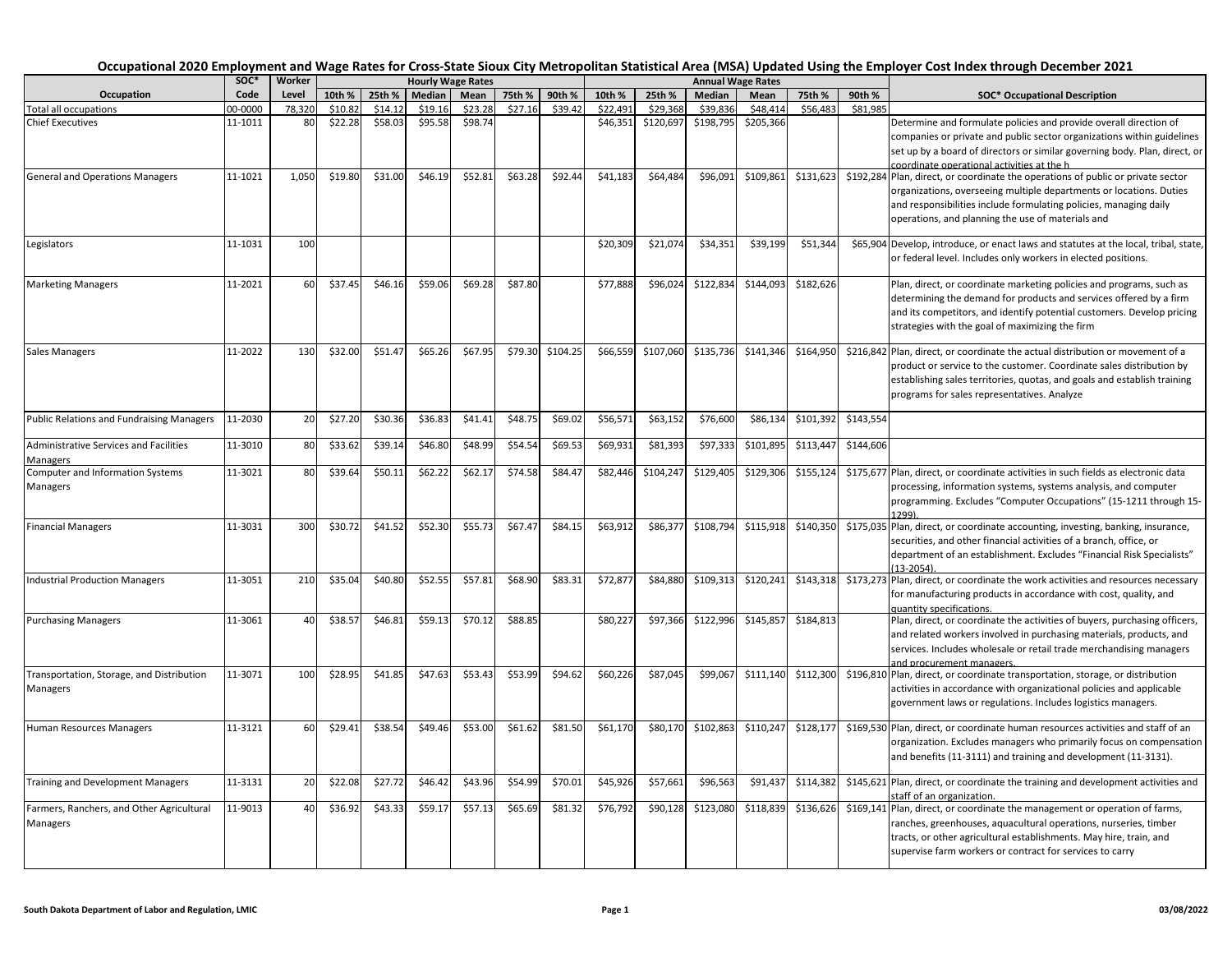# Occupational 2020 Employment and Wage Rates for Cross-State Sioux City Metropolitan Statistical Area (MSA) Updated Using the Employer Cost Index through December 2021

| Occupation | SOC* Code | Worker Level | Hourly Wage Rates | | | | | | Annual Wage Rates | | | | | | SOC* Occupational Description |
|---|---|---|---|---|---|---|---|---|---|---|---|---|---|---|---|
| | | | 10th % | 25th % | Median | Mean | 75th % | 90th % | 10th % | 25th % | Median | Mean | 75th % | 90th % | |
| Total all occupations | 00-0000 | 78,320 | $10.82 | $14.12 | $19.16 | $23.28 | $27.16 | $39.42 | $22,491 | $29,368 | $39,836 | $48,414 | $56,483 | $81,985 | |
| Chief Executives | 11-1011 | 80 | $22.28 | $58.03 | $95.58 | $98.74 | | | $46,351 | $120,697 | $198,795 | $205,366 | | | Determine and formulate policies and provide overall direction of companies or private and public sector organizations within guidelines set up by a board of directors or similar governing body. Plan, direct, or coordinate operational activities at the h |
| General and Operations Managers | 11-1021 | 1,050 | $19.80 | $31.00 | $46.19 | $52.81 | $63.28 | $92.44 | $41,183 | $64,484 | $96,091 | $109,861 | $131,623 | $192,284 | Plan, direct, or coordinate the operations of public or private sector organizations, overseeing multiple departments or locations. Duties and responsibilities include formulating policies, managing daily operations, and planning the use of materials and |
| Legislators | 11-1031 | 100 | | | | | | | $20,309 | $21,074 | $34,351 | $39,199 | $51,344 | $65,904 | Develop, introduce, or enact laws and statutes at the local, tribal, state, or federal level. Includes only workers in elected positions. |
| Marketing Managers | 11-2021 | 60 | $37.45 | $46.16 | $59.06 | $69.28 | $87.80 | | $77,888 | $96,024 | $122,834 | $144,093 | $182,626 | | Plan, direct, or coordinate marketing policies and programs, such as determining the demand for products and services offered by a firm and its competitors, and identify potential customers. Develop pricing strategies with the goal of maximizing the firm |
| Sales Managers | 11-2022 | 130 | $32.00 | $51.47 | $65.26 | $67.95 | $79.30 | $104.25 | $66,559 | $107,060 | $135,736 | $141,346 | $164,950 | $216,842 | Plan, direct, or coordinate the actual distribution or movement of a product or service to the customer. Coordinate sales distribution by establishing sales territories, quotas, and goals and establish training programs for sales representatives. Analyze |
| Public Relations and Fundraising Managers | 11-2030 | 20 | $27.20 | $30.36 | $36.83 | $41.41 | $48.75 | $69.02 | $56,571 | $63,152 | $76,600 | $86,134 | $101,392 | $143,554 | |
| Administrative Services and Facilities Managers | 11-3010 | 80 | $33.62 | $39.14 | $46.80 | $48.99 | $54.54 | $69.53 | $69,931 | $81,393 | $97,333 | $101,895 | $113,447 | $144,606 | |
| Computer and Information Systems Managers | 11-3021 | 80 | $39.64 | $50.11 | $62.22 | $62.17 | $74.58 | $84.47 | $82,446 | $104,247 | $129,405 | $129,306 | $155,124 | $175,677 | Plan, direct, or coordinate activities in such fields as electronic data processing, information systems, systems analysis, and computer programming. Excludes "Computer Occupations" (15-1211 through 15-1299). |
| Financial Managers | 11-3031 | 300 | $30.72 | $41.52 | $52.30 | $55.73 | $67.47 | $84.15 | $63,912 | $86,377 | $108,794 | $115,918 | $140,350 | $175,035 | Plan, direct, or coordinate accounting, investing, banking, insurance, securities, and other financial activities of a branch, office, or department of an establishment. Excludes "Financial Risk Specialists" (13-2054). |
| Industrial Production Managers | 11-3051 | 210 | $35.04 | $40.80 | $52.55 | $57.81 | $68.90 | $83.31 | $72,877 | $84,880 | $109,313 | $120,241 | $143,318 | $173,273 | Plan, direct, or coordinate the work activities and resources necessary for manufacturing products in accordance with cost, quality, and quantity specifications. |
| Purchasing Managers | 11-3061 | 40 | $38.57 | $46.81 | $59.13 | $70.12 | $88.85 | | $80,227 | $97,366 | $122,996 | $145,857 | $184,813 | | Plan, direct, or coordinate the activities of buyers, purchasing officers, and related workers involved in purchasing materials, products, and services. Includes wholesale or retail trade merchandising managers and procurement managers. |
| Transportation, Storage, and Distribution Managers | 11-3071 | 100 | $28.95 | $41.85 | $47.63 | $53.43 | $53.99 | $94.62 | $60,226 | $87,045 | $99,067 | $111,140 | $112,300 | $196,810 | Plan, direct, or coordinate transportation, storage, or distribution activities in accordance with organizational policies and applicable government laws or regulations. Includes logistics managers. |
| Human Resources Managers | 11-3121 | 60 | $29.41 | $38.54 | $49.46 | $53.00 | $61.62 | $81.50 | $61,170 | $80,170 | $102,863 | $110,247 | $128,177 | $169,530 | Plan, direct, or coordinate human resources activities and staff of an organization. Excludes managers who primarily focus on compensation and benefits (11-3111) and training and development (11-3131). |
| Training and Development Managers | 11-3131 | 20 | $22.08 | $27.72 | $46.42 | $43.96 | $54.99 | $70.01 | $45,926 | $57,661 | $96,563 | $91,437 | $114,382 | $145,621 | Plan, direct, or coordinate the training and development activities and staff of an organization. |
| Farmers, Ranchers, and Other Agricultural Managers | 11-9013 | 40 | $36.92 | $43.33 | $59.17 | $57.13 | $65.69 | $81.32 | $76,792 | $90,128 | $123,080 | $118,839 | $136,626 | $169,141 | Plan, direct, or coordinate the management or operation of farms, ranches, greenhouses, aquacultural operations, nurseries, timber tracts, or other agricultural establishments. May hire, train, and supervise farm workers or contract for services to carry |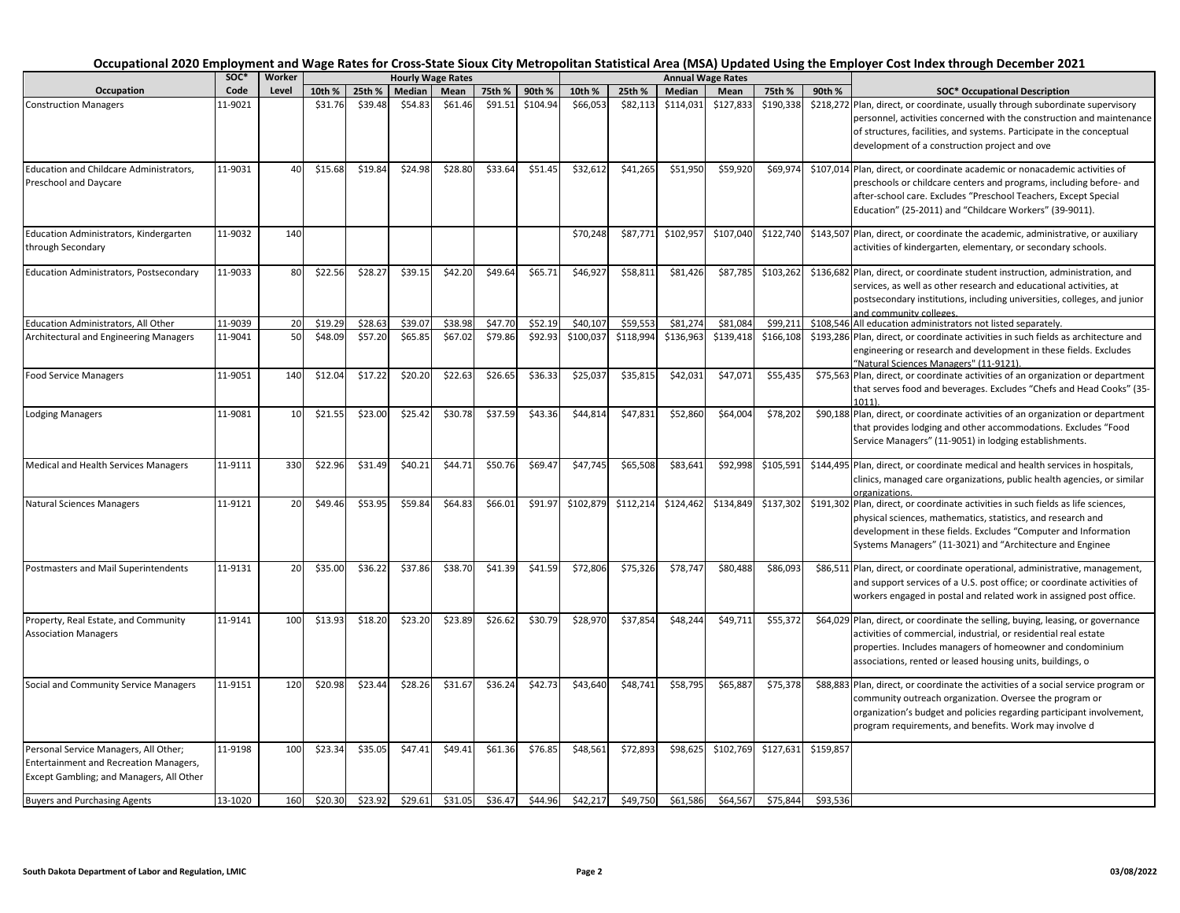# Occupational 2020 Employment and Wage Rates for Cross-State Sioux City Metropolitan Statistical Area (MSA) Updated Using the Employer Cost Index through December 2021

| Occupation | SOC* Code | Worker Level | Hourly Wage Rates | | | | | | Annual Wage Rates | | | | | | SOC* Occupational Description |
|---|---|---|---|---|---|---|---|---|---|---|---|---|---|---|---|
| | | | 10th % | 25th % | Median | Mean | 75th % | 90th % | 10th % | 25th % | Median | Mean | 75th % | 90th % | |
| Construction Managers | 11-9021 | | $31.76 | $39.48 | $54.83 | $61.46 | $91.51 | $104.94 | $66,053 | $82,113 | $114,031 | $127,833 | $190,338 | $218,272 | Plan, direct, or coordinate, usually through subordinate supervisory personnel, activities concerned with the construction and maintenance of structures, facilities, and systems. Participate in the conceptual development of a construction project and ove |
| Education and Childcare Administrators, Preschool and Daycare | 11-9031 | 40 | $15.68 | $19.84 | $24.98 | $28.80 | $33.64 | $51.45 | $32,612 | $41,265 | $51,950 | $59,920 | $69,974 | $107,014 | Plan, direct, or coordinate academic or nonacademic activities of preschools or childcare centers and programs, including before- and after-school care. Excludes “Preschool Teachers, Except Special Education” (25-2011) and “Childcare Workers” (39-9011). |
| Education Administrators, Kindergarten through Secondary | 11-9032 | 140 | | | | | | | $70,248 | $87,771 | $102,957 | $107,040 | $122,740 | $143,507 | Plan, direct, or coordinate the academic, administrative, or auxiliary activities of kindergarten, elementary, or secondary schools. |
| Education Administrators, Postsecondary | 11-9033 | 80 | $22.56 | $28.27 | $39.15 | $42.20 | $49.64 | $65.71 | $46,927 | $58,811 | $81,426 | $87,785 | $103,262 | $136,682 | Plan, direct, or coordinate student instruction, administration, and services, as well as other research and educational activities, at postsecondary institutions, including universities, colleges, and junior and community colleges. |
| Education Administrators, All Other | 11-9039 | 20 | $19.29 | $28.63 | $39.07 | $38.98 | $47.70 | $52.19 | $40,107 | $59,553 | $81,274 | $81,084 | $99,211 | $108,546 | All education administrators not listed separately. |
| Architectural and Engineering Managers | 11-9041 | 50 | $48.09 | $57.20 | $65.85 | $67.02 | $79.86 | $92.93 | $100,037 | $118,994 | $136,963 | $139,418 | $166,108 | $193,286 | Plan, direct, or coordinate activities in such fields as architecture and engineering or research and development in these fields. Excludes “Natural Sciences Managers” (11-9121). |
| Food Service Managers | 11-9051 | 140 | $12.04 | $17.22 | $20.20 | $22.63 | $26.65 | $36.33 | $25,037 | $35,815 | $42,031 | $47,071 | $55,435 | $75,563 | Plan, direct, or coordinate activities of an organization or department that serves food and beverages. Excludes “Chefs and Head Cooks” (35-1011). |
| Lodging Managers | 11-9081 | 10 | $21.55 | $23.00 | $25.42 | $30.78 | $37.59 | $43.36 | $44,814 | $47,831 | $52,860 | $64,004 | $78,202 | $90,188 | Plan, direct, or coordinate activities of an organization or department that provides lodging and other accommodations. Excludes “Food Service Managers” (11-9051) in lodging establishments. |
| Medical and Health Services Managers | 11-9111 | 330 | $22.96 | $31.49 | $40.21 | $44.71 | $50.76 | $69.47 | $47,745 | $65,508 | $83,641 | $92,998 | $105,591 | $144,495 | Plan, direct, or coordinate medical and health services in hospitals, clinics, managed care organizations, public health agencies, or similar organizations. |
| Natural Sciences Managers | 11-9121 | 20 | $49.46 | $53.95 | $59.84 | $64.83 | $66.01 | $91.97 | $102,879 | $112,214 | $124,462 | $134,849 | $137,302 | $191,302 | Plan, direct, or coordinate activities in such fields as life sciences, physical sciences, mathematics, statistics, and research and development in these fields. Excludes “Computer and Information Systems Managers” (11-3021) and “Architecture and Enginee |
| Postmasters and Mail Superintendents | 11-9131 | 20 | $35.00 | $36.22 | $37.86 | $38.70 | $41.39 | $41.59 | $72,806 | $75,326 | $78,747 | $80,488 | $86,093 | $86,511 | Plan, direct, or coordinate operational, administrative, management, and support services of a U.S. post office; or coordinate activities of workers engaged in postal and related work in assigned post office. |
| Property, Real Estate, and Community Association Managers | 11-9141 | 100 | $13.93 | $18.20 | $23.20 | $23.89 | $26.62 | $30.79 | $28,970 | $37,854 | $48,244 | $49,711 | $55,372 | $64,029 | Plan, direct, or coordinate the selling, buying, leasing, or governance activities of commercial, industrial, or residential real estate properties. Includes managers of homeowner and condominium associations, rented or leased housing units, buildings, o |
| Social and Community Service Managers | 11-9151 | 120 | $20.98 | $23.44 | $28.26 | $31.67 | $36.24 | $42.73 | $43,640 | $48,741 | $58,795 | $65,887 | $75,378 | $88,883 | Plan, direct, or coordinate the activities of a social service program or community outreach organization. Oversee the program or organization’s budget and policies regarding participant involvement, program requirements, and benefits. Work may involve d |
| Personal Service Managers, All Other; Entertainment and Recreation Managers, Except Gambling; and Managers, All Other | 11-9198 | 100 | $23.34 | $35.05 | $47.41 | $49.41 | $61.36 | $76.85 | $48,561 | $72,893 | $98,625 | $102,769 | $127,631 | $159,857 | |
| Buyers and Purchasing Agents | 13-1020 | 160 | $20.30 | $23.92 | $29.61 | $31.05 | $36.47 | $44.96 | $42,217 | $49,750 | $61,586 | $64,567 | $75,844 | $93,536 | |

South Dakota Department of Labor and Regulation, LMIC

03/08/2022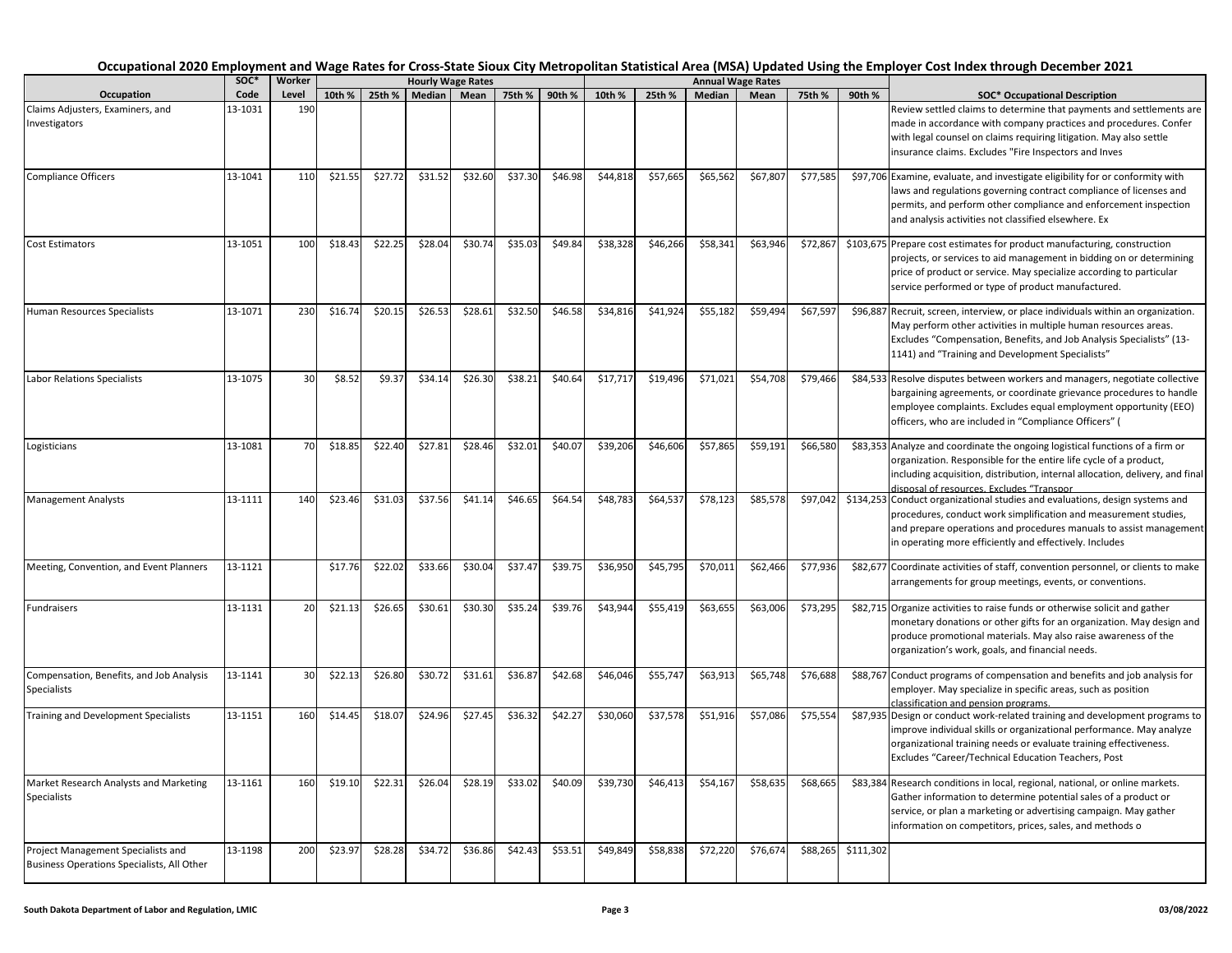# Occupational 2020 Employment and Wage Rates for Cross-State Sioux City Metropolitan Statistical Area (MSA) Updated Using the Employer Cost Index through December 2021

| Occupation | SOC* Code | Worker Level | Hourly Wage Rates | | | | | | Annual Wage Rates | | | | | | SOC* Occupational Description |
|---|---|---|---|---|---|---|---|---|---|---|---|---|---|---|---|
| | | | 10th % | 25th % | Median | Mean | 75th % | 90th % | 10th % | 25th % | Median | Mean | 75th % | 90th % | |
| Claims Adjusters, Examiners, and Investigators | 13-1031 | 190 | | | | | | | | | | | | | Review settled claims to determine that payments and settlements are made in accordance with company practices and procedures. Confer with legal counsel on claims requiring litigation. May also settle insurance claims. Excludes "Fire Inspectors and Inves |
| Compliance Officers | 13-1041 | 110 | $21.55 | $27.72 | $31.52 | $32.60 | $37.30 | $46.98 | $44,818 | $57,665 | $65,562 | $67,807 | $77,585 | $97,706 | Examine, evaluate, and investigate eligibility for or conformity with laws and regulations governing contract compliance of licenses and permits, and perform other compliance and enforcement inspection and analysis activities not classified elsewhere. Ex |
| Cost Estimators | 13-1051 | 100 | $18.43 | $22.25 | $28.04 | $30.74 | $35.03 | $49.84 | $38,328 | $46,266 | $58,341 | $63,946 | $72,867 | $103,675 | Prepare cost estimates for product manufacturing, construction projects, or services to aid management in bidding on or determining price of product or service. May specialize according to particular service performed or type of product manufactured. |
| Human Resources Specialists | 13-1071 | 230 | $16.74 | $20.15 | $26.53 | $28.61 | $32.50 | $46.58 | $34,816 | $41,924 | $55,182 | $59,494 | $67,597 | $96,887 | Recruit, screen, interview, or place individuals within an organization. May perform other activities in multiple human resources areas. Excludes "Compensation, Benefits, and Job Analysis Specialists" (13-1141) and "Training and Development Specialists" |
| Labor Relations Specialists | 13-1075 | 30 | $8.52 | $9.37 | $34.14 | $26.30 | $38.21 | $40.64 | $17,717 | $19,496 | $71,021 | $54,708 | $79,466 | $84,533 | Resolve disputes between workers and managers, negotiate collective bargaining agreements, or coordinate grievance procedures to handle employee complaints. Excludes equal employment opportunity (EEO) officers, who are included in "Compliance Officers" ( |
| Logisticians | 13-1081 | 70 | $18.85 | $22.40 | $27.81 | $28.46 | $32.01 | $40.07 | $39,206 | $46,606 | $57,865 | $59,191 | $66,580 | $83,353 | Analyze and coordinate the ongoing logistical functions of a firm or organization. Responsible for the entire life cycle of a product, including acquisition, distribution, internal allocation, delivery, and final disposal of resources. Excludes "Transpor |
| Management Analysts | 13-1111 | 140 | $23.46 | $31.03 | $37.56 | $41.14 | $46.65 | $64.54 | $48,783 | $64,537 | $78,123 | $85,578 | $97,042 | $134,253 | Conduct organizational studies and evaluations, design systems and procedures, conduct work simplification and measurement studies, and prepare operations and procedures manuals to assist management in operating more efficiently and effectively. Includes |
| Meeting, Convention, and Event Planners | 13-1121 | | $17.76 | $22.02 | $33.66 | $30.04 | $37.47 | $39.75 | $36,950 | $45,795 | $70,011 | $62,466 | $77,936 | $82,677 | Coordinate activities of staff, convention personnel, or clients to make arrangements for group meetings, events, or conventions. |
| Fundraisers | 13-1131 | 20 | $21.13 | $26.65 | $30.61 | $30.30 | $35.24 | $39.76 | $43,944 | $55,419 | $63,655 | $63,006 | $73,295 | $82,715 | Organize activities to raise funds or otherwise solicit and gather monetary donations or other gifts for an organization. May design and produce promotional materials. May also raise awareness of the organization's work, goals, and financial needs. |
| Compensation, Benefits, and Job Analysis Specialists | 13-1141 | 30 | $22.13 | $26.80 | $30.72 | $31.61 | $36.87 | $42.68 | $46,046 | $55,747 | $63,913 | $65,748 | $76,688 | $88,767 | Conduct programs of compensation and benefits and job analysis for employer. May specialize in specific areas, such as position classification and pension programs. |
| Training and Development Specialists | 13-1151 | 160 | $14.45 | $18.07 | $24.96 | $27.45 | $36.32 | $42.27 | $30,060 | $37,578 | $51,916 | $57,086 | $75,554 | $87,935 | Design or conduct work-related training and development programs to improve individual skills or organizational performance. May analyze organizational training needs or evaluate training effectiveness. Excludes "Career/Technical Education Teachers, Post |
| Market Research Analysts and Marketing Specialists | 13-1161 | 160 | $19.10 | $22.31 | $26.04 | $28.19 | $33.02 | $40.09 | $39,730 | $46,413 | $54,167 | $58,635 | $68,665 | $83,384 | Research conditions in local, regional, national, or online markets. Gather information to determine potential sales of a product or service, or plan a marketing or advertising campaign. May gather information on competitors, prices, sales, and methods o |
| Project Management Specialists and Business Operations Specialists, All Other | 13-1198 | 200 | $23.97 | $28.28 | $34.72 | $36.86 | $42.43 | $53.51 | $49,849 | $58,838 | $72,220 | $76,674 | $88,265 | $111,302 | |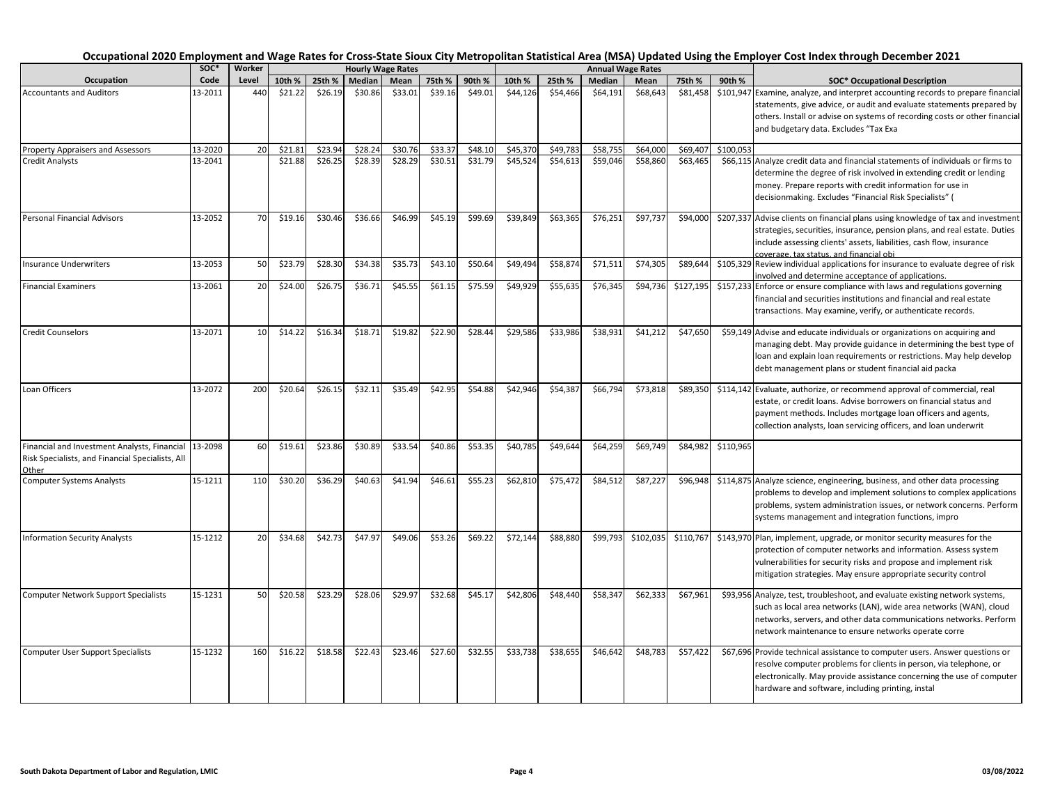# Occupational 2020 Employment and Wage Rates for Cross-State Sioux City Metropolitan Statistical Area (MSA) Updated Using the Employer Cost Index through December 2021

| Occupation | SOC* Code | Worker Level | Hourly Wage Rates | | | | | | Annual Wage Rates | | | | | | SOC* Occupational Description |
|---|---|---|---|---|---|---|---|---|---|---|---|---|---|---|---|
| | | | 10th % | 25th % | Median | Mean | 75th % | 90th % | 10th % | 25th % | Median | Mean | 75th % | 90th % | |
| Accountants and Auditors | 13-2011 | 440 | $21.22 | $26.19 | $30.86 | $33.01 | $39.16 | $49.01 | $44,126 | $54,466 | $64,191 | $68,643 | $81,458 | $101,947 | Examine, analyze, and interpret accounting records to prepare financial statements, give advice, or audit and evaluate statements prepared by others. Install or advise on systems of recording costs or other financial and budgetary data. Excludes "Tax Exa |
| Property Appraisers and Assessors | 13-2020 | 20 | $21.81 | $23.94 | $28.24 | $30.76 | $33.37 | $48.10 | $45,370 | $49,783 | $58,755 | $64,000 | $69,407 | $100,053 | |
| Credit Analysts | 13-2041 | | $21.88 | $26.25 | $28.39 | $28.29 | $30.51 | $31.79 | $45,524 | $54,613 | $59,046 | $58,860 | $63,465 | $66,115 | Analyze credit data and financial statements of individuals or firms to determine the degree of risk involved in extending credit or lending money. Prepare reports with credit information for use in decisionmaking. Excludes "Financial Risk Specialists" ( |
| Personal Financial Advisors | 13-2052 | 70 | $19.16 | $30.46 | $36.66 | $46.99 | $45.19 | $99.69 | $39,849 | $63,365 | $76,251 | $97,737 | $94,000 | $207,337 | Advise clients on financial plans using knowledge of tax and investment strategies, securities, insurance, pension plans, and real estate. Duties include assessing clients' assets, liabilities, cash flow, insurance coverage, tax status, and financial obj |
| Insurance Underwriters | 13-2053 | 50 | $23.79 | $28.30 | $34.38 | $35.73 | $43.10 | $50.64 | $49,494 | $58,874 | $71,511 | $74,305 | $89,644 | $105,329 | Review individual applications for insurance to evaluate degree of risk involved and determine acceptance of applications. |
| Financial Examiners | 13-2061 | 20 | $24.00 | $26.75 | $36.71 | $45.55 | $61.15 | $75.59 | $49,929 | $55,635 | $76,345 | $94,736 | $127,195 | $157,233 | Enforce or ensure compliance with laws and regulations governing financial and securities institutions and financial and real estate transactions. May examine, verify, or authenticate records. |
| Credit Counselors | 13-2071 | 10 | $14.22 | $16.34 | $18.71 | $19.82 | $22.90 | $28.44 | $29,586 | $33,986 | $38,931 | $41,212 | $47,650 | $59,149 | Advise and educate individuals or organizations on acquiring and managing debt. May provide guidance in determining the best type of loan and explain loan requirements or restrictions. May help develop debt management plans or student financial aid packa |
| Loan Officers | 13-2072 | 200 | $20.64 | $26.15 | $32.11 | $35.49 | $42.95 | $54.88 | $42,946 | $54,387 | $66,794 | $73,818 | $89,350 | $114,142 | Evaluate, authorize, or recommend approval of commercial, real estate, or credit loans. Advise borrowers on financial status and payment methods. Includes mortgage loan officers and agents, collection analysts, loan servicing officers, and loan underwrit |
| Financial and Investment Analysts, Financial Risk Specialists, and Financial Specialists, All Other | 13-2098 | 60 | $19.61 | $23.86 | $30.89 | $33.54 | $40.86 | $53.35 | $40,785 | $49,644 | $64,259 | $69,749 | $84,982 | $110,965 | |
| Computer Systems Analysts | 15-1211 | 110 | $30.20 | $36.29 | $40.63 | $41.94 | $46.61 | $55.23 | $62,810 | $75,472 | $84,512 | $87,227 | $96,948 | $114,875 | Analyze science, engineering, business, and other data processing problems to develop and implement solutions to complex applications problems, system administration issues, or network concerns. Perform systems management and integration functions, impro |
| Information Security Analysts | 15-1212 | 20 | $34.68 | $42.73 | $47.97 | $49.06 | $53.26 | $69.22 | $72,144 | $88,880 | $99,793 | $102,035 | $110,767 | $143,970 | Plan, implement, upgrade, or monitor security measures for the protection of computer networks and information. Assess system vulnerabilities for security risks and propose and implement risk mitigation strategies. May ensure appropriate security control |
| Computer Network Support Specialists | 15-1231 | 50 | $20.58 | $23.29 | $28.06 | $29.97 | $32.68 | $45.17 | $42,806 | $48,440 | $58,347 | $62,333 | $67,961 | $93,956 | Analyze, test, troubleshoot, and evaluate existing network systems, such as local area networks (LAN), wide area networks (WAN), cloud networks, servers, and other data communications networks. Perform network maintenance to ensure networks operate corre |
| Computer User Support Specialists | 15-1232 | 160 | $16.22 | $18.58 | $22.43 | $23.46 | $27.60 | $32.55 | $33,738 | $38,655 | $46,642 | $48,783 | $57,422 | $67,696 | Provide technical assistance to computer users. Answer questions or resolve computer problems for clients in person, via telephone, or electronically. May provide assistance concerning the use of computer hardware and software, including printing, instal |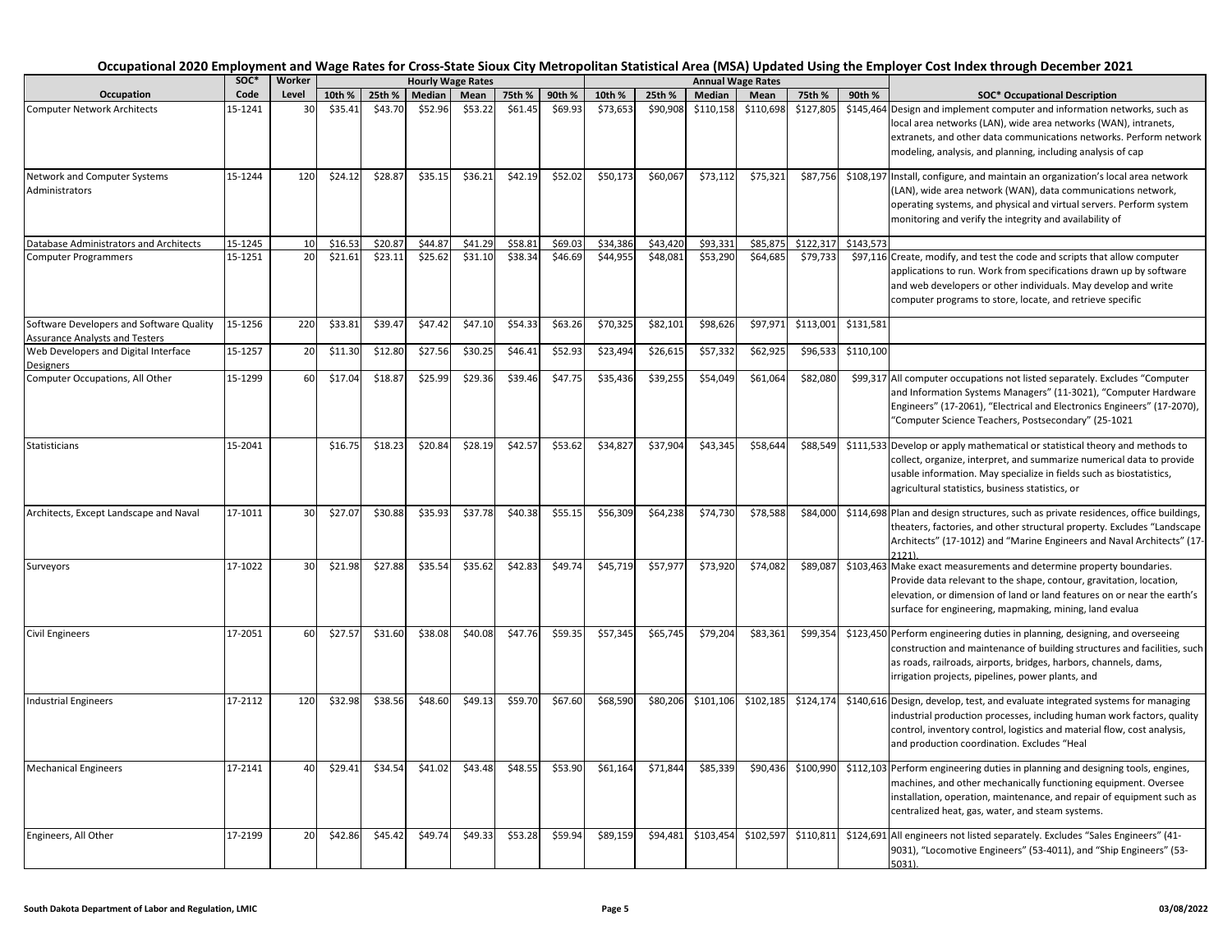## Occupational 2020 Employment and Wage Rates for Cross-State Sioux City Metropolitan Statistical Area (MSA) Updated Using the Employer Cost Index through December 2021

| Occupation | SOC* Code | Worker Level | Hourly Wage Rates 10th % | 25th % | Median | Mean | 75th % | 90th % | Annual Wage Rates 10th % | 25th % | Median | Mean | 75th % | 90th % | SOC* Occupational Description |
|---|---|---|---|---|---|---|---|---|---|---|---|---|---|---|---|
| Computer Network Architects | 15-1241 | 30 | $35.41 | $43.70 | $52.96 | $53.22 | $61.45 | $69.93 | $73,653 | $90,908 | $110,158 | $110,698 | $127,805 | $145,464 | Design and implement computer and information networks, such as local area networks (LAN), wide area networks (WAN), intranets, extranets, and other data communications networks. Perform network modeling, analysis, and planning, including analysis of cap |
| Network and Computer Systems Administrators | 15-1244 | 120 | $24.12 | $28.87 | $35.15 | $36.21 | $42.19 | $52.02 | $50,173 | $60,067 | $73,112 | $75,321 | $87,756 | $108,197 | Install, configure, and maintain an organization's local area network (LAN), wide area network (WAN), data communications network, operating systems, and physical and virtual servers. Perform system monitoring and verify the integrity and availability of |
| Database Administrators and Architects | 15-1245 | 10 | $16.53 | $20.87 | $44.87 | $41.29 | $58.81 | $69.03 | $34,386 | $43,420 | $93,331 | $85,875 | $122,317 | $143,573 | |
| Computer Programmers | 15-1251 | 20 | $21.61 | $23.11 | $25.62 | $31.10 | $38.34 | $46.69 | $44,955 | $48,081 | $53,290 | $64,685 | $79,733 | $97,116 | Create, modify, and test the code and scripts that allow computer applications to run. Work from specifications drawn up by software and web developers or other individuals. May develop and write computer programs to store, locate, and retrieve specific |
| Software Developers and Software Quality Assurance Analysts and Testers | 15-1256 | 220 | $33.81 | $39.47 | $47.42 | $47.10 | $54.33 | $63.26 | $70,325 | $82,101 | $98,626 | $97,971 | $113,001 | $131,581 | |
| Web Developers and Digital Interface Designers | 15-1257 | 20 | $11.30 | $12.80 | $27.56 | $30.25 | $46.41 | $52.93 | $23,494 | $26,615 | $57,332 | $62,925 | $96,533 | $110,100 | |
| Computer Occupations, All Other | 15-1299 | 60 | $17.04 | $18.87 | $25.99 | $29.36 | $39.46 | $47.75 | $35,436 | $39,255 | $54,049 | $61,064 | $82,080 | $99,317 | All computer occupations not listed separately. Excludes "Computer and Information Systems Managers" (11-3021), "Computer Hardware Engineers" (17-2061), "Electrical and Electronics Engineers" (17-2070), "Computer Science Teachers, Postsecondary" (25-1021 |
| Statisticians | 15-2041 | | $16.75 | $18.23 | $20.84 | $28.19 | $42.57 | $53.62 | $34,827 | $37,904 | $43,345 | $58,644 | $88,549 | $111,533 | Develop or apply mathematical or statistical theory and methods to collect, organize, interpret, and summarize numerical data to provide usable information. May specialize in fields such as biostatistics, agricultural statistics, business statistics, or |
| Architects, Except Landscape and Naval | 17-1011 | 30 | $27.07 | $30.88 | $35.93 | $37.78 | $40.38 | $55.15 | $56,309 | $64,238 | $74,730 | $78,588 | $84,000 | $114,698 | Plan and design structures, such as private residences, office buildings, theaters, factories, and other structural property. Excludes "Landscape Architects" (17-1012) and "Marine Engineers and Naval Architects" (17-2121). |
| Surveyors | 17-1022 | 30 | $21.98 | $27.88 | $35.54 | $35.62 | $42.83 | $49.74 | $45,719 | $57,977 | $73,920 | $74,082 | $89,087 | $103,463 | Make exact measurements and determine property boundaries. Provide data relevant to the shape, contour, gravitation, location, elevation, or dimension of land or land features on or near the earth's surface for engineering, mapmaking, mining, land evalua |
| Civil Engineers | 17-2051 | 60 | $27.57 | $31.60 | $38.08 | $40.08 | $47.76 | $59.35 | $57,345 | $65,745 | $79,204 | $83,361 | $99,354 | $123,450 | Perform engineering duties in planning, designing, and overseeing construction and maintenance of building structures and facilities, such as roads, railroads, airports, bridges, harbors, channels, dams, irrigation projects, pipelines, power plants, and |
| Industrial Engineers | 17-2112 | 120 | $32.98 | $38.56 | $48.60 | $49.13 | $59.70 | $67.60 | $68,590 | $80,206 | $101,106 | $102,185 | $124,174 | $140,616 | Design, develop, test, and evaluate integrated systems for managing industrial production processes, including human work factors, quality control, inventory control, logistics and material flow, cost analysis, and production coordination. Excludes "Heal |
| Mechanical Engineers | 17-2141 | 40 | $29.41 | $34.54 | $41.02 | $43.48 | $48.55 | $53.90 | $61,164 | $71,844 | $85,339 | $90,436 | $100,990 | $112,103 | Perform engineering duties in planning and designing tools, engines, machines, and other mechanically functioning equipment. Oversee installation, operation, maintenance, and repair of equipment such as centralized heat, gas, water, and steam systems. |
| Engineers, All Other | 17-2199 | 20 | $42.86 | $45.42 | $49.74 | $49.33 | $53.28 | $59.94 | $89,159 | $94,481 | $103,454 | $102,597 | $110,811 | $124,691 | All engineers not listed separately. Excludes "Sales Engineers" (41-9031), "Locomotive Engineers" (53-4011), and "Ship Engineers" (53-5031). |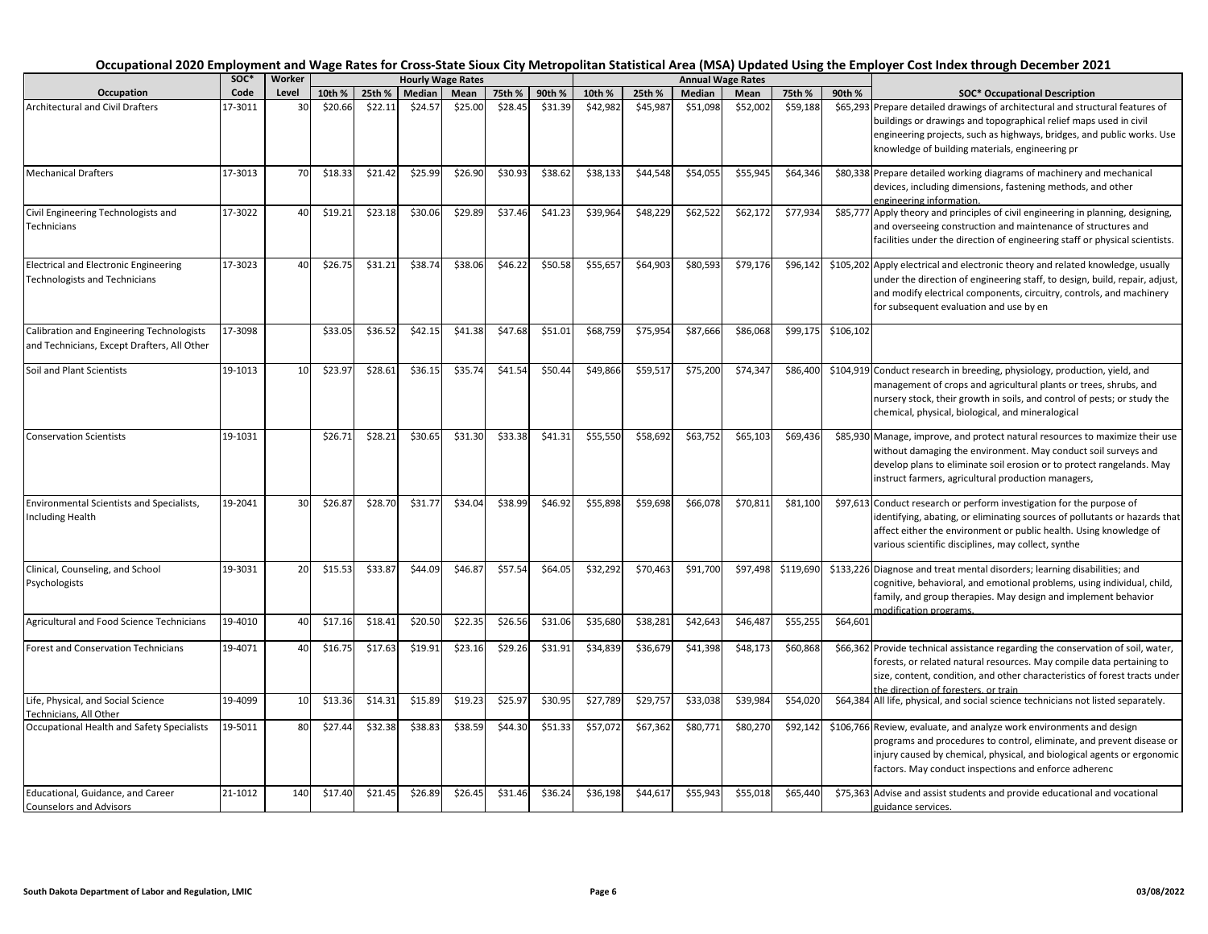# Occupational 2020 Employment and Wage Rates for Cross-State Sioux City Metropolitan Statistical Area (MSA) Updated Using the Employer Cost Index through December 2021

| Occupation | SOC* Code | Worker Level | Hourly Wage Rates 10th % | 25th % | Median | Mean | 75th % | 90th % | Annual Wage Rates 10th % | 25th % | Median | Mean | 75th % | 90th % | SOC* Occupational Description |
|---|---|---|---|---|---|---|---|---|---|---|---|---|---|---|---|
| Architectural and Civil Drafters | 17-3011 | 30 | $20.66 | $22.11 | $24.57 | $25.00 | $28.45 | $31.39 | $42,982 | $45,987 | $51,098 | $52,002 | $59,188 | $65,293 | Prepare detailed drawings of architectural and structural features of buildings or drawings and topographical relief maps used in civil engineering projects, such as highways, bridges, and public works. Use knowledge of building materials, engineering pr |
| Mechanical Drafters | 17-3013 | 70 | $18.33 | $21.42 | $25.99 | $26.90 | $30.93 | $38.62 | $38,133 | $44,548 | $54,055 | $55,945 | $64,346 | $80,338 | Prepare detailed working diagrams of machinery and mechanical devices, including dimensions, fastening methods, and other engineering information. |
| Civil Engineering Technologists and Technicians | 17-3022 | 40 | $19.21 | $23.18 | $30.06 | $29.89 | $37.46 | $41.23 | $39,964 | $48,229 | $62,522 | $62,172 | $77,934 | $85,777 | Apply theory and principles of civil engineering in planning, designing, and overseeing construction and maintenance of structures and facilities under the direction of engineering staff or physical scientists. |
| Electrical and Electronic Engineering Technologists and Technicians | 17-3023 | 40 | $26.75 | $31.21 | $38.74 | $38.06 | $46.22 | $50.58 | $55,657 | $64,903 | $80,593 | $79,176 | $96,142 | $105,202 | Apply electrical and electronic theory and related knowledge, usually under the direction of engineering staff, to design, build, repair, adjust, and modify electrical components, circuitry, controls, and machinery for subsequent evaluation and use by en |
| Calibration and Engineering Technologists and Technicians, Except Drafters, All Other | 17-3098 | | $33.05 | $36.52 | $42.15 | $41.38 | $47.68 | $51.01 | $68,759 | $75,954 | $87,666 | $86,068 | $99,175 | $106,102 | |
| Soil and Plant Scientists | 19-1013 | 10 | $23.97 | $28.61 | $36.15 | $35.74 | $41.54 | $50.44 | $49,866 | $59,517 | $75,200 | $74,347 | $86,400 | $104,919 | Conduct research in breeding, physiology, production, yield, and management of crops and agricultural plants or trees, shrubs, and nursery stock, their growth in soils, and control of pests; or study the chemical, physical, biological, and mineralogical |
| Conservation Scientists | 19-1031 | | $26.71 | $28.21 | $30.65 | $31.30 | $33.38 | $41.31 | $55,550 | $58,692 | $63,752 | $65,103 | $69,436 | $85,930 | Manage, improve, and protect natural resources to maximize their use without damaging the environment. May conduct soil surveys and develop plans to eliminate soil erosion or to protect rangelands. May instruct farmers, agricultural production managers, |
| Environmental Scientists and Specialists, Including Health | 19-2041 | 30 | $26.87 | $28.70 | $31.77 | $34.04 | $38.99 | $46.92 | $55,898 | $59,698 | $66,078 | $70,811 | $81,100 | $97,613 | Conduct research or perform investigation for the purpose of identifying, abating, or eliminating sources of pollutants or hazards that affect either the environment or public health. Using knowledge of various scientific disciplines, may collect, synthe |
| Clinical, Counseling, and School Psychologists | 19-3031 | 20 | $15.53 | $33.87 | $44.09 | $46.87 | $57.54 | $64.05 | $32,292 | $70,463 | $91,700 | $97,498 | $119,690 | $133,226 | Diagnose and treat mental disorders; learning disabilities; and cognitive, behavioral, and emotional problems, using individual, child, family, and group therapies. May design and implement behavior modification programs. |
| Agricultural and Food Science Technicians | 19-4010 | 40 | $17.16 | $18.41 | $20.50 | $22.35 | $26.56 | $31.06 | $35,680 | $38,281 | $42,643 | $46,487 | $55,255 | $64,601 | |
| Forest and Conservation Technicians | 19-4071 | 40 | $16.75 | $17.63 | $19.91 | $23.16 | $29.26 | $31.91 | $34,839 | $36,679 | $41,398 | $48,173 | $60,868 | $66,362 | Provide technical assistance regarding the conservation of soil, water, forests, or related natural resources. May compile data pertaining to size, content, condition, and other characteristics of forest tracts under the direction of foresters, or train |
| Life, Physical, and Social Science Technicians, All Other | 19-4099 | 10 | $13.36 | $14.31 | $15.89 | $19.23 | $25.97 | $30.95 | $27,789 | $29,757 | $33,038 | $39,984 | $54,020 | $64,384 | All life, physical, and social science technicians not listed separately. |
| Occupational Health and Safety Specialists | 19-5011 | 80 | $27.44 | $32.38 | $38.83 | $38.59 | $44.30 | $51.33 | $57,072 | $67,362 | $80,771 | $80,270 | $92,142 | $106,766 | Review, evaluate, and analyze work environments and design programs and procedures to control, eliminate, and prevent disease or injury caused by chemical, physical, and biological agents or ergonomic factors. May conduct inspections and enforce adherenc |
| Educational, Guidance, and Career Counselors and Advisors | 21-1012 | 140 | $17.40 | $21.45 | $26.89 | $26.45 | $31.46 | $36.24 | $36,198 | $44,617 | $55,943 | $55,018 | $65,440 | $75,363 | Advise and assist students and provide educational and vocational guidance services. |

South Dakota Department of Labor and Regulation, LMIC — 03/08/2022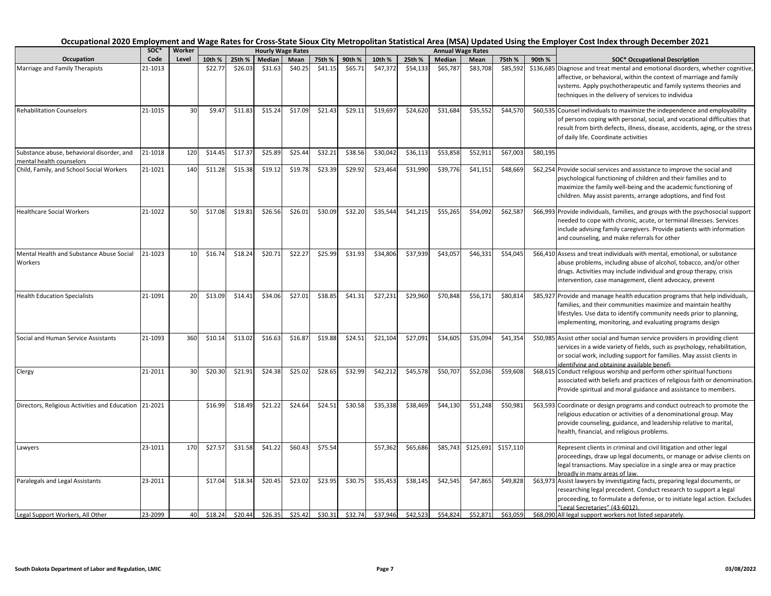# Occupational 2020 Employment and Wage Rates for Cross-State Sioux City Metropolitan Statistical Area (MSA) Updated Using the Employer Cost Index through December 2021

| | SOC* | Worker | Hourly Wage Rates | | | | | | Annual Wage Rates | | | | | | |
|---|---|---|---|---|---|---|---|---|---|---|---|---|---|---|---|
| Occupation | Code | Level | 10th % | 25th % | Median | Mean | 75th % | 90th % | 10th % | 25th % | Median | Mean | 75th % | 90th % | SOC* Occupational Description |
| Marriage and Family Therapists | 21-1013 | | $22.77 | $26.03 | $31.63 | $40.25 | $41.15 | $65.71 | $47,372 | $54,133 | $65,787 | $83,708 | $85,592 | $136,685 | Diagnose and treat mental and emotional disorders, whether cognitive, affective, or behavioral, within the context of marriage and family systems. Apply psychotherapeutic and family systems theories and techniques in the delivery of services to individua |
| Rehabilitation Counselors | 21-1015 | 30 | $9.47 | $11.83 | $15.24 | $17.09 | $21.43 | $29.11 | $19,697 | $24,620 | $31,684 | $35,552 | $44,570 | $60,535 | Counsel individuals to maximize the independence and employability of persons coping with personal, social, and vocational difficulties that result from birth defects, illness, disease, accidents, aging, or the stress of daily life. Coordinate activities |
| Substance abuse, behavioral disorder, and mental health counselors | 21-1018 | 120 | $14.45 | $17.37 | $25.89 | $25.44 | $32.21 | $38.56 | $30,042 | $36,113 | $53,858 | $52,911 | $67,003 | $80,195 | |
| Child, Family, and School Social Workers | 21-1021 | 140 | $11.28 | $15.38 | $19.12 | $19.78 | $23.39 | $29.92 | $23,464 | $31,990 | $39,776 | $41,151 | $48,669 | $62,254 | Provide social services and assistance to improve the social and psychological functioning of children and their families and to maximize the family well-being and the academic functioning of children. May assist parents, arrange adoptions, and find fost |
| Healthcare Social Workers | 21-1022 | 50 | $17.08 | $19.81 | $26.56 | $26.01 | $30.09 | $32.20 | $35,544 | $41,215 | $55,265 | $54,092 | $62,587 | $66,993 | Provide individuals, families, and groups with the psychosocial support needed to cope with chronic, acute, or terminal illnesses. Services include advising family caregivers. Provide patients with information and counseling, and make referrals for other |
| Mental Health and Substance Abuse Social Workers | 21-1023 | 10 | $16.74 | $18.24 | $20.71 | $22.27 | $25.99 | $31.93 | $34,806 | $37,939 | $43,057 | $46,331 | $54,045 | $66,410 | Assess and treat individuals with mental, emotional, or substance abuse problems, including abuse of alcohol, tobacco, and/or other drugs. Activities may include individual and group therapy, crisis intervention, case management, client advocacy, prevent |
| Health Education Specialists | 21-1091 | 20 | $13.09 | $14.41 | $34.06 | $27.01 | $38.85 | $41.31 | $27,231 | $29,960 | $70,848 | $56,171 | $80,814 | $85,927 | Provide and manage health education programs that help individuals, families, and their communities maximize and maintain healthy lifestyles. Use data to identify community needs prior to planning, implementing, monitoring, and evaluating programs design |
| Social and Human Service Assistants | 21-1093 | 360 | $10.14 | $13.02 | $16.63 | $16.87 | $19.88 | $24.51 | $21,104 | $27,091 | $34,605 | $35,094 | $41,354 | $50,985 | Assist other social and human service providers in providing client services in a wide variety of fields, such as psychology, rehabilitation, or social work, including support for families. May assist clients in identifying and obtaining available benefi |
| Clergy | 21-2011 | 30 | $20.30 | $21.91 | $24.38 | $25.02 | $28.65 | $32.99 | $42,212 | $45,578 | $50,707 | $52,036 | $59,608 | $68,615 | Conduct religious worship and perform other spiritual functions associated with beliefs and practices of religious faith or denomination. Provide spiritual and moral guidance and assistance to members. |
| Directors, Religious Activities and Education | 21-2021 | | $16.99 | $18.49 | $21.22 | $24.64 | $24.51 | $30.58 | $35,338 | $38,469 | $44,130 | $51,248 | $50,981 | $63,593 | Coordinate or design programs and conduct outreach to promote the religious education or activities of a denominational group. May provide counseling, guidance, and leadership relative to marital, health, financial, and religious problems. |
| Lawyers | 23-1011 | 170 | $27.57 | $31.58 | $41.22 | $60.43 | $75.54 | | $57,362 | $65,686 | $85,743 | $125,691 | $157,110 | | Represent clients in criminal and civil litigation and other legal proceedings, draw up legal documents, or manage or advise clients on legal transactions. May specialize in a single area or may practice broadly in many areas of law. |
| Paralegals and Legal Assistants | 23-2011 | | $17.04 | $18.34 | $20.45 | $23.02 | $23.95 | $30.75 | $35,453 | $38,145 | $42,545 | $47,865 | $49,828 | $63,973 | Assist lawyers by investigating facts, preparing legal documents, or researching legal precedent. Conduct research to support a legal proceeding, to formulate a defense, or to initiate legal action. Excludes "Legal Secretaries" (43-6012). |
| Legal Support Workers, All Other | 23-2099 | 40 | $18.24 | $20.44 | $26.35 | $25.42 | $30.31 | $32.74 | $37,946 | $42,523 | $54,824 | $52,871 | $63,059 | $68,090 | All legal support workers not listed separately. |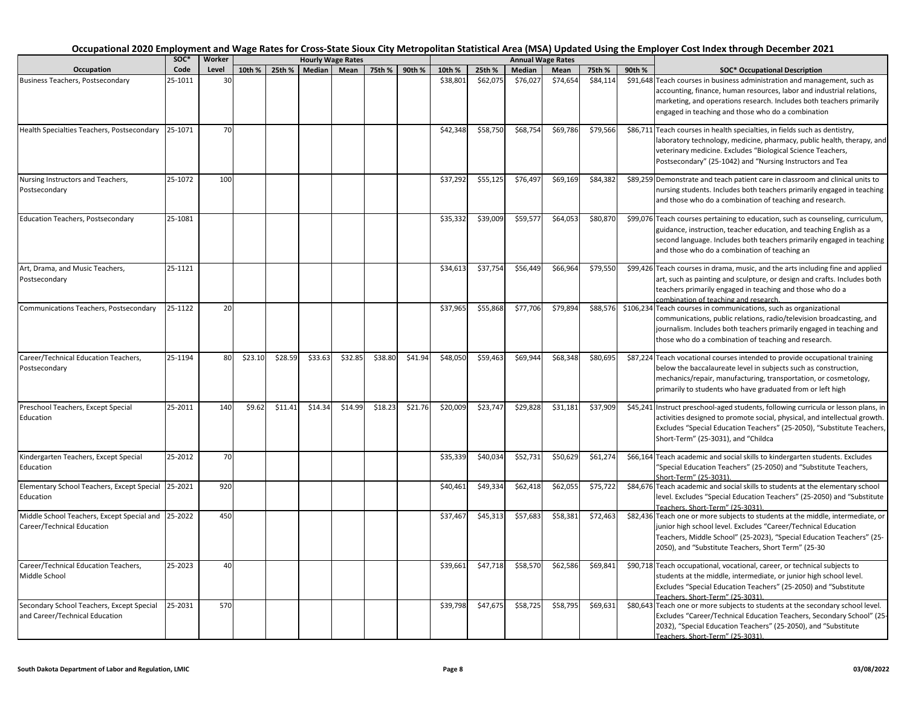## Occupational 2020 Employment and Wage Rates for Cross-State Sioux City Metropolitan Statistical Area (MSA) Updated Using the Employer Cost Index through December 2021

| Occupation | SOC* Code | Worker Level | Hourly Wage Rates 10th % | 25th % | Median | Mean | 75th % | 90th % | Annual Wage Rates 10th % | 25th % | Median | Mean | 75th % | 90th % | SOC* Occupational Description |
|---|---|---|---|---|---|---|---|---|---|---|---|---|---|---|---|
| Business Teachers, Postsecondary | 25-1011 | 30 | | | | | | | $38,801 | $62,075 | $76,027 | $74,654 | $84,114 | $91,648 | Teach courses in business administration and management, such as accounting, finance, human resources, labor and industrial relations, marketing, and operations research. Includes both teachers primarily engaged in teaching and those who do a combination |
| Health Specialties Teachers, Postsecondary | 25-1071 | 70 | | | | | | | $42,348 | $58,750 | $68,754 | $69,786 | $79,566 | $86,711 | Teach courses in health specialties, in fields such as dentistry, laboratory technology, medicine, pharmacy, public health, therapy, and veterinary medicine. Excludes "Biological Science Teachers, Postsecondary" (25-1042) and "Nursing Instructors and Tea |
| Nursing Instructors and Teachers, Postsecondary | 25-1072 | 100 | | | | | | | $37,292 | $55,125 | $76,497 | $69,169 | $84,382 | $89,259 | Demonstrate and teach patient care in classroom and clinical units to nursing students. Includes both teachers primarily engaged in teaching and those who do a combination of teaching and research. |
| Education Teachers, Postsecondary | 25-1081 | | | | | | | | $35,332 | $39,009 | $59,577 | $64,053 | $80,870 | $99,076 | Teach courses pertaining to education, such as counseling, curriculum, guidance, instruction, teacher education, and teaching English as a second language. Includes both teachers primarily engaged in teaching and those who do a combination of teaching an |
| Art, Drama, and Music Teachers, Postsecondary | 25-1121 | | | | | | | | $34,613 | $37,754 | $56,449 | $66,964 | $79,550 | $99,426 | Teach courses in drama, music, and the arts including fine and applied art, such as painting and sculpture, or design and crafts. Includes both teachers primarily engaged in teaching and those who do a combination of teaching and research. |
| Communications Teachers, Postsecondary | 25-1122 | 20 | | | | | | | $37,965 | $55,868 | $77,706 | $79,894 | $88,576 | $106,234 | Teach courses in communications, such as organizational communications, public relations, radio/television broadcasting, and journalism. Includes both teachers primarily engaged in teaching and those who do a combination of teaching and research. |
| Career/Technical Education Teachers, Postsecondary | 25-1194 | 80 | $23.10 | $28.59 | $33.63 | $32.85 | $38.80 | $41.94 | $48,050 | $59,463 | $69,944 | $68,348 | $80,695 | $87,224 | Teach vocational courses intended to provide occupational training below the baccalaureate level in subjects such as construction, mechanics/repair, manufacturing, transportation, or cosmetology, primarily to students who have graduated from or left high |
| Preschool Teachers, Except Special Education | 25-2011 | 140 | $9.62 | $11.41 | $14.34 | $14.99 | $18.23 | $21.76 | $20,009 | $23,747 | $29,828 | $31,181 | $37,909 | $45,241 | Instruct preschool-aged students, following curricula or lesson plans, in activities designed to promote social, physical, and intellectual growth. Excludes "Special Education Teachers" (25-2050), "Substitute Teachers, Short-Term" (25-3031), and "Childca |
| Kindergarten Teachers, Except Special Education | 25-2012 | 70 | | | | | | | $35,339 | $40,034 | $52,731 | $50,629 | $61,274 | $66,164 | Teach academic and social skills to kindergarten students. Excludes "Special Education Teachers" (25-2050) and "Substitute Teachers, Short-Term" (25-3031). |
| Elementary School Teachers, Except Special Education | 25-2021 | 920 | | | | | | | $40,461 | $49,334 | $62,418 | $62,055 | $75,722 | $84,676 | Teach academic and social skills to students at the elementary school level. Excludes "Special Education Teachers" (25-2050) and "Substitute Teachers, Short-Term" (25-3031). |
| Middle School Teachers, Except Special and Career/Technical Education | 25-2022 | 450 | | | | | | | $37,467 | $45,313 | $57,683 | $58,381 | $72,463 | $82,436 | Teach one or more subjects to students at the middle, intermediate, or junior high school level. Excludes "Career/Technical Education Teachers, Middle School" (25-2023), "Special Education Teachers" (25-2050), and "Substitute Teachers, Short Term" (25-30 |
| Career/Technical Education Teachers, Middle School | 25-2023 | 40 | | | | | | | $39,661 | $47,718 | $58,570 | $62,586 | $69,841 | $90,718 | Teach occupational, vocational, career, or technical subjects to students at the middle, intermediate, or junior high school level. Excludes "Special Education Teachers" (25-2050) and "Substitute Teachers, Short-Term" (25-3031). |
| Secondary School Teachers, Except Special and Career/Technical Education | 25-2031 | 570 | | | | | | | $39,798 | $47,675 | $58,725 | $58,795 | $69,631 | $80,643 | Teach one or more subjects to students at the secondary school level. Excludes "Career/Technical Education Teachers, Secondary School" (25-2032), "Special Education Teachers" (25-2050), and "Substitute Teachers, Short-Term" (25-3031). |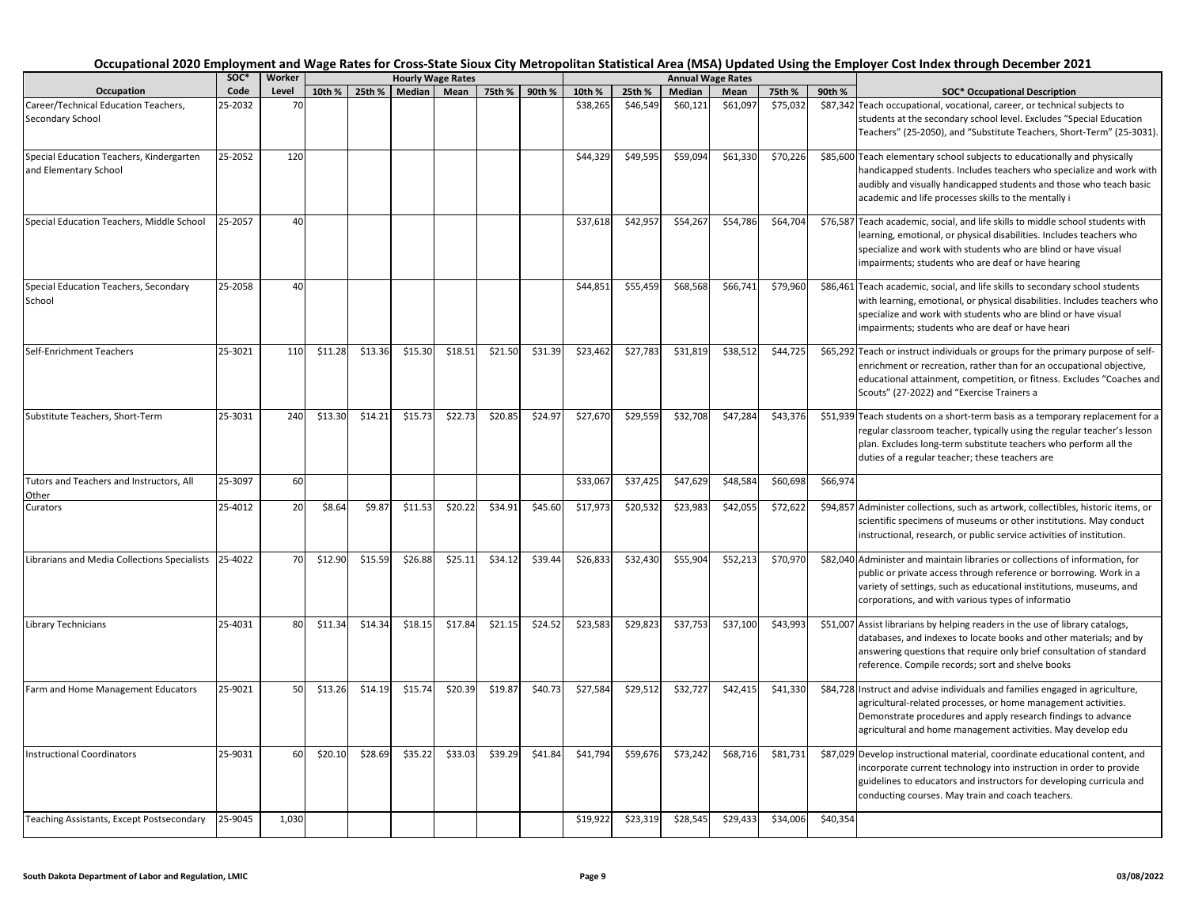# Occupational 2020 Employment and Wage Rates for Cross-State Sioux City Metropolitan Statistical Area (MSA) Updated Using the Employer Cost Index through December 2021

| Occupation | SOC* Code | Worker Level | Hourly Wage Rates 10th % | 25th % | Median | Mean | 75th % | 90th % | Annual Wage Rates 10th % | 25th % | Median | Mean | 75th % | 90th % | SOC* Occupational Description |
|---|---|---|---|---|---|---|---|---|---|---|---|---|---|---|---|
| Career/Technical Education Teachers, Secondary School | 25-2032 | 70 | | | | | | | $38,265 | $46,549 | $60,121 | $61,097 | $75,032 | $87,342 | Teach occupational, vocational, career, or technical subjects to students at the secondary school level. Excludes "Special Education Teachers" (25-2050), and "Substitute Teachers, Short-Term" (25-3031). |
| Special Education Teachers, Kindergarten and Elementary School | 25-2052 | 120 | | | | | | | $44,329 | $49,595 | $59,094 | $61,330 | $70,226 | $85,600 | Teach elementary school subjects to educationally and physically handicapped students. Includes teachers who specialize and work with audibly and visually handicapped students and those who teach basic academic and life processes skills to the mentally i |
| Special Education Teachers, Middle School | 25-2057 | 40 | | | | | | | $37,618 | $42,957 | $54,267 | $54,786 | $64,704 | $76,587 | Teach academic, social, and life skills to middle school students with learning, emotional, or physical disabilities. Includes teachers who specialize and work with students who are blind or have visual impairments; students who are deaf or have hearing |
| Special Education Teachers, Secondary School | 25-2058 | 40 | | | | | | | $44,851 | $55,459 | $68,568 | $66,741 | $79,960 | $86,461 | Teach academic, social, and life skills to secondary school students with learning, emotional, or physical disabilities. Includes teachers who specialize and work with students who are blind or have visual impairments; students who are deaf or have heari |
| Self-Enrichment Teachers | 25-3021 | 110 | $11.28 | $13.36 | $15.30 | $18.51 | $21.50 | $31.39 | $23,462 | $27,783 | $31,819 | $38,512 | $44,725 | $65,292 | Teach or instruct individuals or groups for the primary purpose of self-enrichment or recreation, rather than for an occupational objective, educational attainment, competition, or fitness. Excludes "Coaches and Scouts" (27-2022) and "Exercise Trainers a |
| Substitute Teachers, Short-Term | 25-3031 | 240 | $13.30 | $14.21 | $15.73 | $22.73 | $20.85 | $24.97 | $27,670 | $29,559 | $32,708 | $47,284 | $43,376 | $51,939 | Teach students on a short-term basis as a temporary replacement for a regular classroom teacher, typically using the regular teacher's lesson plan. Excludes long-term substitute teachers who perform all the duties of a regular teacher; these teachers are |
| Tutors and Teachers and Instructors, All Other | 25-3097 | 60 | | | | | | | $33,067 | $37,425 | $47,629 | $48,584 | $60,698 | $66,974 | |
| Curators | 25-4012 | 20 | $8.64 | $9.87 | $11.53 | $20.22 | $34.91 | $45.60 | $17,973 | $20,532 | $23,983 | $42,055 | $72,622 | $94,857 | Administer collections, such as artwork, collectibles, historic items, or scientific specimens of museums or other institutions. May conduct instructional, research, or public service activities of institution. |
| Librarians and Media Collections Specialists | 25-4022 | 70 | $12.90 | $15.59 | $26.88 | $25.11 | $34.12 | $39.44 | $26,833 | $32,430 | $55,904 | $52,213 | $70,970 | $82,040 | Administer and maintain libraries or collections of information, for public or private access through reference or borrowing. Work in a variety of settings, such as educational institutions, museums, and corporations, and with various types of informatio |
| Library Technicians | 25-4031 | 80 | $11.34 | $14.34 | $18.15 | $17.84 | $21.15 | $24.52 | $23,583 | $29,823 | $37,753 | $37,100 | $43,993 | $51,007 | Assist librarians by helping readers in the use of library catalogs, databases, and indexes to locate books and other materials; and by answering questions that require only brief consultation of standard reference. Compile records; sort and shelve books |
| Farm and Home Management Educators | 25-9021 | 50 | $13.26 | $14.19 | $15.74 | $20.39 | $19.87 | $40.73 | $27,584 | $29,512 | $32,727 | $42,415 | $41,330 | $84,728 | Instruct and advise individuals and families engaged in agriculture, agricultural-related processes, or home management activities. Demonstrate procedures and apply research findings to advance agricultural and home management activities. May develop edu |
| Instructional Coordinators | 25-9031 | 60 | $20.10 | $28.69 | $35.22 | $33.03 | $39.29 | $41.84 | $41,794 | $59,676 | $73,242 | $68,716 | $81,731 | $87,029 | Develop instructional material, coordinate educational content, and incorporate current technology into instruction in order to provide guidelines to educators and instructors for developing curricula and conducting courses. May train and coach teachers. |
| Teaching Assistants, Except Postsecondary | 25-9045 | 1,030 | | | | | | | $19,922 | $23,319 | $28,545 | $29,433 | $34,006 | $40,354 | |

South Dakota Department of Labor and Regulation, LMIC — 03/08/2022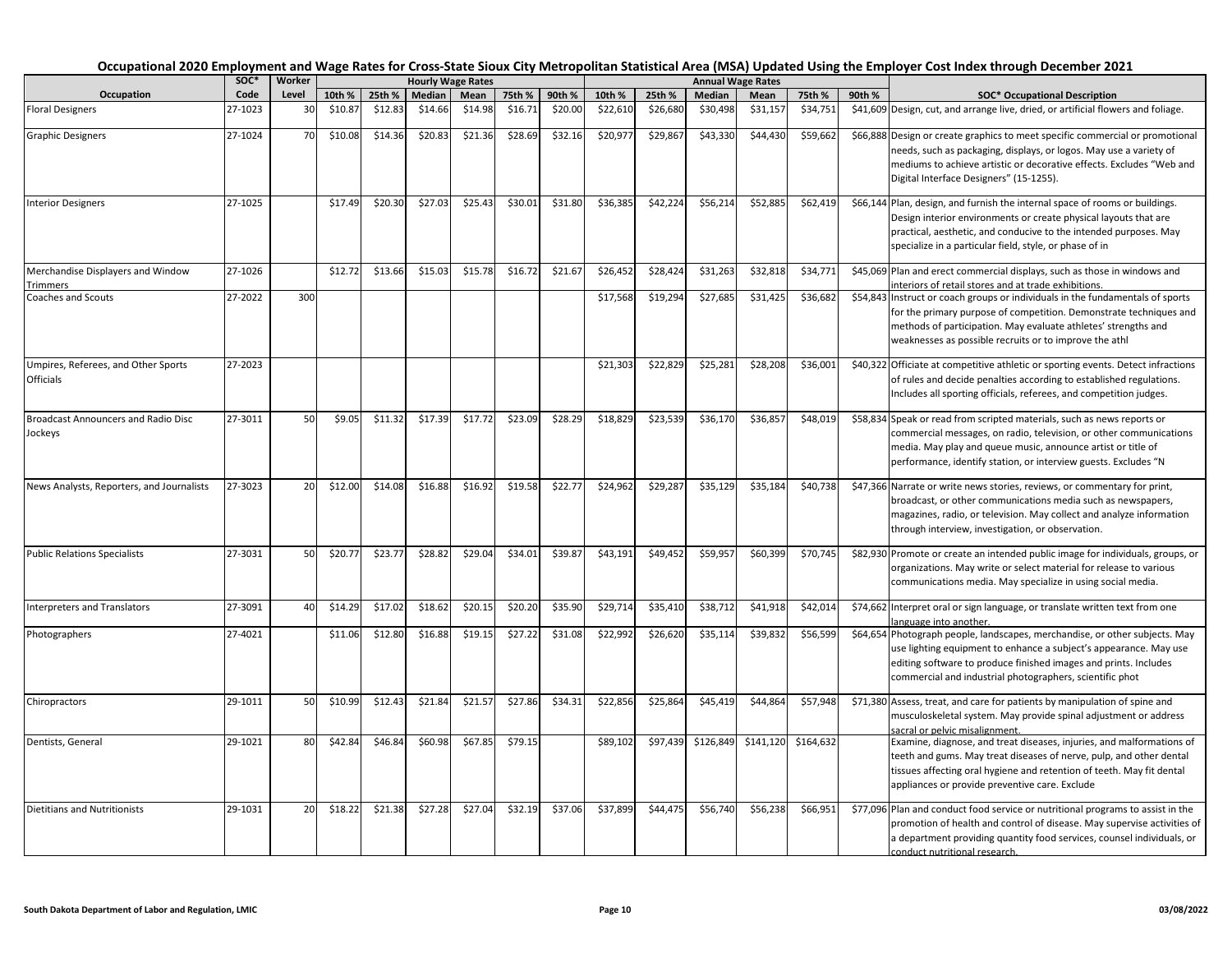# Occupational 2020 Employment and Wage Rates for Cross-State Sioux City Metropolitan Statistical Area (MSA) Updated Using the Employer Cost Index through December 2021

| Occupation | SOC* Code | Worker Level | Hourly Wage Rates | | | | | | Annual Wage Rates | | | | | | SOC* Occupational Description |
|---|---|---|---|---|---|---|---|---|---|---|---|---|---|---|---|
| | | | 10th % | 25th % | Median | Mean | 75th % | 90th % | 10th % | 25th % | Median | Mean | 75th % | 90th % | |
| Floral Designers | 27-1023 | 30 | $10.87 | $12.83 | $14.66 | $14.98 | $16.71 | $20.00 | $22,610 | $26,680 | $30,498 | $31,157 | $34,751 | $41,609 | Design, cut, and arrange live, dried, or artificial flowers and foliage. |
| Graphic Designers | 27-1024 | 70 | $10.08 | $14.36 | $20.83 | $21.36 | $28.69 | $32.16 | $20,977 | $29,867 | $43,330 | $44,430 | $59,662 | $66,888 | Design or create graphics to meet specific commercial or promotional needs, such as packaging, displays, or logos. May use a variety of mediums to achieve artistic or decorative effects. Excludes "Web and Digital Interface Designers" (15-1255). |
| Interior Designers | 27-1025 | | $17.49 | $20.30 | $27.03 | $25.43 | $30.01 | $31.80 | $36,385 | $42,224 | $56,214 | $52,885 | $62,419 | $66,144 | Plan, design, and furnish the internal space of rooms or buildings. Design interior environments or create physical layouts that are practical, aesthetic, and conducive to the intended purposes. May specialize in a particular field, style, or phase of in |
| Merchandise Displayers and Window Trimmers | 27-1026 | | $12.72 | $13.66 | $15.03 | $15.78 | $16.72 | $21.67 | $26,452 | $28,424 | $31,263 | $32,818 | $34,771 | $45,069 | Plan and erect commercial displays, such as those in windows and interiors of retail stores and at trade exhibitions. |
| Coaches and Scouts | 27-2022 | 300 | | | | | | | $17,568 | $19,294 | $27,685 | $31,425 | $36,682 | $54,843 | Instruct or coach groups or individuals in the fundamentals of sports for the primary purpose of competition. Demonstrate techniques and methods of participation. May evaluate athletes' strengths and weaknesses as possible recruits or to improve the athl |
| Umpires, Referees, and Other Sports Officials | 27-2023 | | | | | | | | $21,303 | $22,829 | $25,281 | $28,208 | $36,001 | $40,322 | Officiate at competitive athletic or sporting events. Detect infractions of rules and decide penalties according to established regulations. Includes all sporting officials, referees, and competition judges. |
| Broadcast Announcers and Radio Disc Jockeys | 27-3011 | 50 | $9.05 | $11.32 | $17.39 | $17.72 | $23.09 | $28.29 | $18,829 | $23,539 | $36,170 | $36,857 | $48,019 | $58,834 | Speak or read from scripted materials, such as news reports or commercial messages, on radio, television, or other communications media. May play and queue music, announce artist or title of performance, identify station, or interview guests. Excludes "N |
| News Analysts, Reporters, and Journalists | 27-3023 | 20 | $12.00 | $14.08 | $16.88 | $16.92 | $19.58 | $22.77 | $24,962 | $29,287 | $35,129 | $35,184 | $40,738 | $47,366 | Narrate or write news stories, reviews, or commentary for print, broadcast, or other communications media such as newspapers, magazines, radio, or television. May collect and analyze information through interview, investigation, or observation. |
| Public Relations Specialists | 27-3031 | 50 | $20.77 | $23.77 | $28.82 | $29.04 | $34.01 | $39.87 | $43,191 | $49,452 | $59,957 | $60,399 | $70,745 | $82,930 | Promote or create an intended public image for individuals, groups, or organizations. May write or select material for release to various communications media. May specialize in using social media. |
| Interpreters and Translators | 27-3091 | 40 | $14.29 | $17.02 | $18.62 | $20.15 | $20.20 | $35.90 | $29,714 | $35,410 | $38,712 | $41,918 | $42,014 | $74,662 | Interpret oral or sign language, or translate written text from one language into another. |
| Photographers | 27-4021 | | $11.06 | $12.80 | $16.88 | $19.15 | $27.22 | $31.08 | $22,992 | $26,620 | $35,114 | $39,832 | $56,599 | $64,654 | Photograph people, landscapes, merchandise, or other subjects. May use lighting equipment to enhance a subject's appearance. May use editing software to produce finished images and prints. Includes commercial and industrial photographers, scientific phot |
| Chiropractors | 29-1011 | 50 | $10.99 | $12.43 | $21.84 | $21.57 | $27.86 | $34.31 | $22,856 | $25,864 | $45,419 | $44,864 | $57,948 | $71,380 | Assess, treat, and care for patients by manipulation of spine and musculoskeletal system. May provide spinal adjustment or address sacral or pelvic misalignment. |
| Dentists, General | 29-1021 | 80 | $42.84 | $46.84 | $60.98 | $67.85 | $79.15 | | $89,102 | $97,439 | $126,849 | $141,120 | $164,632 | | Examine, diagnose, and treat diseases, injuries, and malformations of teeth and gums. May treat diseases of nerve, pulp, and other dental tissues affecting oral hygiene and retention of teeth. May fit dental appliances or provide preventive care. Exclude |
| Dietitians and Nutritionists | 29-1031 | 20 | $18.22 | $21.38 | $27.28 | $27.04 | $32.19 | $37.06 | $37,899 | $44,475 | $56,740 | $56,238 | $66,951 | $77,096 | Plan and conduct food service or nutritional programs to assist in the promotion of health and control of disease. May supervise activities of a department providing quantity food services, counsel individuals, or conduct nutritional research. |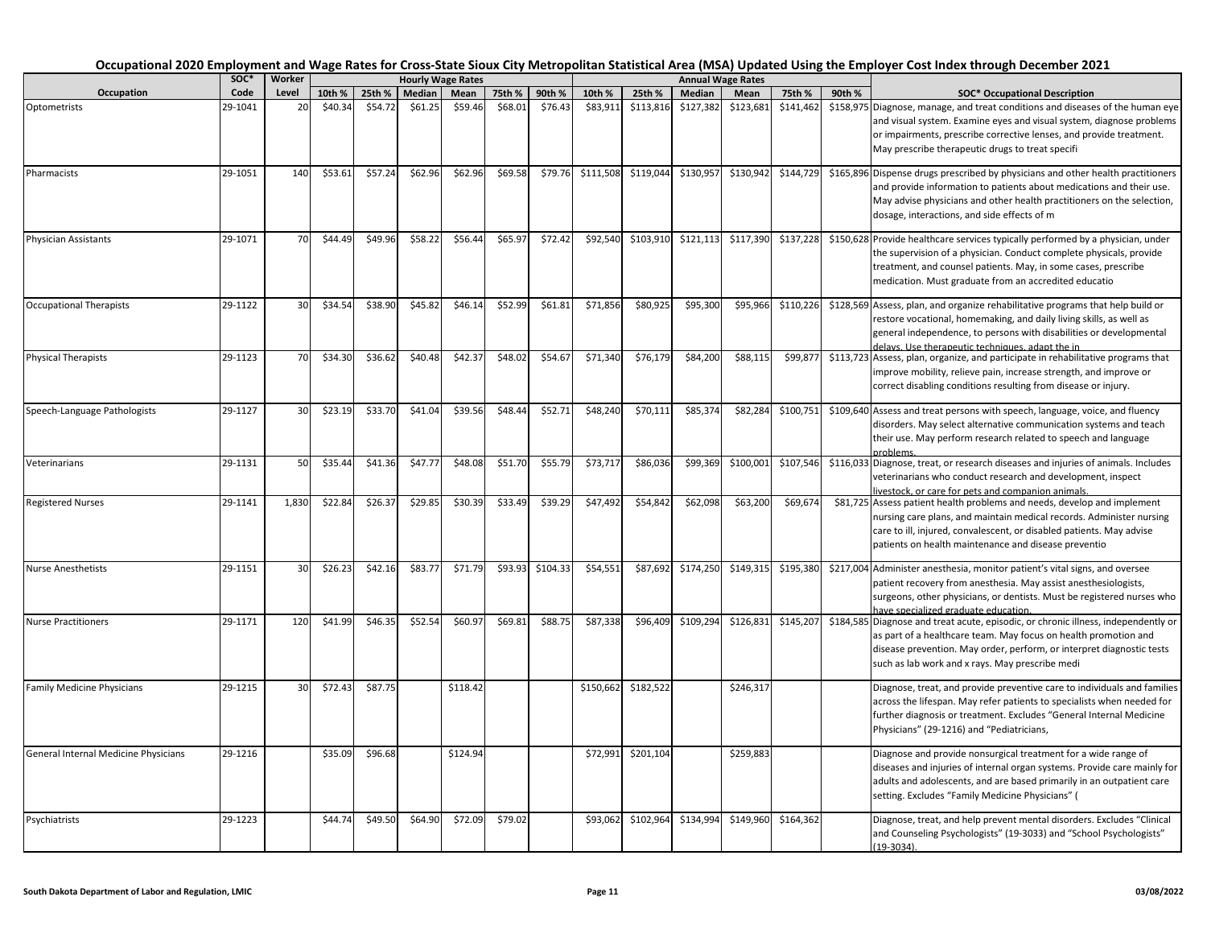# Occupational 2020 Employment and Wage Rates for Cross-State Sioux City Metropolitan Statistical Area (MSA) Updated Using the Employer Cost Index through December 2021

| Occupation | SOC* Code | Worker Level | Hourly Wage Rates | | | | | | Annual Wage Rates | | | | | | SOC* Occupational Description |
|---|---|---|---|---|---|---|---|---|---|---|---|---|---|---|---|
| | | | 10th % | 25th % | Median | Mean | 75th % | 90th % | 10th % | 25th % | Median | Mean | 75th % | 90th % | |
| Optometrists | 29-1041 | 20 | $40.34 | $54.72 | $61.25 | $59.46 | $68.01 | $76.43 | $83,911 | $113,816 | $127,382 | $123,681 | $141,462 | $158,975 | Diagnose, manage, and treat conditions and diseases of the human eye and visual system. Examine eyes and visual system, diagnose problems or impairments, prescribe corrective lenses, and provide treatment. May prescribe therapeutic drugs to treat specifi |
| Pharmacists | 29-1051 | 140 | $53.61 | $57.24 | $62.96 | $62.96 | $69.58 | $79.76 | $111,508 | $119,044 | $130,957 | $130,942 | $144,729 | $165,896 | Dispense drugs prescribed by physicians and other health practitioners and provide information to patients about medications and their use. May advise physicians and other health practitioners on the selection, dosage, interactions, and side effects of m |
| Physician Assistants | 29-1071 | 70 | $44.49 | $49.96 | $58.22 | $56.44 | $65.97 | $72.42 | $92,540 | $103,910 | $121,113 | $117,390 | $137,228 | $150,628 | Provide healthcare services typically performed by a physician, under the supervision of a physician. Conduct complete physicals, provide treatment, and counsel patients. May, in some cases, prescribe medication. Must graduate from an accredited educatio |
| Occupational Therapists | 29-1122 | 30 | $34.54 | $38.90 | $45.82 | $46.14 | $52.99 | $61.81 | $71,856 | $80,925 | $95,300 | $95,966 | $110,226 | $128,569 | Assess, plan, and organize rehabilitative programs that help build or restore vocational, homemaking, and daily living skills, as well as general independence, to persons with disabilities or developmental delays. Use therapeutic techniques, adapt the in |
| Physical Therapists | 29-1123 | 70 | $34.30 | $36.62 | $40.48 | $42.37 | $48.02 | $54.67 | $71,340 | $76,179 | $84,200 | $88,115 | $99,877 | $113,723 | Assess, plan, organize, and participate in rehabilitative programs that improve mobility, relieve pain, increase strength, and improve or correct disabling conditions resulting from disease or injury. |
| Speech-Language Pathologists | 29-1127 | 30 | $23.19 | $33.70 | $41.04 | $39.56 | $48.44 | $52.71 | $48,240 | $70,111 | $85,374 | $82,284 | $100,751 | $109,640 | Assess and treat persons with speech, language, voice, and fluency disorders. May select alternative communication systems and teach their use. May perform research related to speech and language problems. |
| Veterinarians | 29-1131 | 50 | $35.44 | $41.36 | $47.77 | $48.08 | $51.70 | $55.79 | $73,717 | $86,036 | $99,369 | $100,001 | $107,546 | $116,033 | Diagnose, treat, or research diseases and injuries of animals. Includes veterinarians who conduct research and development, inspect livestock, or care for pets and companion animals. |
| Registered Nurses | 29-1141 | 1,830 | $22.84 | $26.37 | $29.85 | $30.39 | $33.49 | $39.29 | $47,492 | $54,842 | $62,098 | $63,200 | $69,674 | $81,725 | Assess patient health problems and needs, develop and implement nursing care plans, and maintain medical records. Administer nursing care to ill, injured, convalescent, or disabled patients. May advise patients on health maintenance and disease preventio |
| Nurse Anesthetists | 29-1151 | 30 | $26.23 | $42.16 | $83.77 | $71.79 | $93.93 | $104.33 | $54,551 | $87,692 | $174,250 | $149,315 | $195,380 | $217,004 | Administer anesthesia, monitor patient's vital signs, and oversee patient recovery from anesthesia. May assist anesthesiologists, surgeons, other physicians, or dentists. Must be registered nurses who have specialized graduate education. |
| Nurse Practitioners | 29-1171 | 120 | $41.99 | $46.35 | $52.54 | $60.97 | $69.81 | $88.75 | $87,338 | $96,409 | $109,294 | $126,831 | $145,207 | $184,585 | Diagnose and treat acute, episodic, or chronic illness, independently or as part of a healthcare team. May focus on health promotion and disease prevention. May order, perform, or interpret diagnostic tests such as lab work and x rays. May prescribe medi |
| Family Medicine Physicians | 29-1215 | 30 | $72.43 | $87.75 | | $118.42 | | | $150,662 | $182,522 | | $246,317 | | | Diagnose, treat, and provide preventive care to individuals and families across the lifespan. May refer patients to specialists when needed for further diagnosis or treatment. Excludes "General Internal Medicine Physicians" (29-1216) and "Pediatricians, |
| General Internal Medicine Physicians | 29-1216 | | $35.09 | $96.68 | | $124.94 | | | $72,991 | $201,104 | | $259,883 | | | Diagnose and provide nonsurgical treatment for a wide range of diseases and injuries of internal organ systems. Provide care mainly for adults and adolescents, and are based primarily in an outpatient care setting. Excludes "Family Medicine Physicians" ( |
| Psychiatrists | 29-1223 | | $44.74 | $49.50 | $64.90 | $72.09 | $79.02 | | $93,062 | $102,964 | $134,994 | $149,960 | $164,362 | | Diagnose, treat, and help prevent mental disorders. Excludes "Clinical and Counseling Psychologists" (19-3033) and "School Psychologists" (19-3034). |

South Dakota Department of Labor and Regulation, LMIC — 03/08/2022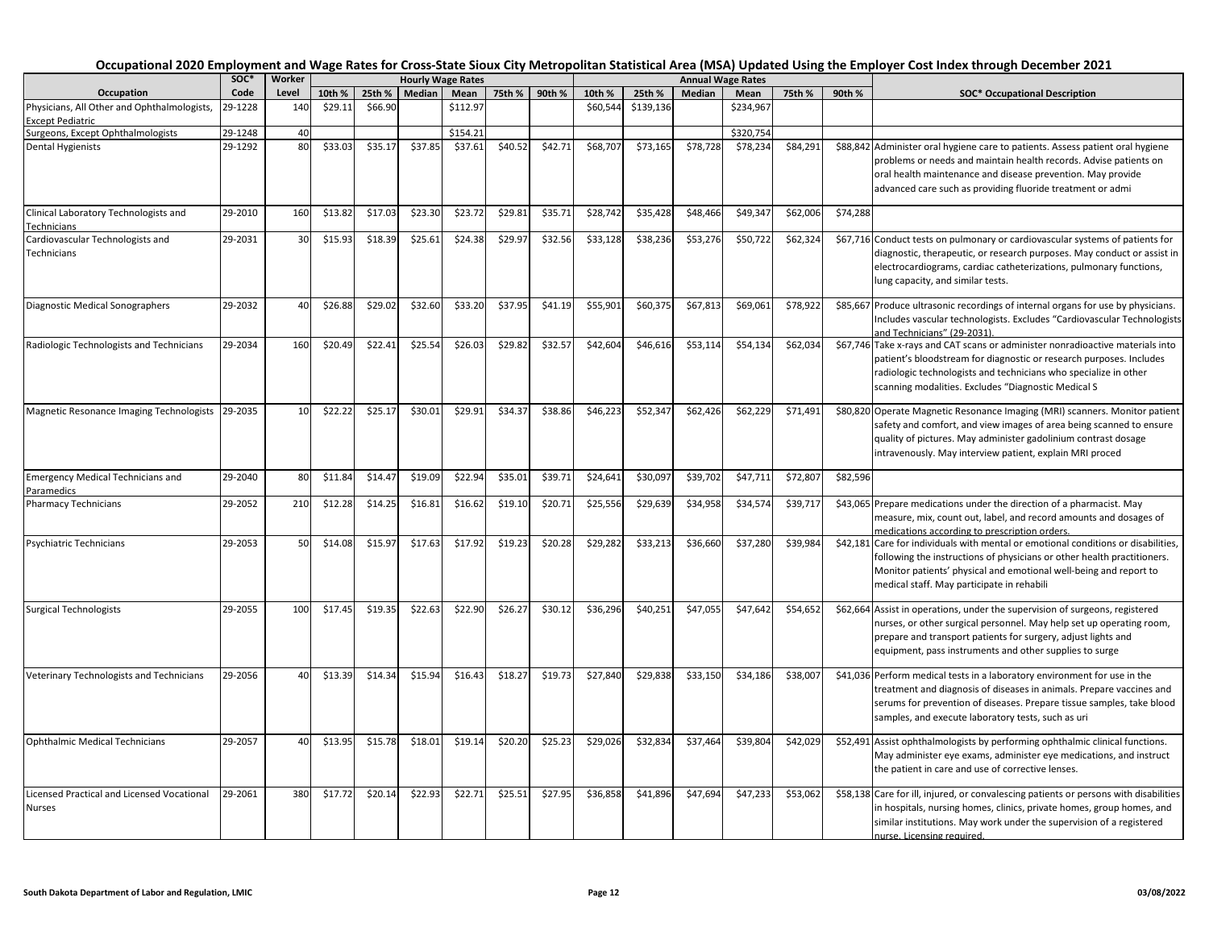# Occupational 2020 Employment and Wage Rates for Cross-State Sioux City Metropolitan Statistical Area (MSA) Updated Using the Employer Cost Index through December 2021

| Occupation | SOC* Code | Worker Level | Hourly Wage Rates | | | | | | Annual Wage Rates | | | | | | SOC* Occupational Description |
|---|---|---|---|---|---|---|---|---|---|---|---|---|---|---|---|
| | | | 10th % | 25th % | Median | Mean | 75th % | 90th % | 10th % | 25th % | Median | Mean | 75th % | 90th % | |
| Physicians, All Other and Ophthalmologists, Except Pediatric | 29-1228 | 140 | $29.11 | $66.90 | | $112.97 | | | $60,544 | $139,136 | | $234,967 | | | |
| Surgeons, Except Ophthalmologists | 29-1248 | 40 | | | | $154.21 | | | | | | $320,754 | | | |
| Dental Hygienists | 29-1292 | 80 | $33.03 | $35.17 | $37.85 | $37.61 | $40.52 | $42.71 | $68,707 | $73,165 | $78,728 | $78,234 | $84,291 | $88,842 | Administer oral hygiene care to patients. Assess patient oral hygiene problems or needs and maintain health records. Advise patients on oral health maintenance and disease prevention. May provide advanced care such as providing fluoride treatment or admi |
| Clinical Laboratory Technologists and Technicians | 29-2010 | 160 | $13.82 | $17.03 | $23.30 | $23.72 | $29.81 | $35.71 | $28,742 | $35,428 | $48,466 | $49,347 | $62,006 | $74,288 | |
| Cardiovascular Technologists and Technicians | 29-2031 | 30 | $15.93 | $18.39 | $25.61 | $24.38 | $29.97 | $32.56 | $33,128 | $38,236 | $53,276 | $50,722 | $62,324 | $67,716 | Conduct tests on pulmonary or cardiovascular systems of patients for diagnostic, therapeutic, or research purposes. May conduct or assist in electrocardiograms, cardiac catheterizations, pulmonary functions, lung capacity, and similar tests. |
| Diagnostic Medical Sonographers | 29-2032 | 40 | $26.88 | $29.02 | $32.60 | $33.20 | $37.95 | $41.19 | $55,901 | $60,375 | $67,813 | $69,061 | $78,922 | $85,667 | Produce ultrasonic recordings of internal organs for use by physicians. Includes vascular technologists. Excludes "Cardiovascular Technologists and Technicians" (29-2031). |
| Radiologic Technologists and Technicians | 29-2034 | 160 | $20.49 | $22.41 | $25.54 | $26.03 | $29.82 | $32.57 | $42,604 | $46,616 | $53,114 | $54,134 | $62,034 | $67,746 | Take x-rays and CAT scans or administer nonradioactive materials into patient's bloodstream for diagnostic or research purposes. Includes radiologic technologists and technicians who specialize in other scanning modalities. Excludes "Diagnostic Medical S |
| Magnetic Resonance Imaging Technologists | 29-2035 | 10 | $22.22 | $25.17 | $30.01 | $29.91 | $34.37 | $38.86 | $46,223 | $52,347 | $62,426 | $62,229 | $71,491 | $80,820 | Operate Magnetic Resonance Imaging (MRI) scanners. Monitor patient safety and comfort, and view images of area being scanned to ensure quality of pictures. May administer gadolinium contrast dosage intravenously. May interview patient, explain MRI proced |
| Emergency Medical Technicians and Paramedics | 29-2040 | 80 | $11.84 | $14.47 | $19.09 | $22.94 | $35.01 | $39.71 | $24,641 | $30,097 | $39,702 | $47,711 | $72,807 | $82,596 | |
| Pharmacy Technicians | 29-2052 | 210 | $12.28 | $14.25 | $16.81 | $16.62 | $19.10 | $20.71 | $25,556 | $29,639 | $34,958 | $34,574 | $39,717 | $43,065 | Prepare medications under the direction of a pharmacist. May measure, mix, count out, label, and record amounts and dosages of medications according to prescription orders. |
| Psychiatric Technicians | 29-2053 | 50 | $14.08 | $15.97 | $17.63 | $17.92 | $19.23 | $20.28 | $29,282 | $33,213 | $36,660 | $37,280 | $39,984 | $42,181 | Care for individuals with mental or emotional conditions or disabilities, following the instructions of physicians or other health practitioners. Monitor patients' physical and emotional well-being and report to medical staff. May participate in rehabili |
| Surgical Technologists | 29-2055 | 100 | $17.45 | $19.35 | $22.63 | $22.90 | $26.27 | $30.12 | $36,296 | $40,251 | $47,055 | $47,642 | $54,652 | $62,664 | Assist in operations, under the supervision of surgeons, registered nurses, or other surgical personnel. May help set up operating room, prepare and transport patients for surgery, adjust lights and equipment, pass instruments and other supplies to surge |
| Veterinary Technologists and Technicians | 29-2056 | 40 | $13.39 | $14.34 | $15.94 | $16.43 | $18.27 | $19.73 | $27,840 | $29,838 | $33,150 | $34,186 | $38,007 | $41,036 | Perform medical tests in a laboratory environment for use in the treatment and diagnosis of diseases in animals. Prepare vaccines and serums for prevention of diseases. Prepare tissue samples, take blood samples, and execute laboratory tests, such as uri |
| Ophthalmic Medical Technicians | 29-2057 | 40 | $13.95 | $15.78 | $18.01 | $19.14 | $20.20 | $25.23 | $29,026 | $32,834 | $37,464 | $39,804 | $42,029 | $52,491 | Assist ophthalmologists by performing ophthalmic clinical functions. May administer eye exams, administer eye medications, and instruct the patient in care and use of corrective lenses. |
| Licensed Practical and Licensed Vocational Nurses | 29-2061 | 380 | $17.72 | $20.14 | $22.93 | $22.71 | $25.51 | $27.95 | $36,858 | $41,896 | $47,694 | $47,233 | $53,062 | $58,138 | Care for ill, injured, or convalescing patients or persons with disabilities in hospitals, nursing homes, clinics, private homes, group homes, and similar institutions. May work under the supervision of a registered nurse. Licensing required. |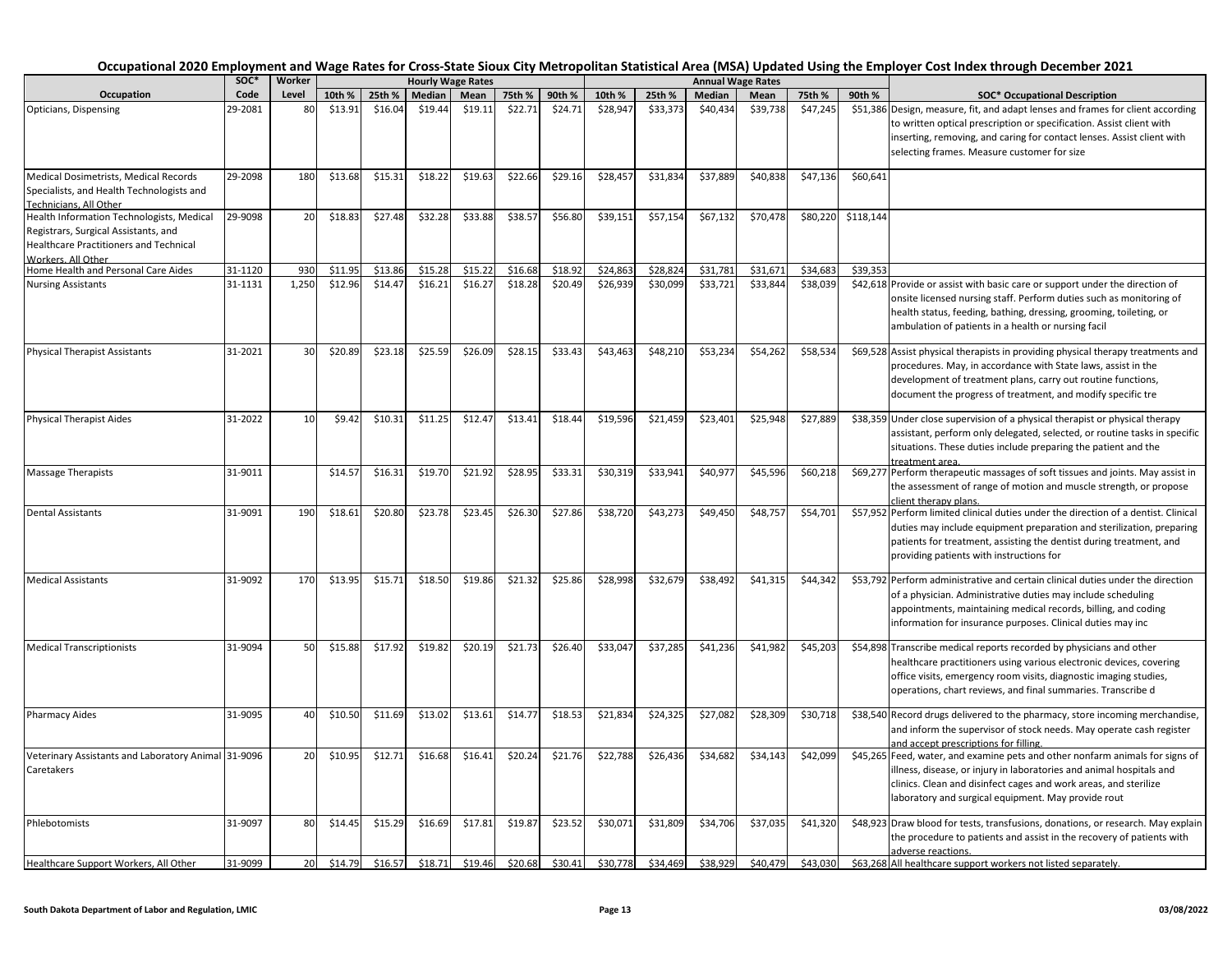# Occupational 2020 Employment and Wage Rates for Cross-State Sioux City Metropolitan Statistical Area (MSA) Updated Using the Employer Cost Index through December 2021

| Occupation | SOC* Code | Worker Level | Hourly Wage Rates | | | | | | Annual Wage Rates | | | | | | SOC* Occupational Description |
|---|---|---|---|---|---|---|---|---|---|---|---|---|---|---|---|
| | | | 10th % | 25th % | Median | Mean | 75th % | 90th % | 10th % | 25th % | Median | Mean | 75th % | 90th % | |
| Opticians, Dispensing | 29-2081 | 80 | $13.91 | $16.04 | $19.44 | $19.11 | $22.71 | $24.71 | $28,947 | $33,373 | $40,434 | $39,738 | $47,245 | $51,386 | Design, measure, fit, and adapt lenses and frames for client according to written optical prescription or specification. Assist client with inserting, removing, and caring for contact lenses. Assist client with selecting frames. Measure customer for size |
| Medical Dosimetrists, Medical Records Specialists, and Health Technologists and Technicians, All Other | 29-2098 | 180 | $13.68 | $15.31 | $18.22 | $19.63 | $22.66 | $29.16 | $28,457 | $31,834 | $37,889 | $40,838 | $47,136 | $60,641 | |
| Health Information Technologists, Medical Registrars, Surgical Assistants, and Healthcare Practitioners and Technical Workers, All Other | 29-9098 | 20 | $18.83 | $27.48 | $32.28 | $33.88 | $38.57 | $56.80 | $39,151 | $57,154 | $67,132 | $70,478 | $80,220 | $118,144 | |
| Home Health and Personal Care Aides | 31-1120 | 930 | $11.95 | $13.86 | $15.28 | $15.22 | $16.68 | $18.92 | $24,863 | $28,824 | $31,781 | $31,671 | $34,683 | $39,353 | |
| Nursing Assistants | 31-1131 | 1,250 | $12.96 | $14.47 | $16.21 | $16.27 | $18.28 | $20.49 | $26,939 | $30,099 | $33,721 | $33,844 | $38,039 | $42,618 | Provide or assist with basic care or support under the direction of onsite licensed nursing staff. Perform duties such as monitoring of health status, feeding, bathing, dressing, grooming, toileting, or ambulation of patients in a health or nursing facil |
| Physical Therapist Assistants | 31-2021 | 30 | $20.89 | $23.18 | $25.59 | $26.09 | $28.15 | $33.43 | $43,463 | $48,210 | $53,234 | $54,262 | $58,534 | $69,528 | Assist physical therapists in providing physical therapy treatments and procedures. May, in accordance with State laws, assist in the development of treatment plans, carry out routine functions, document the progress of treatment, and modify specific tre |
| Physical Therapist Aides | 31-2022 | 10 | $9.42 | $10.31 | $11.25 | $12.47 | $13.41 | $18.44 | $19,596 | $21,459 | $23,401 | $25,948 | $27,889 | $38,359 | Under close supervision of a physical therapist or physical therapy assistant, perform only delegated, selected, or routine tasks in specific situations. These duties include preparing the patient and the treatment area. |
| Massage Therapists | 31-9011 | | $14.57 | $16.31 | $19.70 | $21.92 | $28.95 | $33.31 | $30,319 | $33,941 | $40,977 | $45,596 | $60,218 | $69,277 | Perform therapeutic massages of soft tissues and joints. May assist in the assessment of range of motion and muscle strength, or propose client therapy plans. |
| Dental Assistants | 31-9091 | 190 | $18.61 | $20.80 | $23.78 | $23.45 | $26.30 | $27.86 | $38,720 | $43,273 | $49,450 | $48,757 | $54,701 | $57,952 | Perform limited clinical duties under the direction of a dentist. Clinical duties may include equipment preparation and sterilization, preparing patients for treatment, assisting the dentist during treatment, and providing patients with instructions for |
| Medical Assistants | 31-9092 | 170 | $13.95 | $15.71 | $18.50 | $19.86 | $21.32 | $25.86 | $28,998 | $32,679 | $38,492 | $41,315 | $44,342 | $53,792 | Perform administrative and certain clinical duties under the direction of a physician. Administrative duties may include scheduling appointments, maintaining medical records, billing, and coding information for insurance purposes. Clinical duties may inc |
| Medical Transcriptionists | 31-9094 | 50 | $15.88 | $17.92 | $19.82 | $20.19 | $21.73 | $26.40 | $33,047 | $37,285 | $41,236 | $41,982 | $45,203 | $54,898 | Transcribe medical reports recorded by physicians and other healthcare practitioners using various electronic devices, covering office visits, emergency room visits, diagnostic imaging studies, operations, chart reviews, and final summaries. Transcribe d |
| Pharmacy Aides | 31-9095 | 40 | $10.50 | $11.69 | $13.02 | $13.61 | $14.77 | $18.53 | $21,834 | $24,325 | $27,082 | $28,309 | $30,718 | $38,540 | Record drugs delivered to the pharmacy, store incoming merchandise, and inform the supervisor of stock needs. May operate cash register and accept prescriptions for filling. |
| Veterinary Assistants and Laboratory Animal Caretakers | 31-9096 | 20 | $10.95 | $12.71 | $16.68 | $16.41 | $20.24 | $21.76 | $22,788 | $26,436 | $34,682 | $34,143 | $42,099 | $45,265 | Feed, water, and examine pets and other nonfarm animals for signs of illness, disease, or injury in laboratories and animal hospitals and clinics. Clean and disinfect cages and work areas, and sterilize laboratory and surgical equipment. May provide rout |
| Phlebotomists | 31-9097 | 80 | $14.45 | $15.29 | $16.69 | $17.81 | $19.87 | $23.52 | $30,071 | $31,809 | $34,706 | $37,035 | $41,320 | $48,923 | Draw blood for tests, transfusions, donations, or research. May explain the procedure to patients and assist in the recovery of patients with adverse reactions. |
| Healthcare Support Workers, All Other | 31-9099 | 20 | $14.79 | $16.57 | $18.71 | $19.46 | $20.68 | $30.41 | $30,778 | $34,469 | $38,929 | $40,479 | $43,030 | $63,268 | All healthcare support workers not listed separately. |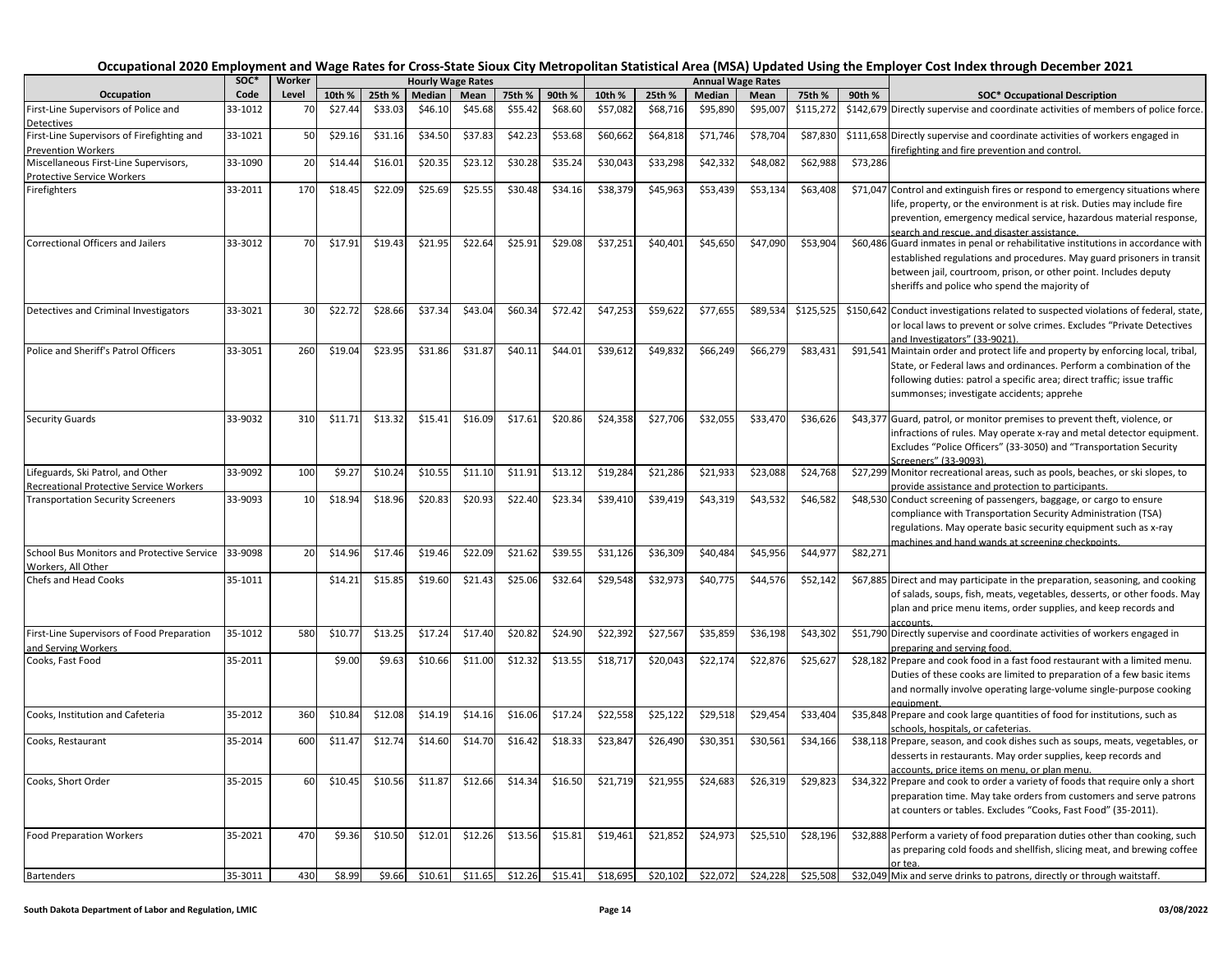# Occupational 2020 Employment and Wage Rates for Cross-State Sioux City Metropolitan Statistical Area (MSA) Updated Using the Employer Cost Index through December 2021

| Occupation | SOC* Code | Worker Level | Hourly Wage Rates | | | | | | Annual Wage Rates | | | | | | SOC* Occupational Description |
|---|---|---|---|---|---|---|---|---|---|---|---|---|---|---|---|
| | | | 10th % | 25th % | Median | Mean | 75th % | 90th % | 10th % | 25th % | Median | Mean | 75th % | 90th % | |
| First-Line Supervisors of Police and Detectives | 33-1012 | 70 | $27.44 | $33.03 | $46.10 | $45.68 | $55.42 | $68.60 | $57,082 | $68,716 | $95,890 | $95,007 | $115,272 | $142,679 | Directly supervise and coordinate activities of members of police force. |
| First-Line Supervisors of Firefighting and Prevention Workers | 33-1021 | 50 | $29.16 | $31.16 | $34.50 | $37.83 | $42.23 | $53.68 | $60,662 | $64,818 | $71,746 | $78,704 | $87,830 | $111,658 | Directly supervise and coordinate activities of workers engaged in firefighting and fire prevention and control. |
| Miscellaneous First-Line Supervisors, Protective Service Workers | 33-1090 | 20 | $14.44 | $16.01 | $20.35 | $23.12 | $30.28 | $35.24 | $30,043 | $33,298 | $42,332 | $48,082 | $62,988 | $73,286 | |
| Firefighters | 33-2011 | 170 | $18.45 | $22.09 | $25.69 | $25.55 | $30.48 | $34.16 | $38,379 | $45,963 | $53,439 | $53,134 | $63,408 | $71,047 | Control and extinguish fires or respond to emergency situations where life, property, or the environment is at risk. Duties may include fire prevention, emergency medical service, hazardous material response, search and rescue, and disaster assistance. |
| Correctional Officers and Jailers | 33-3012 | 70 | $17.91 | $19.43 | $21.95 | $22.64 | $25.91 | $29.08 | $37,251 | $40,401 | $45,650 | $47,090 | $53,904 | $60,486 | Guard inmates in penal or rehabilitative institutions in accordance with established regulations and procedures. May guard prisoners in transit between jail, courtroom, prison, or other point. Includes deputy sheriffs and police who spend the majority of |
| Detectives and Criminal Investigators | 33-3021 | 30 | $22.72 | $28.66 | $37.34 | $43.04 | $60.34 | $72.42 | $47,253 | $59,622 | $77,655 | $89,534 | $125,525 | $150,642 | Conduct investigations related to suspected violations of federal, state, or local laws to prevent or solve crimes. Excludes "Private Detectives and Investigators" (33-9021). |
| Police and Sheriff's Patrol Officers | 33-3051 | 260 | $19.04 | $23.95 | $31.86 | $31.87 | $40.11 | $44.01 | $39,612 | $49,832 | $66,249 | $66,279 | $83,431 | $91,541 | Maintain order and protect life and property by enforcing local, tribal, State, or Federal laws and ordinances. Perform a combination of the following duties: patrol a specific area; direct traffic; issue traffic summonses; investigate accidents; apprehe |
| Security Guards | 33-9032 | 310 | $11.71 | $13.32 | $15.41 | $16.09 | $17.61 | $20.86 | $24,358 | $27,706 | $32,055 | $33,470 | $36,626 | $43,377 | Guard, patrol, or monitor premises to prevent theft, violence, or infractions of rules. May operate x-ray and metal detector equipment. Excludes "Police Officers" (33-3050) and "Transportation Security Screeners" (33-9093). |
| Lifeguards, Ski Patrol, and Other Recreational Protective Service Workers | 33-9092 | 100 | $9.27 | $10.24 | $10.55 | $11.10 | $11.91 | $13.12 | $19,284 | $21,286 | $21,933 | $23,088 | $24,768 | $27,299 | Monitor recreational areas, such as pools, beaches, or ski slopes, to provide assistance and protection to participants. |
| Transportation Security Screeners | 33-9093 | 10 | $18.94 | $18.96 | $20.83 | $20.93 | $22.40 | $23.34 | $39,410 | $39,419 | $43,319 | $43,532 | $46,582 | $48,530 | Conduct screening of passengers, baggage, or cargo to ensure compliance with Transportation Security Administration (TSA) regulations. May operate basic security equipment such as x-ray machines and hand wands at screening checkpoints. |
| School Bus Monitors and Protective Service Workers, All Other | 33-9098 | 20 | $14.96 | $17.46 | $19.46 | $22.09 | $21.62 | $39.55 | $31,126 | $36,309 | $40,484 | $45,956 | $44,977 | $82,271 | |
| Chefs and Head Cooks | 35-1011 | | $14.21 | $15.85 | $19.60 | $21.43 | $25.06 | $32.64 | $29,548 | $32,973 | $40,775 | $44,576 | $52,142 | $67,885 | Direct and may participate in the preparation, seasoning, and cooking of salads, soups, fish, meats, vegetables, desserts, or other foods. May plan and price menu items, order supplies, and keep records and accounts. |
| First-Line Supervisors of Food Preparation and Serving Workers | 35-1012 | 580 | $10.77 | $13.25 | $17.24 | $17.40 | $20.82 | $24.90 | $22,392 | $27,567 | $35,859 | $36,198 | $43,302 | $51,790 | Directly supervise and coordinate activities of workers engaged in preparing and serving food. |
| Cooks, Fast Food | 35-2011 | | $9.00 | $9.63 | $10.66 | $11.00 | $12.32 | $13.55 | $18,717 | $20,043 | $22,174 | $22,876 | $25,627 | $28,182 | Prepare and cook food in a fast food restaurant with a limited menu. Duties of these cooks are limited to preparation of a few basic items and normally involve operating large-volume single-purpose cooking equipment. |
| Cooks, Institution and Cafeteria | 35-2012 | 360 | $10.84 | $12.08 | $14.19 | $14.16 | $16.06 | $17.24 | $22,558 | $25,122 | $29,518 | $29,454 | $33,404 | $35,848 | Prepare and cook large quantities of food for institutions, such as schools, hospitals, or cafeterias. |
| Cooks, Restaurant | 35-2014 | 600 | $11.47 | $12.74 | $14.60 | $14.70 | $16.42 | $18.33 | $23,847 | $26,490 | $30,351 | $30,561 | $34,166 | $38,118 | Prepare, season, and cook dishes such as soups, meats, vegetables, or desserts in restaurants. May order supplies, keep records and accounts, price items on menu, or plan menu. |
| Cooks, Short Order | 35-2015 | 60 | $10.45 | $10.56 | $11.87 | $12.66 | $14.34 | $16.50 | $21,719 | $21,955 | $24,683 | $26,319 | $29,823 | $34,322 | Prepare and cook to order a variety of foods that require only a short preparation time. May take orders from customers and serve patrons at counters or tables. Excludes "Cooks, Fast Food" (35-2011). |
| Food Preparation Workers | 35-2021 | 470 | $9.36 | $10.50 | $12.01 | $12.26 | $13.56 | $15.81 | $19,461 | $21,852 | $24,973 | $25,510 | $28,196 | $32,888 | Perform a variety of food preparation duties other than cooking, such as preparing cold foods and shellfish, slicing meat, and brewing coffee or tea. |
| Bartenders | 35-3011 | 430 | $8.99 | $9.66 | $10.61 | $11.65 | $12.26 | $15.41 | $18,695 | $20,102 | $22,072 | $24,228 | $25,508 | $32,049 | Mix and serve drinks to patrons, directly or through waitstaff. |

South Dakota Department of Labor and Regulation, LMIC — 03/08/2022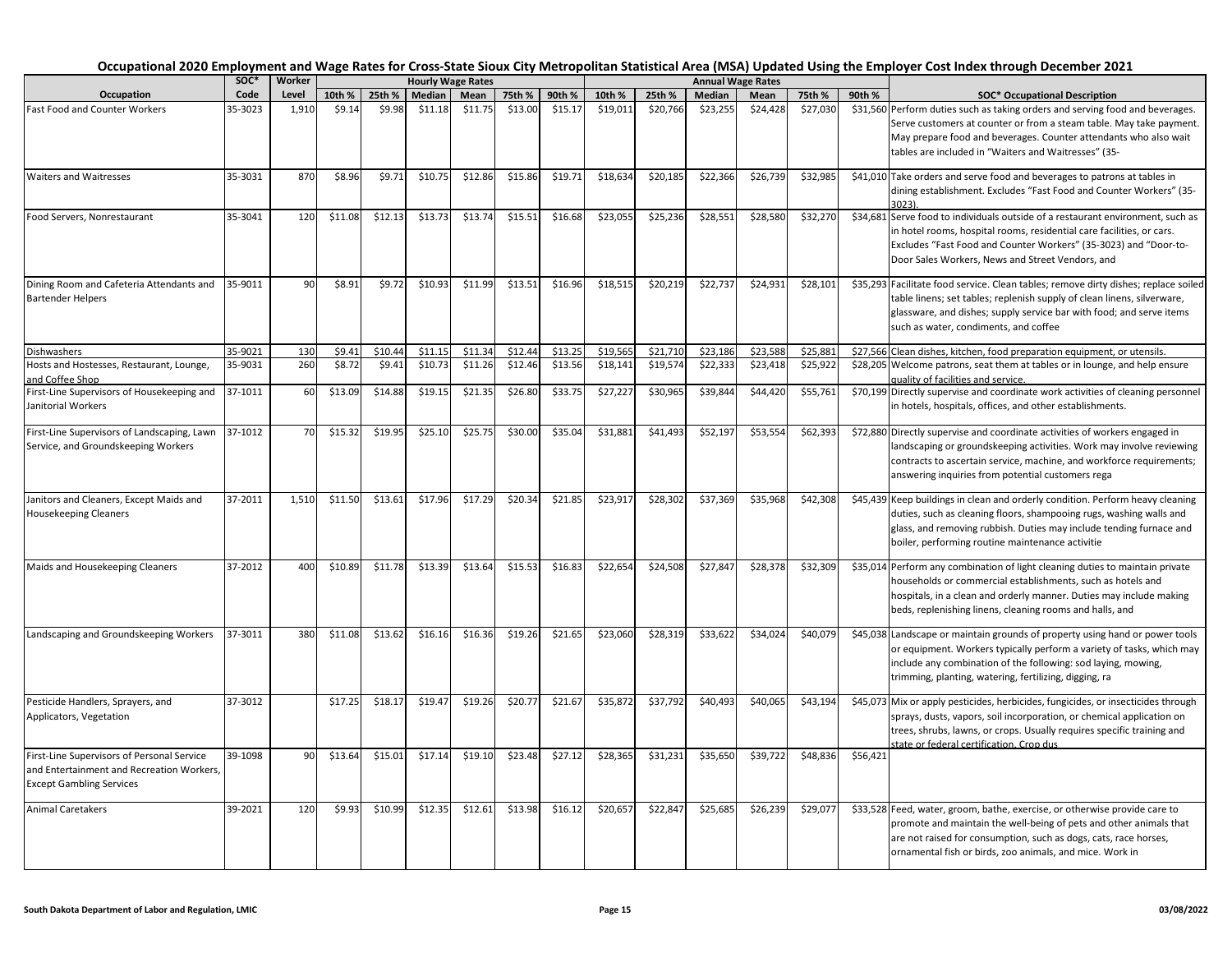# Occupational 2020 Employment and Wage Rates for Cross-State Sioux City Metropolitan Statistical Area (MSA) Updated Using the Employer Cost Index through December 2021

| Occupation | SOC* Code | Worker Level | Hourly Wage Rates | | | | | | Annual Wage Rates | | | | | | SOC* Occupational Description |
|---|---|---|---|---|---|---|---|---|---|---|---|---|---|---|---|
| | | | 10th % | 25th % | Median | Mean | 75th % | 90th % | 10th % | 25th % | Median | Mean | 75th % | 90th % | |
| Fast Food and Counter Workers | 35-3023 | 1,910 | $9.14 | $9.98 | $11.18 | $11.75 | $13.00 | $15.17 | $19,011 | $20,766 | $23,255 | $24,428 | $27,030 | $31,560 | Perform duties such as taking orders and serving food and beverages. Serve customers at counter or from a steam table. May take payment. May prepare food and beverages. Counter attendants who also wait tables are included in "Waiters and Waitresses" (35- |
| Waiters and Waitresses | 35-3031 | 870 | $8.96 | $9.71 | $10.75 | $12.86 | $15.86 | $19.71 | $18,634 | $20,185 | $22,366 | $26,739 | $32,985 | $41,010 | Take orders and serve food and beverages to patrons at tables in dining establishment. Excludes "Fast Food and Counter Workers" (35-3023). |
| Food Servers, Nonrestaurant | 35-3041 | 120 | $11.08 | $12.13 | $13.73 | $13.74 | $15.51 | $16.68 | $23,055 | $25,236 | $28,551 | $28,580 | $32,270 | $34,681 | Serve food to individuals outside of a restaurant environment, such as in hotel rooms, hospital rooms, residential care facilities, or cars. Excludes "Fast Food and Counter Workers" (35-3023) and "Door-to-Door Sales Workers, News and Street Vendors, and |
| Dining Room and Cafeteria Attendants and Bartender Helpers | 35-9011 | 90 | $8.91 | $9.72 | $10.93 | $11.99 | $13.51 | $16.96 | $18,515 | $20,219 | $22,737 | $24,931 | $28,101 | $35,293 | Facilitate food service. Clean tables; remove dirty dishes; replace soiled table linens; set tables; replenish supply of clean linens, silverware, glassware, and dishes; supply service bar with food; and serve items such as water, condiments, and coffee |
| Dishwashers | 35-9021 | 130 | $9.41 | $10.44 | $11.15 | $11.34 | $12.44 | $13.25 | $19,565 | $21,710 | $23,186 | $23,588 | $25,881 | $27,566 | Clean dishes, kitchen, food preparation equipment, or utensils. |
| Hosts and Hostesses, Restaurant, Lounge, and Coffee Shop | 35-9031 | 260 | $8.72 | $9.41 | $10.73 | $11.26 | $12.46 | $13.56 | $18,141 | $19,574 | $22,333 | $23,418 | $25,922 | $28,205 | Welcome patrons, seat them at tables or in lounge, and help ensure quality of facilities and service. |
| First-Line Supervisors of Housekeeping and Janitorial Workers | 37-1011 | 60 | $13.09 | $14.88 | $19.15 | $21.35 | $26.80 | $33.75 | $27,227 | $30,965 | $39,844 | $44,420 | $55,761 | $70,199 | Directly supervise and coordinate work activities of cleaning personnel in hotels, hospitals, offices, and other establishments. |
| First-Line Supervisors of Landscaping, Lawn Service, and Groundskeeping Workers | 37-1012 | 70 | $15.32 | $19.95 | $25.10 | $25.75 | $30.00 | $35.04 | $31,881 | $41,493 | $52,197 | $53,554 | $62,393 | $72,880 | Directly supervise and coordinate activities of workers engaged in landscaping or groundskeeping activities. Work may involve reviewing contracts to ascertain service, machine, and workforce requirements; answering inquiries from potential customers rega |
| Janitors and Cleaners, Except Maids and Housekeeping Cleaners | 37-2011 | 1,510 | $11.50 | $13.61 | $17.96 | $17.29 | $20.34 | $21.85 | $23,917 | $28,302 | $37,369 | $35,968 | $42,308 | $45,439 | Keep buildings in clean and orderly condition. Perform heavy cleaning duties, such as cleaning floors, shampooing rugs, washing walls and glass, and removing rubbish. Duties may include tending furnace and boiler, performing routine maintenance activitie |
| Maids and Housekeeping Cleaners | 37-2012 | 400 | $10.89 | $11.78 | $13.39 | $13.64 | $15.53 | $16.83 | $22,654 | $24,508 | $27,847 | $28,378 | $32,309 | $35,014 | Perform any combination of light cleaning duties to maintain private households or commercial establishments, such as hotels and hospitals, in a clean and orderly manner. Duties may include making beds, replenishing linens, cleaning rooms and halls, and |
| Landscaping and Groundskeeping Workers | 37-3011 | 380 | $11.08 | $13.62 | $16.16 | $16.36 | $19.26 | $21.65 | $23,060 | $28,319 | $33,622 | $34,024 | $40,079 | $45,038 | Landscape or maintain grounds of property using hand or power tools or equipment. Workers typically perform a variety of tasks, which may include any combination of the following: sod laying, mowing, trimming, planting, watering, fertilizing, digging, ra |
| Pesticide Handlers, Sprayers, and Applicators, Vegetation | 37-3012 | | $17.25 | $18.17 | $19.47 | $19.26 | $20.77 | $21.67 | $35,872 | $37,792 | $40,493 | $40,065 | $43,194 | $45,073 | Mix or apply pesticides, herbicides, fungicides, or insecticides through sprays, dusts, vapors, soil incorporation, or chemical application on trees, shrubs, lawns, or crops. Usually requires specific training and state or federal certification. Crop dus |
| First-Line Supervisors of Personal Service and Entertainment and Recreation Workers, Except Gambling Services | 39-1098 | 90 | $13.64 | $15.01 | $17.14 | $19.10 | $23.48 | $27.12 | $28,365 | $31,231 | $35,650 | $39,722 | $48,836 | $56,421 | |
| Animal Caretakers | 39-2021 | 120 | $9.93 | $10.99 | $12.35 | $12.61 | $13.98 | $16.12 | $20,657 | $22,847 | $25,685 | $26,239 | $29,077 | $33,528 | Feed, water, groom, bathe, exercise, or otherwise provide care to promote and maintain the well-being of pets and other animals that are not raised for consumption, such as dogs, cats, race horses, ornamental fish or birds, zoo animals, and mice. Work in |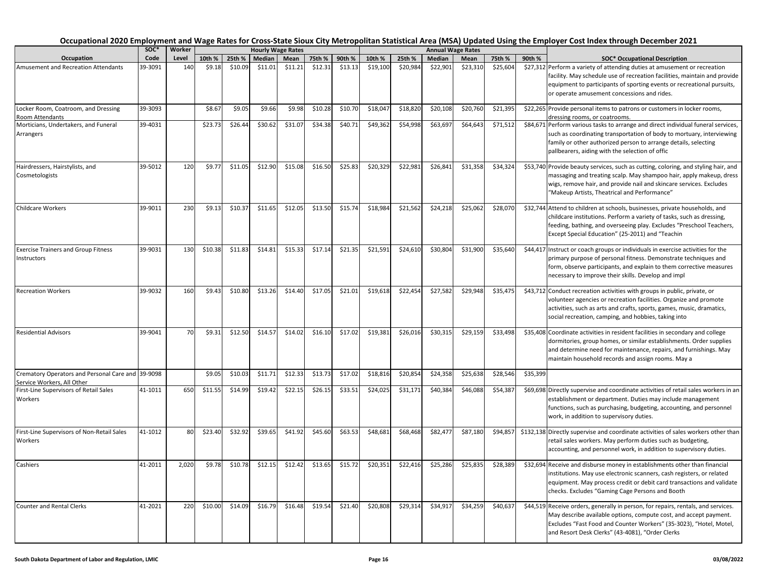# Occupational 2020 Employment and Wage Rates for Cross-State Sioux City Metropolitan Statistical Area (MSA) Updated Using the Employer Cost Index through December 2021

| Occupation | SOC* Code | Worker Level | Hourly Wage Rates | | | | | | Annual Wage Rates | | | | | | SOC* Occupational Description |
|---|---|---|---|---|---|---|---|---|---|---|---|---|---|---|---|
| | | | 10th % | 25th % | Median | Mean | 75th % | 90th % | 10th % | 25th % | Median | Mean | 75th % | 90th % | |
| Amusement and Recreation Attendants | 39-3091 | 140 | $9.18 | $10.09 | $11.01 | $11.21 | $12.31 | $13.13 | $19,100 | $20,984 | $22,901 | $23,310 | $25,604 | $27,312 | Perform a variety of attending duties at amusement or recreation facility. May schedule use of recreation facilities, maintain and provide equipment to participants of sporting events or recreational pursuits, or operate amusement concessions and rides. |
| Locker Room, Coatroom, and Dressing Room Attendants | 39-3093 | | $8.67 | $9.05 | $9.66 | $9.98 | $10.28 | $10.70 | $18,047 | $18,820 | $20,108 | $20,760 | $21,395 | $22,265 | Provide personal items to patrons or customers in locker rooms, dressing rooms, or coatrooms. |
| Morticians, Undertakers, and Funeral Arrangers | 39-4031 | | $23.73 | $26.44 | $30.62 | $31.07 | $34.38 | $40.71 | $49,362 | $54,998 | $63,697 | $64,643 | $71,512 | $84,671 | Perform various tasks to arrange and direct individual funeral services, such as coordinating transportation of body to mortuary, interviewing family or other authorized person to arrange details, selecting pallbearers, aiding with the selection of offic |
| Hairdressers, Hairstylists, and Cosmetologists | 39-5012 | 120 | $9.77 | $11.05 | $12.90 | $15.08 | $16.50 | $25.83 | $20,329 | $22,981 | $26,841 | $31,358 | $34,324 | $53,740 | Provide beauty services, such as cutting, coloring, and styling hair, and massaging and treating scalp. May shampoo hair, apply makeup, dress wigs, remove hair, and provide nail and skincare services. Excludes "Makeup Artists, Theatrical and Performance" |
| Childcare Workers | 39-9011 | 230 | $9.13 | $10.37 | $11.65 | $12.05 | $13.50 | $15.74 | $18,984 | $21,562 | $24,218 | $25,062 | $28,070 | $32,744 | Attend to children at schools, businesses, private households, and childcare institutions. Perform a variety of tasks, such as dressing, feeding, bathing, and overseeing play. Excludes "Preschool Teachers, Except Special Education" (25-2011) and "Teachin |
| Exercise Trainers and Group Fitness Instructors | 39-9031 | 130 | $10.38 | $11.83 | $14.81 | $15.33 | $17.14 | $21.35 | $21,591 | $24,610 | $30,804 | $31,900 | $35,640 | $44,417 | Instruct or coach groups or individuals in exercise activities for the primary purpose of personal fitness. Demonstrate techniques and form, observe participants, and explain to them corrective measures necessary to improve their skills. Develop and impl |
| Recreation Workers | 39-9032 | 160 | $9.43 | $10.80 | $13.26 | $14.40 | $17.05 | $21.01 | $19,618 | $22,454 | $27,582 | $29,948 | $35,475 | $43,712 | Conduct recreation activities with groups in public, private, or volunteer agencies or recreation facilities. Organize and promote activities, such as arts and crafts, sports, games, music, dramatics, social recreation, camping, and hobbies, taking into |
| Residential Advisors | 39-9041 | 70 | $9.31 | $12.50 | $14.57 | $14.02 | $16.10 | $17.02 | $19,381 | $26,016 | $30,315 | $29,159 | $33,498 | $35,408 | Coordinate activities in resident facilities in secondary and college dormitories, group homes, or similar establishments. Order supplies and determine need for maintenance, repairs, and furnishings. May maintain household records and assign rooms. May a |
| Crematory Operators and Personal Care and Service Workers, All Other | 39-9098 | | $9.05 | $10.03 | $11.71 | $12.33 | $13.73 | $17.02 | $18,816 | $20,854 | $24,358 | $25,638 | $28,546 | $35,399 | |
| First-Line Supervisors of Retail Sales Workers | 41-1011 | 650 | $11.55 | $14.99 | $19.42 | $22.15 | $26.15 | $33.51 | $24,025 | $31,171 | $40,384 | $46,088 | $54,387 | $69,698 | Directly supervise and coordinate activities of retail sales workers in an establishment or department. Duties may include management functions, such as purchasing, budgeting, accounting, and personnel work, in addition to supervisory duties. |
| First-Line Supervisors of Non-Retail Sales Workers | 41-1012 | 80 | $23.40 | $32.92 | $39.65 | $41.92 | $45.60 | $63.53 | $48,681 | $68,468 | $82,477 | $87,180 | $94,857 | $132,138 | Directly supervise and coordinate activities of sales workers other than retail sales workers. May perform duties such as budgeting, accounting, and personnel work, in addition to supervisory duties. |
| Cashiers | 41-2011 | 2,020 | $9.78 | $10.78 | $12.15 | $12.42 | $13.65 | $15.72 | $20,351 | $22,416 | $25,286 | $25,835 | $28,389 | $32,694 | Receive and disburse money in establishments other than financial institutions. May use electronic scanners, cash registers, or related equipment. May process credit or debit card transactions and validate checks. Excludes "Gaming Cage Persons and Booth |
| Counter and Rental Clerks | 41-2021 | 220 | $10.00 | $14.09 | $16.79 | $16.48 | $19.54 | $21.40 | $20,808 | $29,314 | $34,917 | $34,259 | $40,637 | $44,519 | Receive orders, generally in person, for repairs, rentals, and services. May describe available options, compute cost, and accept payment. Excludes "Fast Food and Counter Workers" (35-3023), "Hotel, Motel, and Resort Desk Clerks" (43-4081), "Order Clerks |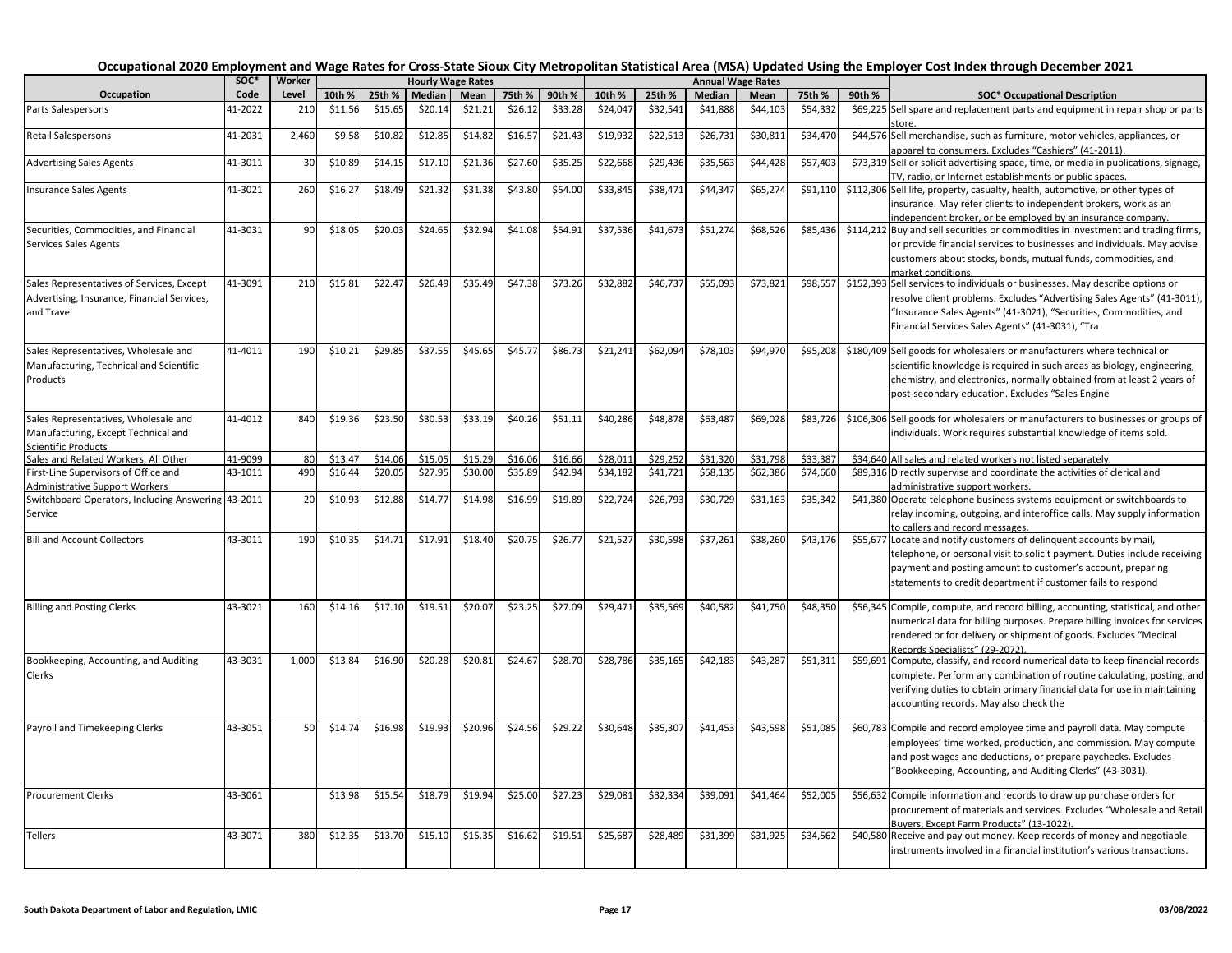# Occupational 2020 Employment and Wage Rates for Cross-State Sioux City Metropolitan Statistical Area (MSA) Updated Using the Employer Cost Index through December 2021

| Occupation | SOC* Code | Worker Level | Hourly Wage Rates | | | | | | Annual Wage Rates | | | | | | SOC* Occupational Description |
|---|---|---|---|---|---|---|---|---|---|---|---|---|---|---|---|
| | | | 10th % | 25th % | Median | Mean | 75th % | 90th % | 10th % | 25th % | Median | Mean | 75th % | 90th % | |
| Parts Salespersons | 41-2022 | 210 | $11.56 | $15.65 | $20.14 | $21.21 | $26.12 | $33.28 | $24,047 | $32,541 | $41,888 | $44,103 | $54,332 | $69,225 | Sell spare and replacement parts and equipment in repair shop or parts store. |
| Retail Salespersons | 41-2031 | 2,460 | $9.58 | $10.82 | $12.85 | $14.82 | $16.57 | $21.43 | $19,932 | $22,513 | $26,731 | $30,811 | $34,470 | $44,576 | Sell merchandise, such as furniture, motor vehicles, appliances, or apparel to consumers. Excludes "Cashiers" (41-2011). |
| Advertising Sales Agents | 41-3011 | 30 | $10.89 | $14.15 | $17.10 | $21.36 | $27.60 | $35.25 | $22,668 | $29,436 | $35,563 | $44,428 | $57,403 | $73,319 | Sell or solicit advertising space, time, or media in publications, signage, TV, radio, or Internet establishments or public spaces. |
| Insurance Sales Agents | 41-3021 | 260 | $16.27 | $18.49 | $21.32 | $31.38 | $43.80 | $54.00 | $33,845 | $38,471 | $44,347 | $65,274 | $91,110 | $112,306 | Sell life, property, casualty, health, automotive, or other types of insurance. May refer clients to independent brokers, work as an independent broker, or be employed by an insurance company. |
| Securities, Commodities, and Financial Services Sales Agents | 41-3031 | 90 | $18.05 | $20.03 | $24.65 | $32.94 | $41.08 | $54.91 | $37,536 | $41,673 | $51,274 | $68,526 | $85,436 | $114,212 | Buy and sell securities or commodities in investment and trading firms, or provide financial services to businesses and individuals. May advise customers about stocks, bonds, mutual funds, commodities, and market conditions. |
| Sales Representatives of Services, Except Advertising, Insurance, Financial Services, and Travel | 41-3091 | 210 | $15.81 | $22.47 | $26.49 | $35.49 | $47.38 | $73.26 | $32,882 | $46,737 | $55,093 | $73,821 | $98,557 | $152,393 | Sell services to individuals or businesses. May describe options or resolve client problems. Excludes "Advertising Sales Agents" (41-3011), "Insurance Sales Agents" (41-3021), "Securities, Commodities, and Financial Services Sales Agents" (41-3031), "Tra |
| Sales Representatives, Wholesale and Manufacturing, Technical and Scientific Products | 41-4011 | 190 | $10.21 | $29.85 | $37.55 | $45.65 | $45.77 | $86.73 | $21,241 | $62,094 | $78,103 | $94,970 | $95,208 | $180,409 | Sell goods for wholesalers or manufacturers where technical or scientific knowledge is required in such areas as biology, engineering, chemistry, and electronics, normally obtained from at least 2 years of post-secondary education. Excludes "Sales Engine |
| Sales Representatives, Wholesale and Manufacturing, Except Technical and Scientific Products | 41-4012 | 840 | $19.36 | $23.50 | $30.53 | $33.19 | $40.26 | $51.11 | $40,286 | $48,878 | $63,487 | $69,028 | $83,726 | $106,306 | Sell goods for wholesalers or manufacturers to businesses or groups of individuals. Work requires substantial knowledge of items sold. |
| Sales and Related Workers, All Other | 41-9099 | 80 | $13.47 | $14.06 | $15.05 | $15.29 | $16.06 | $16.66 | $28,011 | $29,252 | $31,320 | $31,798 | $33,387 | $34,640 | All sales and related workers not listed separately. |
| First-Line Supervisors of Office and Administrative Support Workers | 43-1011 | 490 | $16.44 | $20.05 | $27.95 | $30.00 | $35.89 | $42.94 | $34,182 | $41,721 | $58,135 | $62,386 | $74,660 | $89,316 | Directly supervise and coordinate the activities of clerical and administrative support workers. |
| Switchboard Operators, Including Answering Service | 43-2011 | 20 | $10.93 | $12.88 | $14.77 | $14.98 | $16.99 | $19.89 | $22,724 | $26,793 | $30,729 | $31,163 | $35,342 | $41,380 | Operate telephone business systems equipment or switchboards to relay incoming, outgoing, and interoffice calls. May supply information to callers and record messages. |
| Bill and Account Collectors | 43-3011 | 190 | $10.35 | $14.71 | $17.91 | $18.40 | $20.75 | $26.77 | $21,527 | $30,598 | $37,261 | $38,260 | $43,176 | $55,677 | Locate and notify customers of delinquent accounts by mail, telephone, or personal visit to solicit payment. Duties include receiving payment and posting amount to customer's account, preparing statements to credit department if customer fails to respond |
| Billing and Posting Clerks | 43-3021 | 160 | $14.16 | $17.10 | $19.51 | $20.07 | $23.25 | $27.09 | $29,471 | $35,569 | $40,582 | $41,750 | $48,350 | $56,345 | Compile, compute, and record billing, accounting, statistical, and other numerical data for billing purposes. Prepare billing invoices for services rendered or for delivery or shipment of goods. Excludes "Medical Records Specialists" (29-2072). |
| Bookkeeping, Accounting, and Auditing Clerks | 43-3031 | 1,000 | $13.84 | $16.90 | $20.28 | $20.81 | $24.67 | $28.70 | $28,786 | $35,165 | $42,183 | $43,287 | $51,311 | $59,691 | Compute, classify, and record numerical data to keep financial records complete. Perform any combination of routine calculating, posting, and verifying duties to obtain primary financial data for use in maintaining accounting records. May also check the |
| Payroll and Timekeeping Clerks | 43-3051 | 50 | $14.74 | $16.98 | $19.93 | $20.96 | $24.56 | $29.22 | $30,648 | $35,307 | $41,453 | $43,598 | $51,085 | $60,783 | Compile and record employee time and payroll data. May compute employees' time worked, production, and commission. May compute and post wages and deductions, or prepare paychecks. Excludes "Bookkeeping, Accounting, and Auditing Clerks" (43-3031). |
| Procurement Clerks | 43-3061 | | $13.98 | $15.54 | $18.79 | $19.94 | $25.00 | $27.23 | $29,081 | $32,334 | $39,091 | $41,464 | $52,005 | $56,632 | Compile information and records to draw up purchase orders for procurement of materials and services. Excludes "Wholesale and Retail Buyers, Except Farm Products" (13-1022). |
| Tellers | 43-3071 | 380 | $12.35 | $13.70 | $15.10 | $15.35 | $16.62 | $19.51 | $25,687 | $28,489 | $31,399 | $31,925 | $34,562 | $40,580 | Receive and pay out money. Keep records of money and negotiable instruments involved in a financial institution's various transactions. |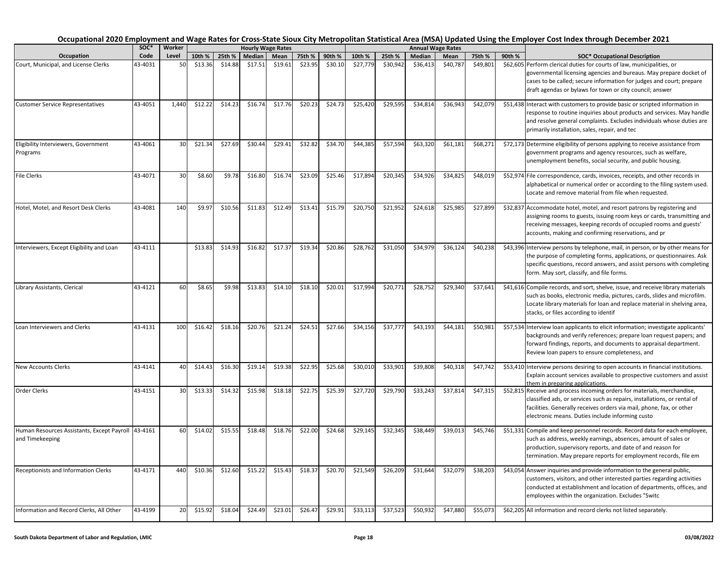# Occupational 2020 Employment and Wage Rates for Cross-State Sioux City Metropolitan Statistical Area (MSA) Updated Using the Employer Cost Index through December 2021

| Occupation | SOC* Code | Worker Level | Hourly Wage Rates | | | | | | Annual Wage Rates | | | | | | SOC* Occupational Description |
|---|---|---|---|---|---|---|---|---|---|---|---|---|---|---|---|
| | | | 10th % | 25th % | Median | Mean | 75th % | 90th % | 10th % | 25th % | Median | Mean | 75th % | 90th % | |
| Court, Municipal, and License Clerks | 43-4031 | 50 | $13.36 | $14.88 | $17.51 | $19.61 | $23.95 | $30.10 | $27,779 | $30,942 | $36,413 | $40,787 | $49,801 | $62,605 | Perform clerical duties for courts of law, municipalities, or governmental licensing agencies and bureaus. May prepare docket of cases to be called; secure information for judges and court; prepare draft agendas or bylaws for town or city council; answer |
| Customer Service Representatives | 43-4051 | 1,440 | $12.22 | $14.23 | $16.74 | $17.76 | $20.23 | $24.73 | $25,420 | $29,595 | $34,814 | $36,943 | $42,079 | $51,438 | Interact with customers to provide basic or scripted information in response to routine inquiries about products and services. May handle and resolve general complaints. Excludes individuals whose duties are primarily installation, sales, repair, and tec |
| Eligibility Interviewers, Government Programs | 43-4061 | 30 | $21.34 | $27.69 | $30.44 | $29.41 | $32.82 | $34.70 | $44,385 | $57,594 | $63,320 | $61,181 | $68,271 | $72,173 | Determine eligibility of persons applying to receive assistance from government programs and agency resources, such as welfare, unemployment benefits, social security, and public housing. |
| File Clerks | 43-4071 | 30 | $8.60 | $9.78 | $16.80 | $16.74 | $23.09 | $25.46 | $17,894 | $20,345 | $34,926 | $34,825 | $48,019 | $52,974 | File correspondence, cards, invoices, receipts, and other records in alphabetical or numerical order or according to the filing system used. Locate and remove material from file when requested. |
| Hotel, Motel, and Resort Desk Clerks | 43-4081 | 140 | $9.97 | $10.56 | $11.83 | $12.49 | $13.41 | $15.79 | $20,750 | $21,952 | $24,618 | $25,985 | $27,899 | $32,837 | Accommodate hotel, motel, and resort patrons by registering and assigning rooms to guests, issuing room keys or cards, transmitting and receiving messages, keeping records of occupied rooms and guests' accounts, making and confirming reservations, and pr |
| Interviewers, Except Eligibility and Loan | 43-4111 | | $13.83 | $14.93 | $16.82 | $17.37 | $19.34 | $20.86 | $28,762 | $31,050 | $34,979 | $36,124 | $40,238 | $43,396 | Interview persons by telephone, mail, in person, or by other means for the purpose of completing forms, applications, or questionnaires. Ask specific questions, record answers, and assist persons with completing form. May sort, classify, and file forms. |
| Library Assistants, Clerical | 43-4121 | 60 | $8.65 | $9.98 | $13.83 | $14.10 | $18.10 | $20.01 | $17,994 | $20,771 | $28,752 | $29,340 | $37,641 | $41,616 | Compile records, and sort, shelve, issue, and receive library materials such as books, electronic media, pictures, cards, slides and microfilm. Locate library materials for loan and replace material in shelving area, stacks, or files according to identif |
| Loan Interviewers and Clerks | 43-4131 | 100 | $16.42 | $18.16 | $20.76 | $21.24 | $24.51 | $27.66 | $34,156 | $37,777 | $43,193 | $44,181 | $50,981 | $57,534 | Interview loan applicants to elicit information; investigate applicants' backgrounds and verify references; prepare loan request papers; and forward findings, reports, and documents to appraisal department. Review loan papers to ensure completeness, and |
| New Accounts Clerks | 43-4141 | 40 | $14.43 | $16.30 | $19.14 | $19.38 | $22.95 | $25.68 | $30,010 | $33,901 | $39,808 | $40,318 | $47,742 | $53,410 | Interview persons desiring to open accounts in financial institutions. Explain account services available to prospective customers and assist them in preparing applications. |
| Order Clerks | 43-4151 | 30 | $13.33 | $14.32 | $15.98 | $18.18 | $22.75 | $25.39 | $27,720 | $29,790 | $33,243 | $37,814 | $47,315 | $52,815 | Receive and process incoming orders for materials, merchandise, classified ads, or services such as repairs, installations, or rental of facilities. Generally receives orders via mail, phone, fax, or other electronic means. Duties include informing custo |
| Human Resources Assistants, Except Payroll and Timekeeping | 43-4161 | 60 | $14.02 | $15.55 | $18.48 | $18.76 | $22.00 | $24.68 | $29,145 | $32,345 | $38,449 | $39,013 | $45,746 | $51,331 | Compile and keep personnel records. Record data for each employee, such as address, weekly earnings, absences, amount of sales or production, supervisory reports, and date of and reason for termination. May prepare reports for employment records, file em |
| Receptionists and Information Clerks | 43-4171 | 440 | $10.36 | $12.60 | $15.22 | $15.43 | $18.37 | $20.70 | $21,549 | $26,209 | $31,644 | $32,079 | $38,203 | $43,054 | Answer inquiries and provide information to the general public, customers, visitors, and other interested parties regarding activities conducted at establishment and location of departments, offices, and employees within the organization. Excludes "Switc |
| Information and Record Clerks, All Other | 43-4199 | 20 | $15.92 | $18.04 | $24.49 | $23.01 | $26.47 | $29.91 | $33,113 | $37,523 | $50,932 | $47,880 | $55,073 | $62,205 | All information and record clerks not listed separately. |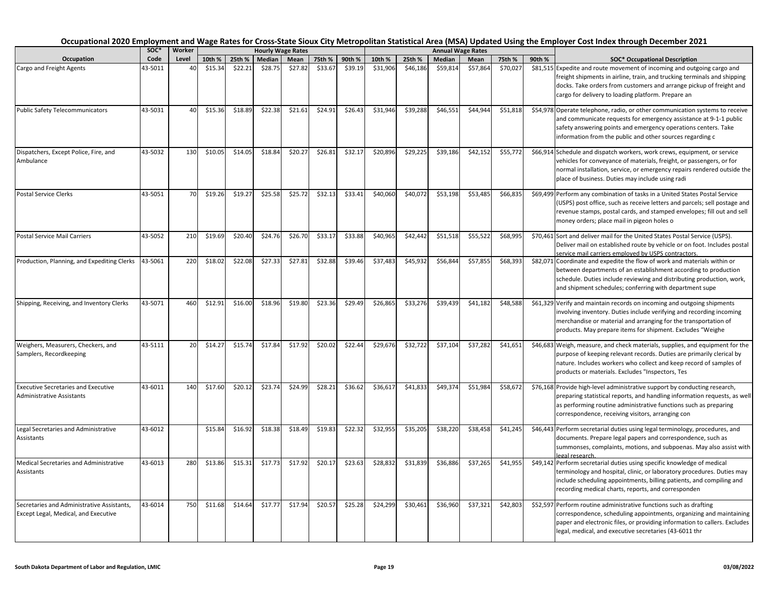# Occupational 2020 Employment and Wage Rates for Cross-State Sioux City Metropolitan Statistical Area (MSA) Updated Using the Employer Cost Index through December 2021

| Occupation | SOC* Code | Worker Level | Hourly Wage Rates 10th % | 25th % | Median | Mean | 75th % | 90th % | Annual Wage Rates 10th % | 25th % | Median | Mean | 75th % | 90th % | SOC* Occupational Description |
|---|---|---|---|---|---|---|---|---|---|---|---|---|---|---|---|
| Cargo and Freight Agents | 43-5011 | 40 | $15.34 | $22.21 | $28.75 | $27.82 | $33.67 | $39.19 | $31,906 | $46,186 | $59,814 | $57,864 | $70,027 | $81,515 | Expedite and route movement of incoming and outgoing cargo and freight shipments in airline, train, and trucking terminals and shipping docks. Take orders from customers and arrange pickup of freight and cargo for delivery to loading platform. Prepare an |
| Public Safety Telecommunicators | 43-5031 | 40 | $15.36 | $18.89 | $22.38 | $21.61 | $24.91 | $26.43 | $31,946 | $39,288 | $46,551 | $44,944 | $51,818 | $54,978 | Operate telephone, radio, or other communication systems to receive and communicate requests for emergency assistance at 9-1-1 public safety answering points and emergency operations centers. Take information from the public and other sources regarding c |
| Dispatchers, Except Police, Fire, and Ambulance | 43-5032 | 130 | $10.05 | $14.05 | $18.84 | $20.27 | $26.81 | $32.17 | $20,896 | $29,225 | $39,186 | $42,152 | $55,772 | $66,914 | Schedule and dispatch workers, work crews, equipment, or service vehicles for conveyance of materials, freight, or passengers, or for normal installation, service, or emergency repairs rendered outside the place of business. Duties may include using radi |
| Postal Service Clerks | 43-5051 | 70 | $19.26 | $19.27 | $25.58 | $25.72 | $32.13 | $33.41 | $40,060 | $40,072 | $53,198 | $53,485 | $66,835 | $69,499 | Perform any combination of tasks in a United States Postal Service (USPS) post office, such as receive letters and parcels; sell postage and revenue stamps, postal cards, and stamped envelopes; fill out and sell money orders; place mail in pigeon holes o |
| Postal Service Mail Carriers | 43-5052 | 210 | $19.69 | $20.40 | $24.76 | $26.70 | $33.17 | $33.88 | $40,965 | $42,442 | $51,518 | $55,522 | $68,995 | $70,461 | Sort and deliver mail for the United States Postal Service (USPS). Deliver mail on established route by vehicle or on foot. Includes postal service mail carriers employed by USPS contractors. |
| Production, Planning, and Expediting Clerks | 43-5061 | 220 | $18.02 | $22.08 | $27.33 | $27.81 | $32.88 | $39.46 | $37,483 | $45,932 | $56,844 | $57,855 | $68,393 | $82,071 | Coordinate and expedite the flow of work and materials within or between departments of an establishment according to production schedule. Duties include reviewing and distributing production, work, and shipment schedules; conferring with department supe |
| Shipping, Receiving, and Inventory Clerks | 43-5071 | 460 | $12.91 | $16.00 | $18.96 | $19.80 | $23.36 | $29.49 | $26,865 | $33,276 | $39,439 | $41,182 | $48,588 | $61,329 | Verify and maintain records on incoming and outgoing shipments involving inventory. Duties include verifying and recording incoming merchandise or material and arranging for the transportation of products. May prepare items for shipment. Excludes "Weighe |
| Weighers, Measurers, Checkers, and Samplers, Recordkeeping | 43-5111 | 20 | $14.27 | $15.74 | $17.84 | $17.92 | $20.02 | $22.44 | $29,676 | $32,722 | $37,104 | $37,282 | $41,651 | $46,683 | Weigh, measure, and check materials, supplies, and equipment for the purpose of keeping relevant records. Duties are primarily clerical by nature. Includes workers who collect and keep record of samples of products or materials. Excludes "Inspectors, Tes |
| Executive Secretaries and Executive Administrative Assistants | 43-6011 | 140 | $17.60 | $20.12 | $23.74 | $24.99 | $28.21 | $36.62 | $36,617 | $41,833 | $49,374 | $51,984 | $58,672 | $76,168 | Provide high-level administrative support by conducting research, preparing statistical reports, and handling information requests, as well as performing routine administrative functions such as preparing correspondence, receiving visitors, arranging con |
| Legal Secretaries and Administrative Assistants | 43-6012 | | $15.84 | $16.92 | $18.38 | $18.49 | $19.83 | $22.32 | $32,955 | $35,205 | $38,220 | $38,458 | $41,245 | $46,443 | Perform secretarial duties using legal terminology, procedures, and documents. Prepare legal papers and correspondence, such as summonses, complaints, motions, and subpoenas. May also assist with legal research. |
| Medical Secretaries and Administrative Assistants | 43-6013 | 280 | $13.86 | $15.31 | $17.73 | $17.92 | $20.17 | $23.63 | $28,832 | $31,839 | $36,886 | $37,265 | $41,955 | $49,142 | Perform secretarial duties using specific knowledge of medical terminology and hospital, clinic, or laboratory procedures. Duties may include scheduling appointments, billing patients, and compiling and recording medical charts, reports, and corresponden |
| Secretaries and Administrative Assistants, Except Legal, Medical, and Executive | 43-6014 | 750 | $11.68 | $14.64 | $17.77 | $17.94 | $20.57 | $25.28 | $24,299 | $30,461 | $36,960 | $37,321 | $42,803 | $52,597 | Perform routine administrative functions such as drafting correspondence, scheduling appointments, organizing and maintaining paper and electronic files, or providing information to callers. Excludes legal, medical, and executive secretaries (43-6011 thr |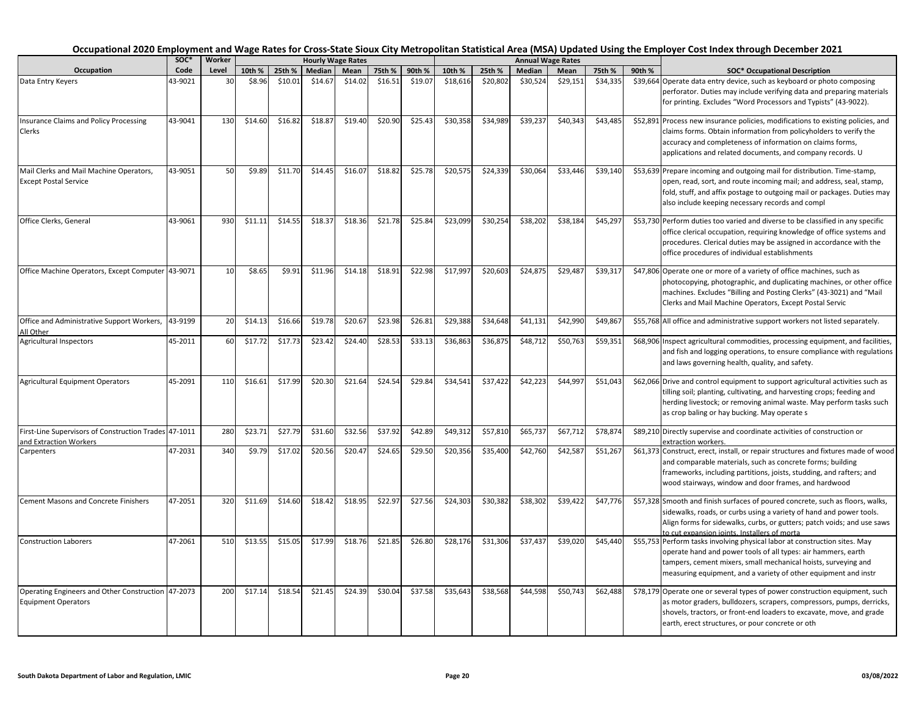# Occupational 2020 Employment and Wage Rates for Cross-State Sioux City Metropolitan Statistical Area (MSA) Updated Using the Employer Cost Index through December 2021

| Occupation | SOC* Code | Worker Level | Hourly Wage Rates | | | | | | Annual Wage Rates | | | | | | SOC* Occupational Description |
|---|---|---|---|---|---|---|---|---|---|---|---|---|---|---|---|
| | | | 10th % | 25th % | Median | Mean | 75th % | 90th % | 10th % | 25th % | Median | Mean | 75th % | 90th % | |
| Data Entry Keyers | 43-9021 | 30 | $8.96 | $10.01 | $14.67 | $14.02 | $16.51 | $19.07 | $18,616 | $20,802 | $30,524 | $29,151 | $34,335 | $39,664 | Operate data entry device, such as keyboard or photo composing perforator. Duties may include verifying data and preparing materials for printing. Excludes "Word Processors and Typists" (43-9022). |
| Insurance Claims and Policy Processing Clerks | 43-9041 | 130 | $14.60 | $16.82 | $18.87 | $19.40 | $20.90 | $25.43 | $30,358 | $34,989 | $39,237 | $40,343 | $43,485 | $52,891 | Process new insurance policies, modifications to existing policies, and claims forms. Obtain information from policyholders to verify the accuracy and completeness of information on claims forms, applications and related documents, and company records. U |
| Mail Clerks and Mail Machine Operators, Except Postal Service | 43-9051 | 50 | $9.89 | $11.70 | $14.45 | $16.07 | $18.82 | $25.78 | $20,575 | $24,339 | $30,064 | $33,446 | $39,140 | $53,639 | Prepare incoming and outgoing mail for distribution. Time-stamp, open, read, sort, and route incoming mail; and address, seal, stamp, fold, stuff, and affix postage to outgoing mail or packages. Duties may also include keeping necessary records and compl |
| Office Clerks, General | 43-9061 | 930 | $11.11 | $14.55 | $18.37 | $18.36 | $21.78 | $25.84 | $23,099 | $30,254 | $38,202 | $38,184 | $45,297 | $53,730 | Perform duties too varied and diverse to be classified in any specific office clerical occupation, requiring knowledge of office systems and procedures. Clerical duties may be assigned in accordance with the office procedures of individual establishments |
| Office Machine Operators, Except Computer | 43-9071 | 10 | $8.65 | $9.91 | $11.96 | $14.18 | $18.91 | $22.98 | $17,997 | $20,603 | $24,875 | $29,487 | $39,317 | $47,806 | Operate one or more of a variety of office machines, such as photocopying, photographic, and duplicating machines, or other office machines. Excludes "Billing and Posting Clerks" (43-3021) and "Mail Clerks and Mail Machine Operators, Except Postal Servic |
| Office and Administrative Support Workers, All Other | 43-9199 | 20 | $14.13 | $16.66 | $19.78 | $20.67 | $23.98 | $26.81 | $29,388 | $34,648 | $41,131 | $42,990 | $49,867 | $55,768 | All office and administrative support workers not listed separately. |
| Agricultural Inspectors | 45-2011 | 60 | $17.72 | $17.73 | $23.42 | $24.40 | $28.53 | $33.13 | $36,863 | $36,875 | $48,712 | $50,763 | $59,351 | $68,906 | Inspect agricultural commodities, processing equipment, and facilities, and fish and logging operations, to ensure compliance with regulations and laws governing health, quality, and safety. |
| Agricultural Equipment Operators | 45-2091 | 110 | $16.61 | $17.99 | $20.30 | $21.64 | $24.54 | $29.84 | $34,541 | $37,422 | $42,223 | $44,997 | $51,043 | $62,066 | Drive and control equipment to support agricultural activities such as tilling soil; planting, cultivating, and harvesting crops; feeding and herding livestock; or removing animal waste. May perform tasks such as crop baling or hay bucking. May operate s |
| First-Line Supervisors of Construction Trades and Extraction Workers | 47-1011 | 280 | $23.71 | $27.79 | $31.60 | $32.56 | $37.92 | $42.89 | $49,312 | $57,810 | $65,737 | $67,712 | $78,874 | $89,210 | Directly supervise and coordinate activities of construction or extraction workers. |
| Carpenters | 47-2031 | 340 | $9.79 | $17.02 | $20.56 | $20.47 | $24.65 | $29.50 | $20,356 | $35,400 | $42,760 | $42,587 | $51,267 | $61,373 | Construct, erect, install, or repair structures and fixtures made of wood and comparable materials, such as concrete forms; building frameworks, including partitions, joists, studding, and rafters; and wood stairways, window and door frames, and hardwood |
| Cement Masons and Concrete Finishers | 47-2051 | 320 | $11.69 | $14.60 | $18.42 | $18.95 | $22.97 | $27.56 | $24,303 | $30,382 | $38,302 | $39,422 | $47,776 | $57,328 | Smooth and finish surfaces of poured concrete, such as floors, walks, sidewalks, roads, or curbs using a variety of hand and power tools. Align forms for sidewalks, curbs, or gutters; patch voids; and use saws to cut expansion joints. Installers of morta |
| Construction Laborers | 47-2061 | 510 | $13.55 | $15.05 | $17.99 | $18.76 | $21.85 | $26.80 | $28,176 | $31,306 | $37,437 | $39,020 | $45,440 | $55,753 | Perform tasks involving physical labor at construction sites. May operate hand and power tools of all types: air hammers, earth tampers, cement mixers, small mechanical hoists, surveying and measuring equipment, and a variety of other equipment and instr |
| Operating Engineers and Other Construction Equipment Operators | 47-2073 | 200 | $17.14 | $18.54 | $21.45 | $24.39 | $30.04 | $37.58 | $35,643 | $38,568 | $44,598 | $50,743 | $62,488 | $78,179 | Operate one or several types of power construction equipment, such as motor graders, bulldozers, scrapers, compressors, pumps, derricks, shovels, tractors, or front-end loaders to excavate, move, and grade earth, erect structures, or pour concrete or oth |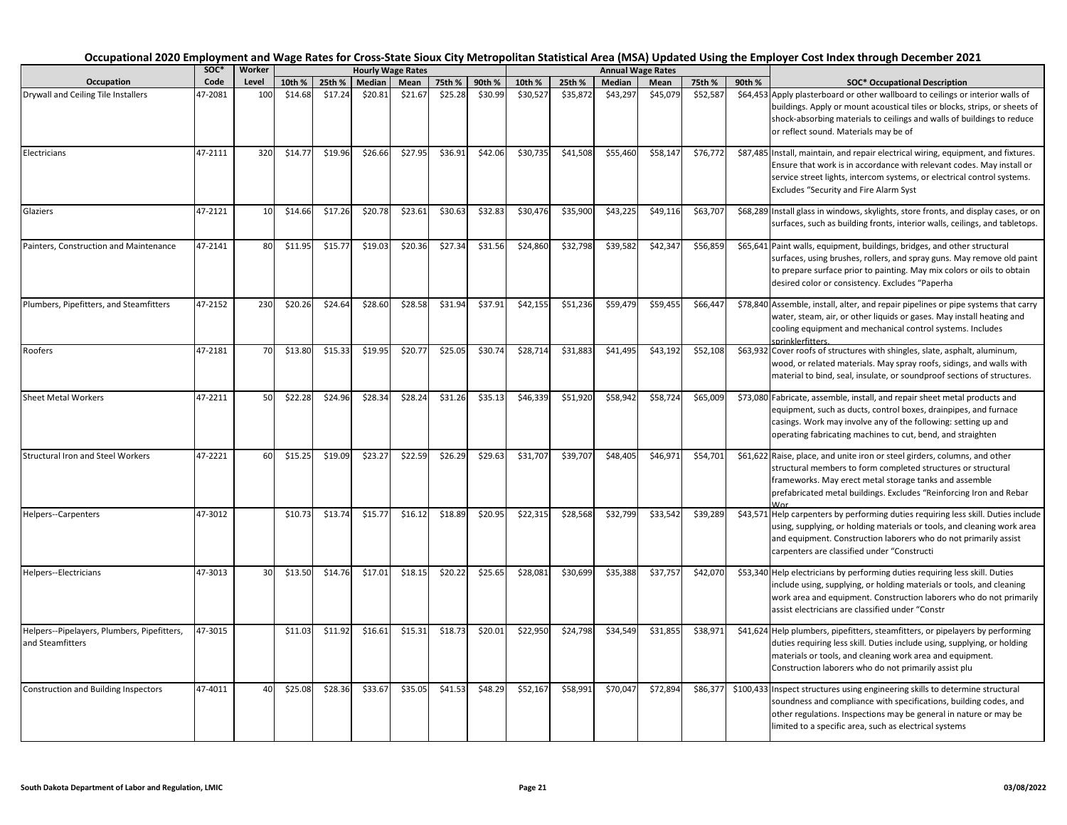# Occupational 2020 Employment and Wage Rates for Cross-State Sioux City Metropolitan Statistical Area (MSA) Updated Using the Employer Cost Index through December 2021

| Occupation | SOC* Code | Worker Level | Hourly Wage Rates | | | | | | Annual Wage Rates | | | | | | SOC* Occupational Description |
|---|---|---|---|---|---|---|---|---|---|---|---|---|---|---|---|
| | | | 10th % | 25th % | Median | Mean | 75th % | 90th % | 10th % | 25th % | Median | Mean | 75th % | 90th % | |
| Drywall and Ceiling Tile Installers | 47-2081 | 100 | $14.68 | $17.24 | $20.81 | $21.67 | $25.28 | $30.99 | $30,527 | $35,872 | $43,297 | $45,079 | $52,587 | $64,453 | Apply plasterboard or other wallboard to ceilings or interior walls of buildings. Apply or mount acoustical tiles or blocks, strips, or sheets of shock-absorbing materials to ceilings and walls of buildings to reduce or reflect sound. Materials may be of |
| Electricians | 47-2111 | 320 | $14.77 | $19.96 | $26.66 | $27.95 | $36.91 | $42.06 | $30,735 | $41,508 | $55,460 | $58,147 | $76,772 | $87,485 | Install, maintain, and repair electrical wiring, equipment, and fixtures. Ensure that work is in accordance with relevant codes. May install or service street lights, intercom systems, or electrical control systems. Excludes "Security and Fire Alarm Syst |
| Glaziers | 47-2121 | 10 | $14.66 | $17.26 | $20.78 | $23.61 | $30.63 | $32.83 | $30,476 | $35,900 | $43,225 | $49,116 | $63,707 | $68,289 | Install glass in windows, skylights, store fronts, and display cases, or on surfaces, such as building fronts, interior walls, ceilings, and tabletops. |
| Painters, Construction and Maintenance | 47-2141 | 80 | $11.95 | $15.77 | $19.03 | $20.36 | $27.34 | $31.56 | $24,860 | $32,798 | $39,582 | $42,347 | $56,859 | $65,641 | Paint walls, equipment, buildings, bridges, and other structural surfaces, using brushes, rollers, and spray guns. May remove old paint to prepare surface prior to painting. May mix colors or oils to obtain desired color or consistency. Excludes "Paperha |
| Plumbers, Pipefitters, and Steamfitters | 47-2152 | 230 | $20.26 | $24.64 | $28.60 | $28.58 | $31.94 | $37.91 | $42,155 | $51,236 | $59,479 | $59,455 | $66,447 | $78,840 | Assemble, install, alter, and repair pipelines or pipe systems that carry water, steam, air, or other liquids or gases. May install heating and cooling equipment and mechanical control systems. Includes sprinklerfitters. |
| Roofers | 47-2181 | 70 | $13.80 | $15.33 | $19.95 | $20.77 | $25.05 | $30.74 | $28,714 | $31,883 | $41,495 | $43,192 | $52,108 | $63,932 | Cover roofs of structures with shingles, slate, asphalt, aluminum, wood, or related materials. May spray roofs, sidings, and walls with material to bind, seal, insulate, or soundproof sections of structures. |
| Sheet Metal Workers | 47-2211 | 50 | $22.28 | $24.96 | $28.34 | $28.24 | $31.26 | $35.13 | $46,339 | $51,920 | $58,942 | $58,724 | $65,009 | $73,080 | Fabricate, assemble, install, and repair sheet metal products and equipment, such as ducts, control boxes, drainpipes, and furnace casings. Work may involve any of the following: setting up and operating fabricating machines to cut, bend, and straighten |
| Structural Iron and Steel Workers | 47-2221 | 60 | $15.25 | $19.09 | $23.27 | $22.59 | $26.29 | $29.63 | $31,707 | $39,707 | $48,405 | $46,971 | $54,701 | $61,622 | Raise, place, and unite iron or steel girders, columns, and other structural members to form completed structures or structural frameworks. May erect metal storage tanks and assemble prefabricated metal buildings. Excludes "Reinforcing Iron and Rebar Wor |
| Helpers--Carpenters | 47-3012 | | $10.73 | $13.74 | $15.77 | $16.12 | $18.89 | $20.95 | $22,315 | $28,568 | $32,799 | $33,542 | $39,289 | $43,571 | Help carpenters by performing duties requiring less skill. Duties include using, supplying, or holding materials or tools, and cleaning work area and equipment. Construction laborers who do not primarily assist carpenters are classified under "Constructi |
| Helpers--Electricians | 47-3013 | 30 | $13.50 | $14.76 | $17.01 | $18.15 | $20.22 | $25.65 | $28,081 | $30,699 | $35,388 | $37,757 | $42,070 | $53,340 | Help electricians by performing duties requiring less skill. Duties include using, supplying, or holding materials or tools, and cleaning work area and equipment. Construction laborers who do not primarily assist electricians are classified under "Constr |
| Helpers--Pipelayers, Plumbers, Pipefitters, and Steamfitters | 47-3015 | | $11.03 | $11.92 | $16.61 | $15.31 | $18.73 | $20.01 | $22,950 | $24,798 | $34,549 | $31,855 | $38,971 | $41,624 | Help plumbers, pipefitters, steamfitters, or pipelayers by performing duties requiring less skill. Duties include using, supplying, or holding materials or tools, and cleaning work area and equipment. Construction laborers who do not primarily assist plu |
| Construction and Building Inspectors | 47-4011 | 40 | $25.08 | $28.36 | $33.67 | $35.05 | $41.53 | $48.29 | $52,167 | $58,991 | $70,047 | $72,894 | $86,377 | $100,433 | Inspect structures using engineering skills to determine structural soundness and compliance with specifications, building codes, and other regulations. Inspections may be general in nature or may be limited to a specific area, such as electrical systems |

South Dakota Department of Labor and Regulation, LMIC — 03/08/2022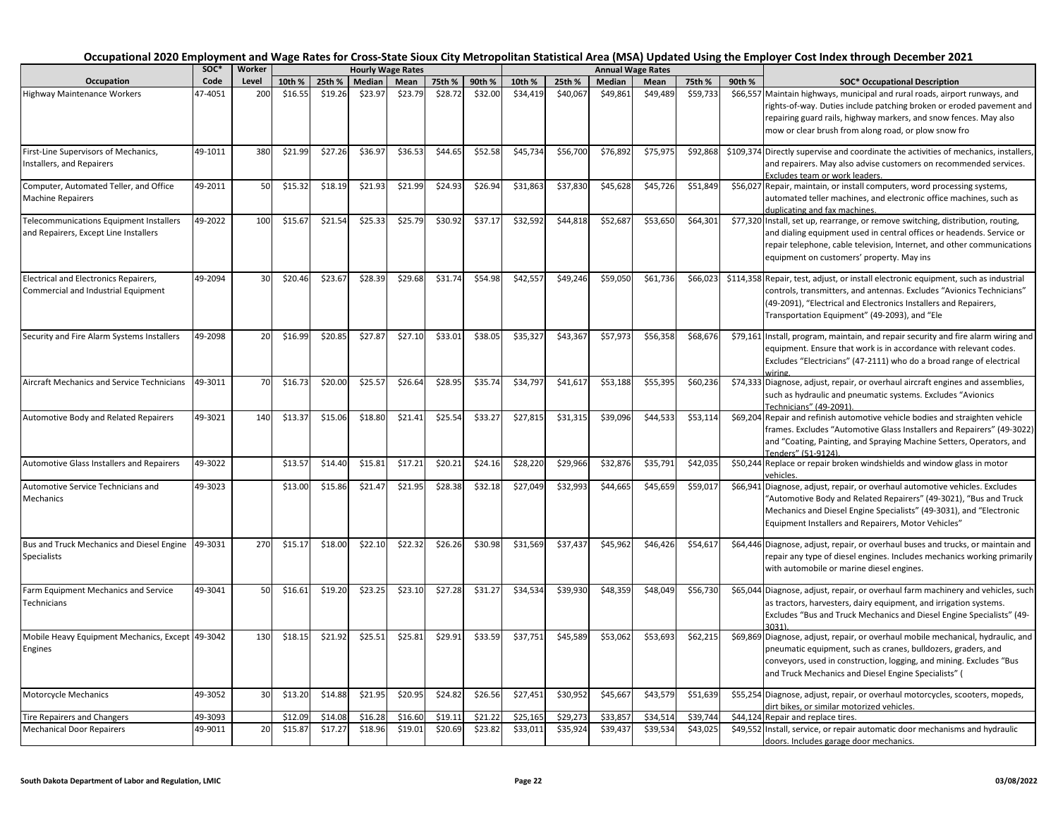# Occupational 2020 Employment and Wage Rates for Cross-State Sioux City Metropolitan Statistical Area (MSA) Updated Using the Employer Cost Index through December 2021

| Occupation | SOC* Code | Worker Level | Hourly Wage Rates | | | | | | Annual Wage Rates | | | | | | SOC* Occupational Description |
|---|---|---|---|---|---|---|---|---|---|---|---|---|---|---|---|
| | | | 10th % | 25th % | Median | Mean | 75th % | 90th % | 10th % | 25th % | Median | Mean | 75th % | 90th % | |
| Highway Maintenance Workers | 47-4051 | 200 | $16.55 | $19.26 | $23.97 | $23.79 | $28.72 | $32.00 | $34,419 | $40,067 | $49,861 | $49,489 | $59,733 | $66,557 | Maintain highways, municipal and rural roads, airport runways, and rights-of-way. Duties include patching broken or eroded pavement and repairing guard rails, highway markers, and snow fences. May also mow or clear brush from along road, or plow snow fro |
| First-Line Supervisors of Mechanics, Installers, and Repairers | 49-1011 | 380 | $21.99 | $27.26 | $36.97 | $36.53 | $44.65 | $52.58 | $45,734 | $56,700 | $76,892 | $75,975 | $92,868 | $109,374 | Directly supervise and coordinate the activities of mechanics, installers, and repairers. May also advise customers on recommended services. Excludes team or work leaders. |
| Computer, Automated Teller, and Office Machine Repairers | 49-2011 | 50 | $15.32 | $18.19 | $21.93 | $21.99 | $24.93 | $26.94 | $31,863 | $37,830 | $45,628 | $45,726 | $51,849 | $56,027 | Repair, maintain, or install computers, word processing systems, automated teller machines, and electronic office machines, such as duplicating and fax machines. |
| Telecommunications Equipment Installers and Repairers, Except Line Installers | 49-2022 | 100 | $15.67 | $21.54 | $25.33 | $25.79 | $30.92 | $37.17 | $32,592 | $44,818 | $52,687 | $53,650 | $64,301 | $77,320 | Install, set up, rearrange, or remove switching, distribution, routing, and dialing equipment used in central offices or headends. Service or repair telephone, cable television, Internet, and other communications equipment on customers' property. May ins |
| Electrical and Electronics Repairers, Commercial and Industrial Equipment | 49-2094 | 30 | $20.46 | $23.67 | $28.39 | $29.68 | $31.74 | $54.98 | $42,557 | $49,246 | $59,050 | $61,736 | $66,023 | $114,358 | Repair, test, adjust, or install electronic equipment, such as industrial controls, transmitters, and antennas. Excludes "Avionics Technicians" (49-2091), "Electrical and Electronics Installers and Repairers, Transportation Equipment" (49-2093), and "Ele |
| Security and Fire Alarm Systems Installers | 49-2098 | 20 | $16.99 | $20.85 | $27.87 | $27.10 | $33.01 | $38.05 | $35,327 | $43,367 | $57,973 | $56,358 | $68,676 | $79,161 | Install, program, maintain, and repair security and fire alarm wiring and equipment. Ensure that work is in accordance with relevant codes. Excludes "Electricians" (47-2111) who do a broad range of electrical wiring. |
| Aircraft Mechanics and Service Technicians | 49-3011 | 70 | $16.73 | $20.00 | $25.57 | $26.64 | $28.95 | $35.74 | $34,797 | $41,617 | $53,188 | $55,395 | $60,236 | $74,333 | Diagnose, adjust, repair, or overhaul aircraft engines and assemblies, such as hydraulic and pneumatic systems. Excludes "Avionics Technicians" (49-2091). |
| Automotive Body and Related Repairers | 49-3021 | 140 | $13.37 | $15.06 | $18.80 | $21.41 | $25.54 | $33.27 | $27,815 | $31,315 | $39,096 | $44,533 | $53,114 | $69,204 | Repair and refinish automotive vehicle bodies and straighten vehicle frames. Excludes "Automotive Glass Installers and Repairers" (49-3022) and "Coating, Painting, and Spraying Machine Setters, Operators, and Tenders" (51-9124). |
| Automotive Glass Installers and Repairers | 49-3022 | | $13.57 | $14.40 | $15.81 | $17.21 | $20.21 | $24.16 | $28,220 | $29,966 | $32,876 | $35,791 | $42,035 | $50,244 | Replace or repair broken windshields and window glass in motor vehicles. |
| Automotive Service Technicians and Mechanics | 49-3023 | | $13.00 | $15.86 | $21.47 | $21.95 | $28.38 | $32.18 | $27,049 | $32,993 | $44,665 | $45,659 | $59,017 | $66,941 | Diagnose, adjust, repair, or overhaul automotive vehicles. Excludes "Automotive Body and Related Repairers" (49-3021), "Bus and Truck Mechanics and Diesel Engine Specialists" (49-3031), and "Electronic Equipment Installers and Repairers, Motor Vehicles" |
| Bus and Truck Mechanics and Diesel Engine Specialists | 49-3031 | 270 | $15.17 | $18.00 | $22.10 | $22.32 | $26.26 | $30.98 | $31,569 | $37,437 | $45,962 | $46,426 | $54,617 | $64,446 | Diagnose, adjust, repair, or overhaul buses and trucks, or maintain and repair any type of diesel engines. Includes mechanics working primarily with automobile or marine diesel engines. |
| Farm Equipment Mechanics and Service Technicians | 49-3041 | 50 | $16.61 | $19.20 | $23.25 | $23.10 | $27.28 | $31.27 | $34,534 | $39,930 | $48,359 | $48,049 | $56,730 | $65,044 | Diagnose, adjust, repair, or overhaul farm machinery and vehicles, such as tractors, harvesters, dairy equipment, and irrigation systems. Excludes "Bus and Truck Mechanics and Diesel Engine Specialists" (49-3031). |
| Mobile Heavy Equipment Mechanics, Except Engines | 49-3042 | 130 | $18.15 | $21.92 | $25.51 | $25.81 | $29.91 | $33.59 | $37,751 | $45,589 | $53,062 | $53,693 | $62,215 | $69,869 | Diagnose, adjust, repair, or overhaul mobile mechanical, hydraulic, and pneumatic equipment, such as cranes, bulldozers, graders, and conveyors, used in construction, logging, and mining. Excludes "Bus and Truck Mechanics and Diesel Engine Specialists" ( |
| Motorcycle Mechanics | 49-3052 | 30 | $13.20 | $14.88 | $21.95 | $20.95 | $24.82 | $26.56 | $27,451 | $30,952 | $45,667 | $43,579 | $51,639 | $55,254 | Diagnose, adjust, repair, or overhaul motorcycles, scooters, mopeds, dirt bikes, or similar motorized vehicles. |
| Tire Repairers and Changers | 49-3093 | | $12.09 | $14.08 | $16.28 | $16.60 | $19.11 | $21.22 | $25,165 | $29,273 | $33,857 | $34,514 | $39,744 | $44,124 | Repair and replace tires. |
| Mechanical Door Repairers | 49-9011 | 20 | $15.87 | $17.27 | $18.96 | $19.01 | $20.69 | $23.82 | $33,011 | $35,924 | $39,437 | $39,534 | $43,025 | $49,552 | Install, service, or repair automatic door mechanisms and hydraulic doors. Includes garage door mechanics. |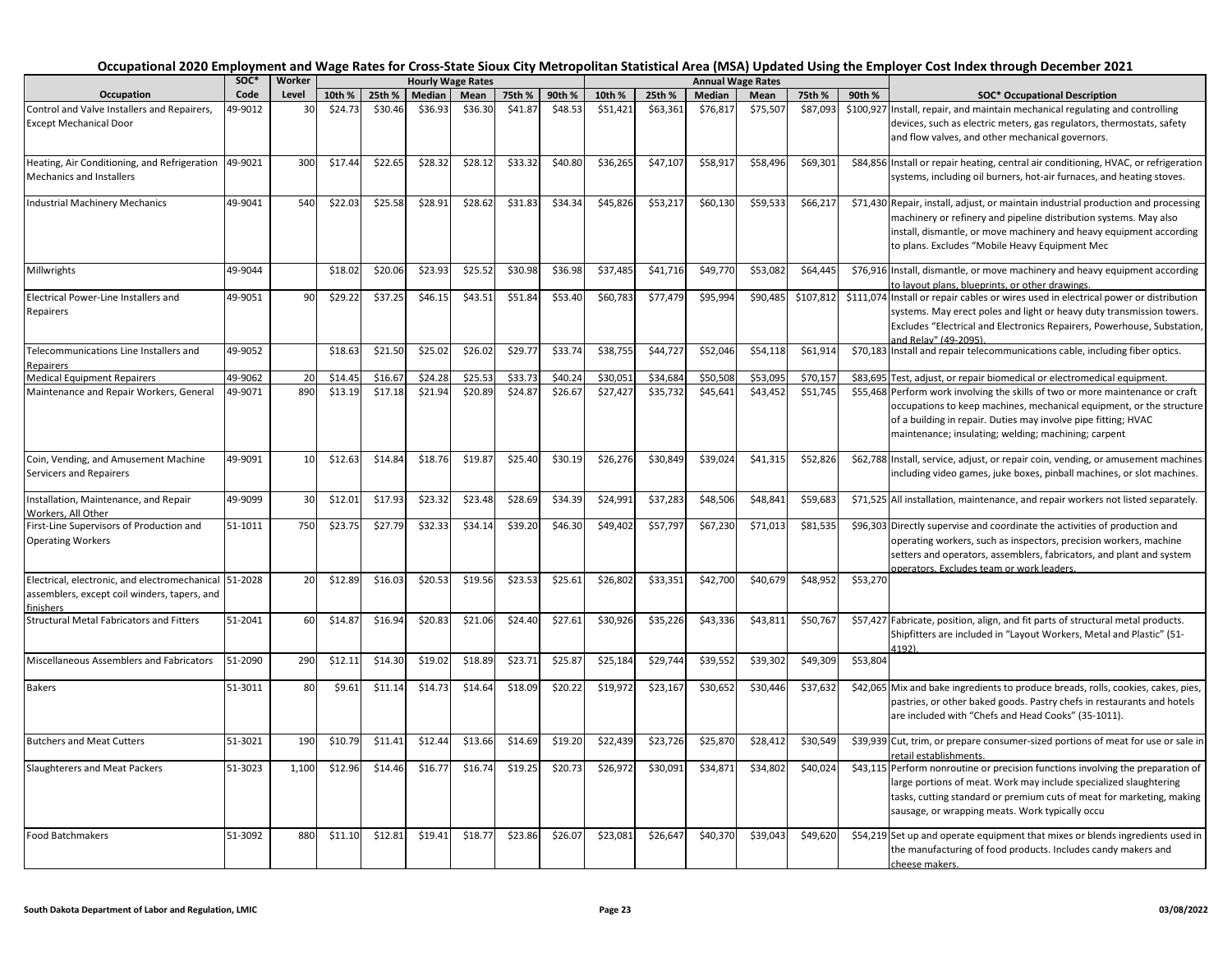# Occupational 2020 Employment and Wage Rates for Cross-State Sioux City Metropolitan Statistical Area (MSA) Updated Using the Employer Cost Index through December 2021

| Occupation | SOC* Code | Worker Level | Hourly Wage Rates | | | | | | Annual Wage Rates | | | | | | SOC* Occupational Description |
|---|---|---|---|---|---|---|---|---|---|---|---|---|---|---|---|
| | | | 10th % | 25th % | Median | Mean | 75th % | 90th % | 10th % | 25th % | Median | Mean | 75th % | 90th % | |
| Control and Valve Installers and Repairers, Except Mechanical Door | 49-9012 | 30 | $24.73 | $30.46 | $36.93 | $36.30 | $41.87 | $48.53 | $51,421 | $63,361 | $76,817 | $75,507 | $87,093 | $100,927 | Install, repair, and maintain mechanical regulating and controlling devices, such as electric meters, gas regulators, thermostats, safety and flow valves, and other mechanical governors. |
| Heating, Air Conditioning, and Refrigeration Mechanics and Installers | 49-9021 | 300 | $17.44 | $22.65 | $28.32 | $28.12 | $33.32 | $40.80 | $36,265 | $47,107 | $58,917 | $58,496 | $69,301 | $84,856 | Install or repair heating, central air conditioning, HVAC, or refrigeration systems, including oil burners, hot-air furnaces, and heating stoves. |
| Industrial Machinery Mechanics | 49-9041 | 540 | $22.03 | $25.58 | $28.91 | $28.62 | $31.83 | $34.34 | $45,826 | $53,217 | $60,130 | $59,533 | $66,217 | $71,430 | Repair, install, adjust, or maintain industrial production and processing machinery or refinery and pipeline distribution systems. May also install, dismantle, or move machinery and heavy equipment according to plans. Excludes "Mobile Heavy Equipment Mec |
| Millwrights | 49-9044 | | $18.02 | $20.06 | $23.93 | $25.52 | $30.98 | $36.98 | $37,485 | $41,716 | $49,770 | $53,082 | $64,445 | $76,916 | Install, dismantle, or move machinery and heavy equipment according to layout plans, blueprints, or other drawings. |
| Electrical Power-Line Installers and Repairers | 49-9051 | 90 | $29.22 | $37.25 | $46.15 | $43.51 | $51.84 | $53.40 | $60,783 | $77,479 | $95,994 | $90,485 | $107,812 | $111,074 | Install or repair cables or wires used in electrical power or distribution systems. May erect poles and light or heavy duty transmission towers. Excludes "Electrical and Electronics Repairers, Powerhouse, Substation, and Relay" (49-2095). |
| Telecommunications Line Installers and Repairers | 49-9052 | | $18.63 | $21.50 | $25.02 | $26.02 | $29.77 | $33.74 | $38,755 | $44,727 | $52,046 | $54,118 | $61,914 | $70,183 | Install and repair telecommunications cable, including fiber optics. |
| Medical Equipment Repairers | 49-9062 | 20 | $14.45 | $16.67 | $24.28 | $25.53 | $33.73 | $40.24 | $30,051 | $34,684 | $50,508 | $53,095 | $70,157 | $83,695 | Test, adjust, or repair biomedical or electromedical equipment. |
| Maintenance and Repair Workers, General | 49-9071 | 890 | $13.19 | $17.18 | $21.94 | $20.89 | $24.87 | $26.67 | $27,427 | $35,732 | $45,641 | $43,452 | $51,745 | $55,468 | Perform work involving the skills of two or more maintenance or craft occupations to keep machines, mechanical equipment, or the structure of a building in repair. Duties may involve pipe fitting; HVAC maintenance; insulating; welding; machining; carpent |
| Coin, Vending, and Amusement Machine Servicers and Repairers | 49-9091 | 10 | $12.63 | $14.84 | $18.76 | $19.87 | $25.40 | $30.19 | $26,276 | $30,849 | $39,024 | $41,315 | $52,826 | $62,788 | Install, service, adjust, or repair coin, vending, or amusement machines including video games, juke boxes, pinball machines, or slot machines. |
| Installation, Maintenance, and Repair Workers, All Other | 49-9099 | 30 | $12.01 | $17.93 | $23.32 | $23.48 | $28.69 | $34.39 | $24,991 | $37,283 | $48,506 | $48,841 | $59,683 | $71,525 | All installation, maintenance, and repair workers not listed separately. |
| First-Line Supervisors of Production and Operating Workers | 51-1011 | 750 | $23.75 | $27.79 | $32.33 | $34.14 | $39.20 | $46.30 | $49,402 | $57,797 | $67,230 | $71,013 | $81,535 | $96,303 | Directly supervise and coordinate the activities of production and operating workers, such as inspectors, precision workers, machine setters and operators, assemblers, fabricators, and plant and system operators. Excludes team or work leaders. |
| Electrical, electronic, and electromechanical assemblers, except coil winders, tapers, and finishers | 51-2028 | 20 | $12.89 | $16.03 | $20.53 | $19.56 | $23.53 | $25.61 | $26,802 | $33,351 | $42,700 | $40,679 | $48,952 | $53,270 | |
| Structural Metal Fabricators and Fitters | 51-2041 | 60 | $14.87 | $16.94 | $20.83 | $21.06 | $24.40 | $27.61 | $30,926 | $35,226 | $43,336 | $43,811 | $50,767 | $57,427 | Fabricate, position, align, and fit parts of structural metal products. Shipfitters are included in "Layout Workers, Metal and Plastic" (51-4192). |
| Miscellaneous Assemblers and Fabricators | 51-2090 | 290 | $12.11 | $14.30 | $19.02 | $18.89 | $23.71 | $25.87 | $25,184 | $29,744 | $39,552 | $39,302 | $49,309 | $53,804 | |
| Bakers | 51-3011 | 80 | $9.61 | $11.14 | $14.73 | $14.64 | $18.09 | $20.22 | $19,972 | $23,167 | $30,652 | $30,446 | $37,632 | $42,065 | Mix and bake ingredients to produce breads, rolls, cookies, cakes, pies, pastries, or other baked goods. Pastry chefs in restaurants and hotels are included with "Chefs and Head Cooks" (35-1011). |
| Butchers and Meat Cutters | 51-3021 | 190 | $10.79 | $11.41 | $12.44 | $13.66 | $14.69 | $19.20 | $22,439 | $23,726 | $25,870 | $28,412 | $30,549 | $39,939 | Cut, trim, or prepare consumer-sized portions of meat for use or sale in retail establishments. |
| Slaughterers and Meat Packers | 51-3023 | 1,100 | $12.96 | $14.46 | $16.77 | $16.74 | $19.25 | $20.73 | $26,972 | $30,091 | $34,871 | $34,802 | $40,024 | $43,115 | Perform nonroutine or precision functions involving the preparation of large portions of meat. Work may include specialized slaughtering tasks, cutting standard or premium cuts of meat for marketing, making sausage, or wrapping meats. Work typically occu |
| Food Batchmakers | 51-3092 | 880 | $11.10 | $12.81 | $19.41 | $18.77 | $23.86 | $26.07 | $23,081 | $26,647 | $40,370 | $39,043 | $49,620 | $54,219 | Set up and operate equipment that mixes or blends ingredients used in the manufacturing of food products. Includes candy makers and cheese makers. |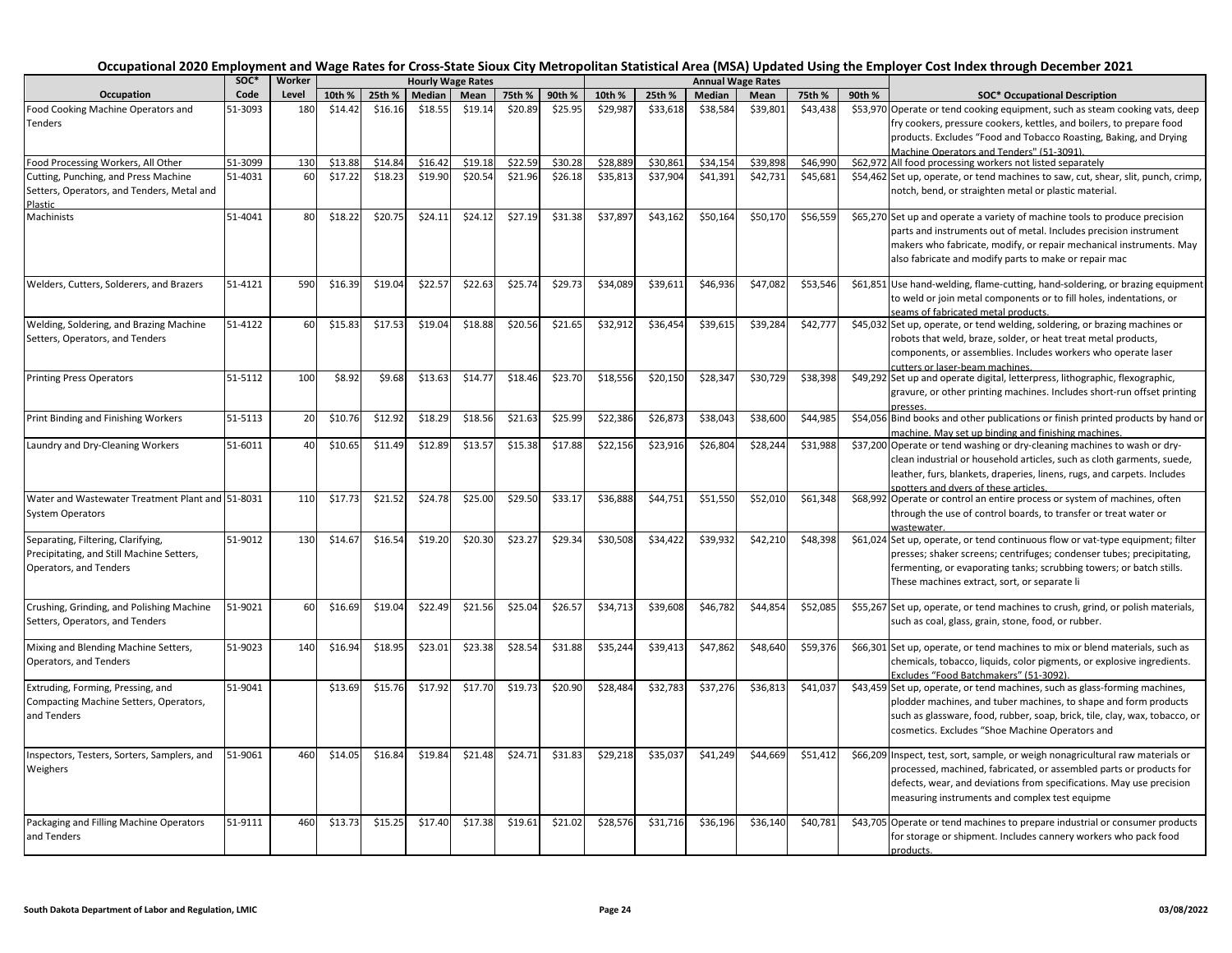# Occupational 2020 Employment and Wage Rates for Cross-State Sioux City Metropolitan Statistical Area (MSA) Updated Using the Employer Cost Index through December 2021

| Occupation | SOC* Code | Worker Level | Hourly Wage Rates | | | | | | Annual Wage Rates | | | | | | SOC* Occupational Description |
|---|---|---|---|---|---|---|---|---|---|---|---|---|---|---|---|
| | | | 10th % | 25th % | Median | Mean | 75th % | 90th % | 10th % | 25th % | Median | Mean | 75th % | 90th % | |
| Food Cooking Machine Operators and Tenders | 51-3093 | 180 | $14.42 | $16.16 | $18.55 | $19.14 | $20.89 | $25.95 | $29,987 | $33,618 | $38,584 | $39,801 | $43,438 | $53,970 | Operate or tend cooking equipment, such as steam cooking vats, deep fry cookers, pressure cookers, kettles, and boilers, to prepare food products. Excludes "Food and Tobacco Roasting, Baking, and Drying Machine Operators and Tenders" (51-3091). |
| Food Processing Workers, All Other | 51-3099 | 130 | $13.88 | $14.84 | $16.42 | $19.18 | $22.59 | $30.28 | $28,889 | $30,861 | $34,154 | $39,898 | $46,990 | $62,972 | All food processing workers not listed separately |
| Cutting, Punching, and Press Machine Setters, Operators, and Tenders, Metal and Plastic | 51-4031 | 60 | $17.22 | $18.23 | $19.90 | $20.54 | $21.96 | $26.18 | $35,813 | $37,904 | $41,391 | $42,731 | $45,681 | $54,462 | Set up, operate, or tend machines to saw, cut, shear, slit, punch, crimp, notch, bend, or straighten metal or plastic material. |
| Machinists | 51-4041 | 80 | $18.22 | $20.75 | $24.11 | $24.12 | $27.19 | $31.38 | $37,897 | $43,162 | $50,164 | $50,170 | $56,559 | $65,270 | Set up and operate a variety of machine tools to produce precision parts and instruments out of metal. Includes precision instrument makers who fabricate, modify, or repair mechanical instruments. May also fabricate and modify parts to make or repair mac |
| Welders, Cutters, Solderers, and Brazers | 51-4121 | 590 | $16.39 | $19.04 | $22.57 | $22.63 | $25.74 | $29.73 | $34,089 | $39,611 | $46,936 | $47,082 | $53,546 | $61,851 | Use hand-welding, flame-cutting, hand-soldering, or brazing equipment to weld or join metal components or to fill holes, indentations, or seams of fabricated metal products. |
| Welding, Soldering, and Brazing Machine Setters, Operators, and Tenders | 51-4122 | 60 | $15.83 | $17.53 | $19.04 | $18.88 | $20.56 | $21.65 | $32,912 | $36,454 | $39,615 | $39,284 | $42,777 | $45,032 | Set up, operate, or tend welding, soldering, or brazing machines or robots that weld, braze, solder, or heat treat metal products, components, or assemblies. Includes workers who operate laser cutters or laser-beam machines. |
| Printing Press Operators | 51-5112 | 100 | $8.92 | $9.68 | $13.63 | $14.77 | $18.46 | $23.70 | $18,556 | $20,150 | $28,347 | $30,729 | $38,398 | $49,292 | Set up and operate digital, letterpress, lithographic, flexographic, gravure, or other printing machines. Includes short-run offset printing presses. |
| Print Binding and Finishing Workers | 51-5113 | 20 | $10.76 | $12.92 | $18.29 | $18.56 | $21.63 | $25.99 | $22,386 | $26,873 | $38,043 | $38,600 | $44,985 | $54,056 | Bind books and other publications or finish printed products by hand or machine. May set up binding and finishing machines. |
| Laundry and Dry-Cleaning Workers | 51-6011 | 40 | $10.65 | $11.49 | $12.89 | $13.57 | $15.38 | $17.88 | $22,156 | $23,916 | $26,804 | $28,244 | $31,988 | $37,200 | Operate or tend washing or dry-cleaning machines to wash or dry-clean industrial or household articles, such as cloth garments, suede, leather, furs, blankets, draperies, linens, rugs, and carpets. Includes spotters and dyers of these articles. |
| Water and Wastewater Treatment Plant and System Operators | 51-8031 | 110 | $17.73 | $21.52 | $24.78 | $25.00 | $29.50 | $33.17 | $36,888 | $44,751 | $51,550 | $52,010 | $61,348 | $68,992 | Operate or control an entire process or system of machines, often through the use of control boards, to transfer or treat water or wastewater. |
| Separating, Filtering, Clarifying, Precipitating, and Still Machine Setters, Operators, and Tenders | 51-9012 | 130 | $14.67 | $16.54 | $19.20 | $20.30 | $23.27 | $29.34 | $30,508 | $34,422 | $39,932 | $42,210 | $48,398 | $61,024 | Set up, operate, or tend continuous flow or vat-type equipment; filter presses; shaker screens; centrifuges; condenser tubes; precipitating, fermenting, or evaporating tanks; scrubbing towers; or batch stills. These machines extract, sort, or separate li |
| Crushing, Grinding, and Polishing Machine Setters, Operators, and Tenders | 51-9021 | 60 | $16.69 | $19.04 | $22.49 | $21.56 | $25.04 | $26.57 | $34,713 | $39,608 | $46,782 | $44,854 | $52,085 | $55,267 | Set up, operate, or tend machines to crush, grind, or polish materials, such as coal, glass, grain, stone, food, or rubber. |
| Mixing and Blending Machine Setters, Operators, and Tenders | 51-9023 | 140 | $16.94 | $18.95 | $23.01 | $23.38 | $28.54 | $31.88 | $35,244 | $39,413 | $47,862 | $48,640 | $59,376 | $66,301 | Set up, operate, or tend machines to mix or blend materials, such as chemicals, tobacco, liquids, color pigments, or explosive ingredients. Excludes "Food Batchmakers" (51-3092). |
| Extruding, Forming, Pressing, and Compacting Machine Setters, Operators, and Tenders | 51-9041 | | $13.69 | $15.76 | $17.92 | $17.70 | $19.73 | $20.90 | $28,484 | $32,783 | $37,276 | $36,813 | $41,037 | $43,459 | Set up, operate, or tend machines, such as glass-forming machines, plodder machines, and tuber machines, to shape and form products such as glassware, food, rubber, soap, brick, tile, clay, wax, tobacco, or cosmetics. Excludes "Shoe Machine Operators and |
| Inspectors, Testers, Sorters, Samplers, and Weighers | 51-9061 | 460 | $14.05 | $16.84 | $19.84 | $21.48 | $24.71 | $31.83 | $29,218 | $35,037 | $41,249 | $44,669 | $51,412 | $66,209 | Inspect, test, sort, sample, or weigh nonagricultural raw materials or processed, machined, fabricated, or assembled parts or products for defects, wear, and deviations from specifications. May use precision measuring instruments and complex test equipme |
| Packaging and Filling Machine Operators and Tenders | 51-9111 | 460 | $13.73 | $15.25 | $17.40 | $17.38 | $19.61 | $21.02 | $28,576 | $31,716 | $36,196 | $36,140 | $40,781 | $43,705 | Operate or tend machines to prepare industrial or consumer products for storage or shipment. Includes cannery workers who pack food products. |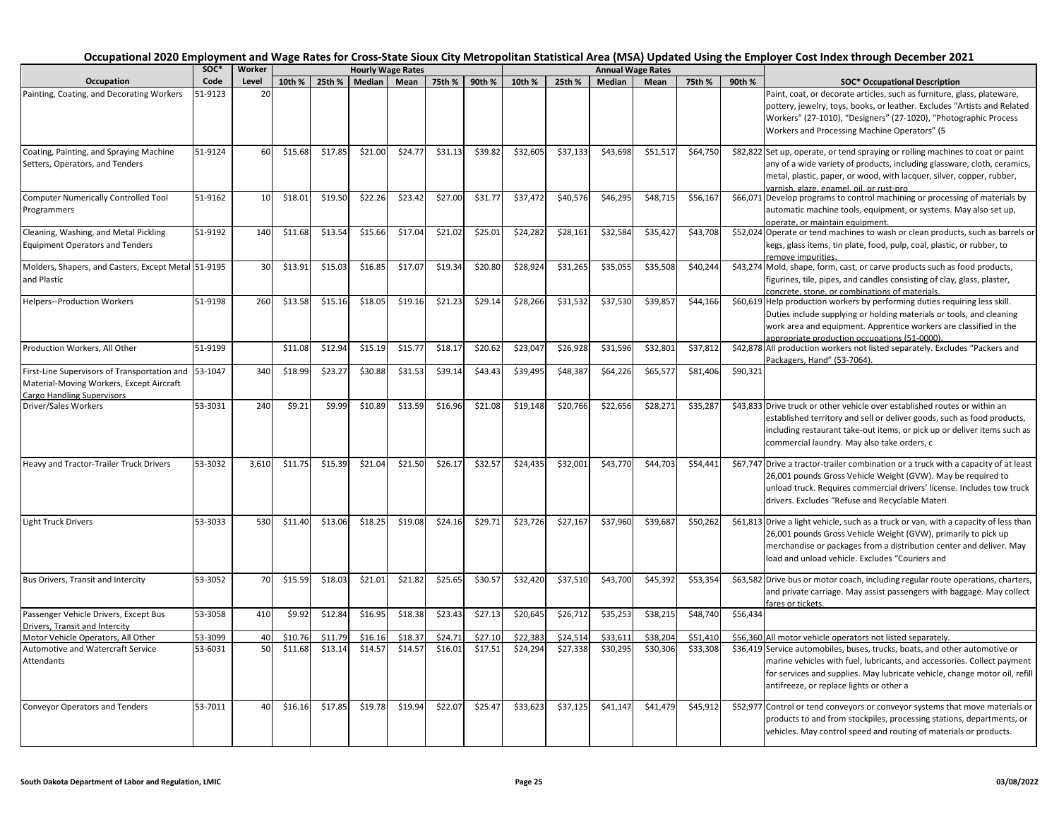## Occupational 2020 Employment and Wage Rates for Cross-State Sioux City Metropolitan Statistical Area (MSA) Updated Using the Employer Cost Index through December 2021

| Occupation | SOC* Code | Worker Level | Hourly Wage Rates | | | | | | Annual Wage Rates | | | | | | SOC* Occupational Description |
|---|---|---|---|---|---|---|---|---|---|---|---|---|---|---|---|
| | | | 10th % | 25th % | Median | Mean | 75th % | 90th % | 10th % | 25th % | Median | Mean | 75th % | 90th % | |
| Painting, Coating, and Decorating Workers | 51-9123 | 20 | | | | | | | | | | | | | Paint, coat, or decorate articles, such as furniture, glass, plateware, pottery, jewelry, toys, books, or leather. Excludes "Artists and Related Workers" (27-1010), "Designers" (27-1020), "Photographic Process Workers and Processing Machine Operators" (5 |
| Coating, Painting, and Spraying Machine Setters, Operators, and Tenders | 51-9124 | 60 | $15.68 | $17.85 | $21.00 | $24.77 | $31.13 | $39.82 | $32,605 | $37,133 | $43,698 | $51,517 | $64,750 | $82,822 | Set up, operate, or tend spraying or rolling machines to coat or paint any of a wide variety of products, including glassware, cloth, ceramics, metal, plastic, paper, or wood, with lacquer, silver, copper, rubber, varnish, glaze, enamel, oil, or rust-pro |
| Computer Numerically Controlled Tool Programmers | 51-9162 | 10 | $18.01 | $19.50 | $22.26 | $23.42 | $27.00 | $31.77 | $37,472 | $40,576 | $46,295 | $48,715 | $56,167 | $66,071 | Develop programs to control machining or processing of materials by automatic machine tools, equipment, or systems. May also set up, operate, or maintain equipment. |
| Cleaning, Washing, and Metal Pickling Equipment Operators and Tenders | 51-9192 | 140 | $11.68 | $13.54 | $15.66 | $17.04 | $21.02 | $25.01 | $24,282 | $28,161 | $32,584 | $35,427 | $43,708 | $52,024 | Operate or tend machines to wash or clean products, such as barrels or kegs, glass items, tin plate, food, pulp, coal, plastic, or rubber, to remove impurities. |
| Molders, Shapers, and Casters, Except Metal and Plastic | 51-9195 | 30 | $13.91 | $15.03 | $16.85 | $17.07 | $19.34 | $20.80 | $28,924 | $31,265 | $35,055 | $35,508 | $40,244 | $43,274 | Mold, shape, form, cast, or carve products such as food products, figurines, tile, pipes, and candles consisting of clay, glass, plaster, concrete, stone, or combinations of materials. |
| Helpers--Production Workers | 51-9198 | 260 | $13.58 | $15.16 | $18.05 | $19.16 | $21.23 | $29.14 | $28,266 | $31,532 | $37,530 | $39,857 | $44,166 | $60,619 | Help production workers by performing duties requiring less skill. Duties include supplying or holding materials or tools, and cleaning work area and equipment. Apprentice workers are classified in the appropriate production occupations (51-0000). |
| Production Workers, All Other | 51-9199 | | $11.08 | $12.94 | $15.19 | $15.77 | $18.17 | $20.62 | $23,047 | $26,928 | $31,596 | $32,801 | $37,812 | $42,878 | All production workers not listed separately. Excludes "Packers and Packagers, Hand" (53-7064). |
| First-Line Supervisors of Transportation and Material-Moving Workers, Except Aircraft Cargo Handling Supervisors | 53-1047 | 340 | $18.99 | $23.27 | $30.88 | $31.53 | $39.14 | $43.43 | $39,495 | $48,387 | $64,226 | $65,577 | $81,406 | $90,321 | |
| Driver/Sales Workers | 53-3031 | 240 | $9.21 | $9.99 | $10.89 | $13.59 | $16.96 | $21.08 | $19,148 | $20,766 | $22,656 | $28,271 | $35,287 | $43,833 | Drive truck or other vehicle over established routes or within an established territory and sell or deliver goods, such as food products, including restaurant take-out items, or pick up or deliver items such as commercial laundry. May also take orders, c |
| Heavy and Tractor-Trailer Truck Drivers | 53-3032 | 3,610 | $11.75 | $15.39 | $21.04 | $21.50 | $26.17 | $32.57 | $24,435 | $32,001 | $43,770 | $44,703 | $54,441 | $67,747 | Drive a tractor-trailer combination or a truck with a capacity of at least 26,001 pounds Gross Vehicle Weight (GVW). May be required to unload truck. Requires commercial drivers' license. Includes tow truck drivers. Excludes "Refuse and Recyclable Materi |
| Light Truck Drivers | 53-3033 | 530 | $11.40 | $13.06 | $18.25 | $19.08 | $24.16 | $29.71 | $23,726 | $27,167 | $37,960 | $39,687 | $50,262 | $61,813 | Drive a light vehicle, such as a truck or van, with a capacity of less than 26,001 pounds Gross Vehicle Weight (GVW), primarily to pick up merchandise or packages from a distribution center and deliver. May load and unload vehicle. Excludes "Couriers and |
| Bus Drivers, Transit and Intercity | 53-3052 | 70 | $15.59 | $18.03 | $21.01 | $21.82 | $25.65 | $30.57 | $32,420 | $37,510 | $43,700 | $45,392 | $53,354 | $63,582 | Drive bus or motor coach, including regular route operations, charters, and private carriage. May assist passengers with baggage. May collect fares or tickets. |
| Passenger Vehicle Drivers, Except Bus Drivers, Transit and Intercity | 53-3058 | 410 | $9.92 | $12.84 | $16.95 | $18.38 | $23.43 | $27.13 | $20,645 | $26,712 | $35,253 | $38,215 | $48,740 | $56,434 | |
| Motor Vehicle Operators, All Other | 53-3099 | 40 | $10.76 | $11.79 | $16.16 | $18.37 | $24.71 | $27.10 | $22,383 | $24,514 | $33,611 | $38,204 | $51,410 | $56,360 | All motor vehicle operators not listed separately. |
| Automotive and Watercraft Service Attendants | 53-6031 | 50 | $11.68 | $13.14 | $14.57 | $14.57 | $16.01 | $17.51 | $24,294 | $27,338 | $30,295 | $30,306 | $33,308 | $36,419 | Service automobiles, buses, trucks, boats, and other automotive or marine vehicles with fuel, lubricants, and accessories. Collect payment for services and supplies. May lubricate vehicle, change motor oil, refill antifreeze, or replace lights or other a |
| Conveyor Operators and Tenders | 53-7011 | 40 | $16.16 | $17.85 | $19.78 | $19.94 | $22.07 | $25.47 | $33,623 | $37,125 | $41,147 | $41,479 | $45,912 | $52,977 | Control or tend conveyors or conveyor systems that move materials or products to and from stockpiles, processing stations, departments, or vehicles. May control speed and routing of materials or products. |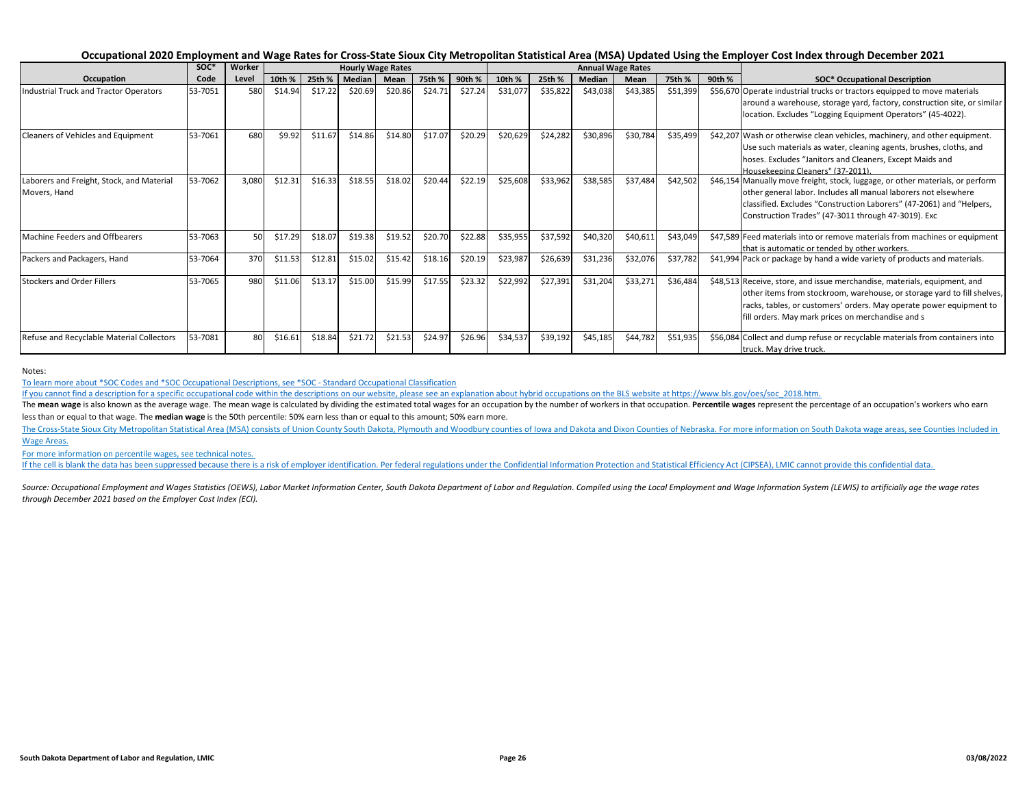# Occupational 2020 Employment and Wage Rates for Cross-State Sioux City Metropolitan Statistical Area (MSA) Updated Using the Employer Cost Index through December 2021

| Occupation | SOC* Code | Worker Level | Hourly Wage Rates | | | | | | Annual Wage Rates | | | | | | SOC* Occupational Description |
|---|---|---|---|---|---|---|---|---|---|---|---|---|---|---|---|
| | | | 10th % | 25th % | Median | Mean | 75th % | 90th % | 10th % | 25th % | Median | Mean | 75th % | 90th % | |
| Industrial Truck and Tractor Operators | 53-7051 | 580 | $14.94 | $17.22 | $20.69 | $20.86 | $24.71 | $27.24 | $31,077 | $35,822 | $43,038 | $43,385 | $51,399 | $56,670 | Operate industrial trucks or tractors equipped to move materials around a warehouse, storage yard, factory, construction site, or similar location. Excludes "Logging Equipment Operators" (45-4022). |
| Cleaners of Vehicles and Equipment | 53-7061 | 680 | $9.92 | $11.67 | $14.86 | $14.80 | $17.07 | $20.29 | $20,629 | $24,282 | $30,896 | $30,784 | $35,499 | $42,207 | Wash or otherwise clean vehicles, machinery, and other equipment. Use such materials as water, cleaning agents, brushes, cloths, and hoses. Excludes "Janitors and Cleaners, Except Maids and Housekeeping Cleaners" (37-2011). |
| Laborers and Freight, Stock, and Material Movers, Hand | 53-7062 | 3,080 | $12.31 | $16.33 | $18.55 | $18.02 | $20.44 | $22.19 | $25,608 | $33,962 | $38,585 | $37,484 | $42,502 | $46,154 | Manually move freight, stock, luggage, or other materials, or perform other general labor. Includes all manual laborers not elsewhere classified. Excludes "Construction Laborers" (47-2061) and "Helpers, Construction Trades" (47-3011 through 47-3019). Exc |
| Machine Feeders and Offbearers | 53-7063 | 50 | $17.29 | $18.07 | $19.38 | $19.52 | $20.70 | $22.88 | $35,955 | $37,592 | $40,320 | $40,611 | $43,049 | $47,589 | Feed materials into or remove materials from machines or equipment that is automatic or tended by other workers. |
| Packers and Packagers, Hand | 53-7064 | 370 | $11.53 | $12.81 | $15.02 | $15.42 | $18.16 | $20.19 | $23,987 | $26,639 | $31,236 | $32,076 | $37,782 | $41,994 | Pack or package by hand a wide variety of products and materials. |
| Stockers and Order Fillers | 53-7065 | 980 | $11.06 | $13.17 | $15.00 | $15.99 | $17.55 | $23.32 | $22,992 | $27,391 | $31,204 | $33,271 | $36,484 | $48,513 | Receive, store, and issue merchandise, materials, equipment, and other items from stockroom, warehouse, or storage yard to fill shelves, racks, tables, or customers' orders. May operate power equipment to fill orders. May mark prices on merchandise and s |
| Refuse and Recyclable Material Collectors | 53-7081 | 80 | $16.61 | $18.84 | $21.72 | $21.53 | $24.97 | $26.96 | $34,537 | $39,192 | $45,185 | $44,782 | $51,935 | $56,084 | Collect and dump refuse or recyclable materials from containers into truck. May drive truck. |

Notes:

To learn more about *SOC Codes and *SOC Occupational Descriptions, see *SOC - Standard Occupational Classification

If you cannot find a description for a specific occupational code within the descriptions on our website, please see an explanation about hybrid occupations on the BLS website at https://www.bls.gov/oes/soc_2018.htm.

The **mean wage** is also known as the average wage. The mean wage is calculated by dividing the estimated total wages for an occupation by the number of workers in that occupation. **Percentile wages** represent the percentage of an occupation's workers who earn less than or equal to that wage. The **median wage** is the 50th percentile: 50% earn less than or equal to this amount; 50% earn more.

The Cross-State Sioux City Metropolitan Statistical Area (MSA) consists of Union County South Dakota, Plymouth and Woodbury counties of Iowa and Dakota and Dixon Counties of Nebraska. For more information on South Dakota wage areas, see Counties Included in Wage Areas.

For more information on percentile wages, see technical notes.

If the cell is blank the data has been suppressed because there is a risk of employer identification. Per federal regulations under the Confidential Information Protection and Statistical Efficiency Act (CIPSEA), LMIC cannot provide this confidential data.

*Source: Occupational Employment and Wages Statistics (OEWS), Labor Market Information Center, South Dakota Department of Labor and Regulation. Compiled using the Local Employment and Wage Information System (LEWIS) to artificially age the wage rates through December 2021 based on the Employer Cost Index (ECI).*